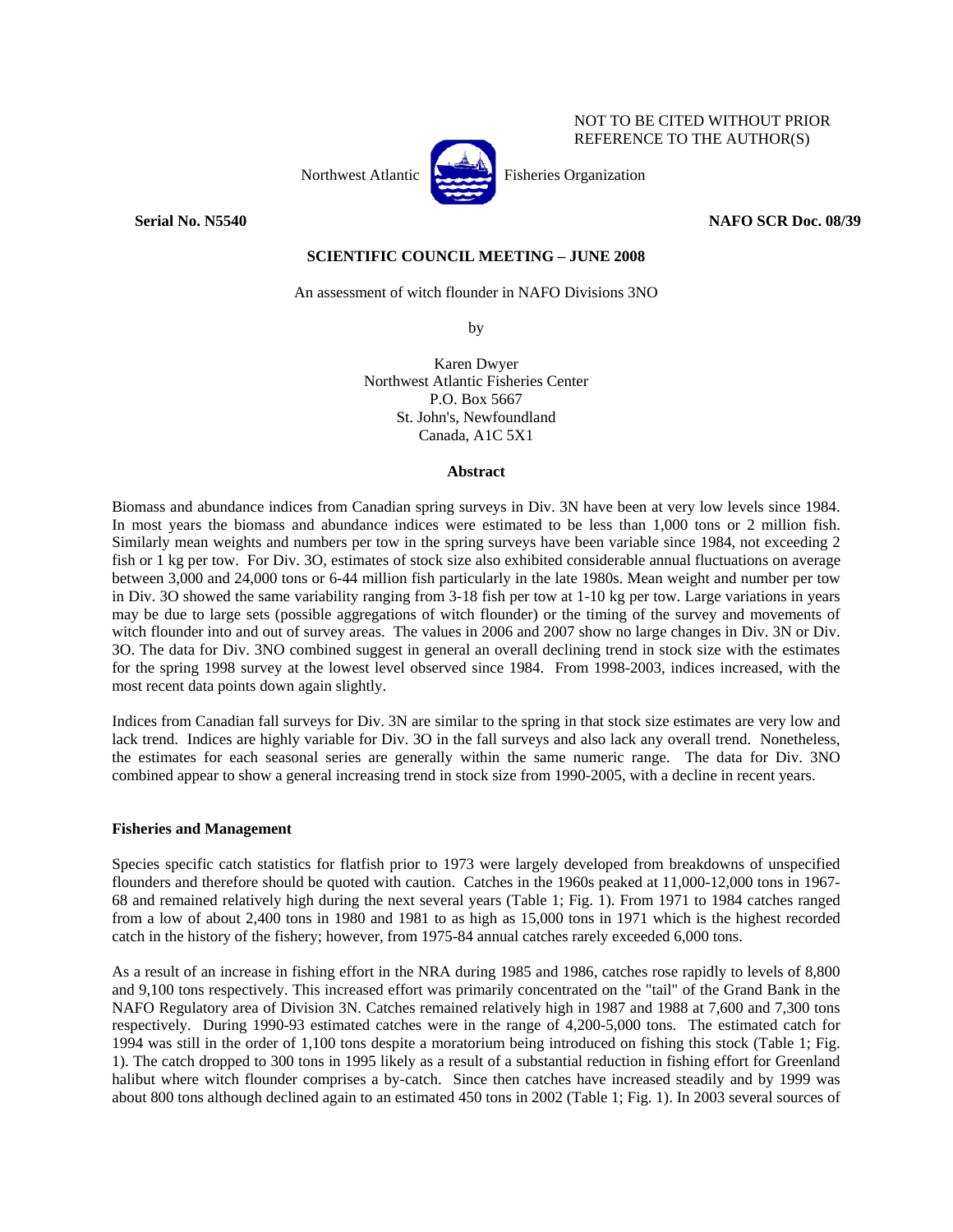NOT TO BE CITED WITHOUT PRIOR REFERENCE TO THE AUTHOR(S)

Northwest Atlantic Fisheries Organization

**Serial No. N5540** **NAFO SCR Doc. 08/39**

**SCIENTIFIC COUNCIL MEETING – JUNE 2008**

An assessment of witch flounder in NAFO Divisions 3NO

by

Karen Dwyer
Northwest Atlantic Fisheries Center
P.O. Box 5667
St. John's, Newfoundland
Canada, A1C 5X1

## Abstract

Biomass and abundance indices from Canadian spring surveys in Div. 3N have been at very low levels since 1984. In most years the biomass and abundance indices were estimated to be less than 1,000 tons or 2 million fish. Similarly mean weights and numbers per tow in the spring surveys have been variable since 1984, not exceeding 2 fish or 1 kg per tow. For Div. 3O, estimates of stock size also exhibited considerable annual fluctuations on average between 3,000 and 24,000 tons or 6-44 million fish particularly in the late 1980s. Mean weight and number per tow in Div. 3O showed the same variability ranging from 3-18 fish per tow at 1-10 kg per tow. Large variations in years may be due to large sets (possible aggregations of witch flounder) or the timing of the survey and movements of witch flounder into and out of survey areas. The values in 2006 and 2007 show no large changes in Div. 3N or Div. 3O. The data for Div. 3NO combined suggest in general an overall declining trend in stock size with the estimates for the spring 1998 survey at the lowest level observed since 1984. From 1998-2003, indices increased, with the most recent data points down again slightly.

Indices from Canadian fall surveys for Div. 3N are similar to the spring in that stock size estimates are very low and lack trend. Indices are highly variable for Div. 3O in the fall surveys and also lack any overall trend. Nonetheless, the estimates for each seasonal series are generally within the same numeric range. The data for Div. 3NO combined appear to show a general increasing trend in stock size from 1990-2005, with a decline in recent years.

### Fisheries and Management

Species specific catch statistics for flatfish prior to 1973 were largely developed from breakdowns of unspecified flounders and therefore should be quoted with caution. Catches in the 1960s peaked at 11,000-12,000 tons in 1967-68 and remained relatively high during the next several years (Table 1; Fig. 1). From 1971 to 1984 catches ranged from a low of about 2,400 tons in 1980 and 1981 to as high as 15,000 tons in 1971 which is the highest recorded catch in the history of the fishery; however, from 1975-84 annual catches rarely exceeded 6,000 tons.

As a result of an increase in fishing effort in the NRA during 1985 and 1986, catches rose rapidly to levels of 8,800 and 9,100 tons respectively. This increased effort was primarily concentrated on the "tail" of the Grand Bank in the NAFO Regulatory area of Division 3N. Catches remained relatively high in 1987 and 1988 at 7,600 and 7,300 tons respectively. During 1990-93 estimated catches were in the range of 4,200-5,000 tons. The estimated catch for 1994 was still in the order of 1,100 tons despite a moratorium being introduced on fishing this stock (Table 1; Fig. 1). The catch dropped to 300 tons in 1995 likely as a result of a substantial reduction in fishing effort for Greenland halibut where witch flounder comprises a by-catch. Since then catches have increased steadily and by 1999 was about 800 tons although declined again to an estimated 450 tons in 2002 (Table 1; Fig. 1). In 2003 several sources of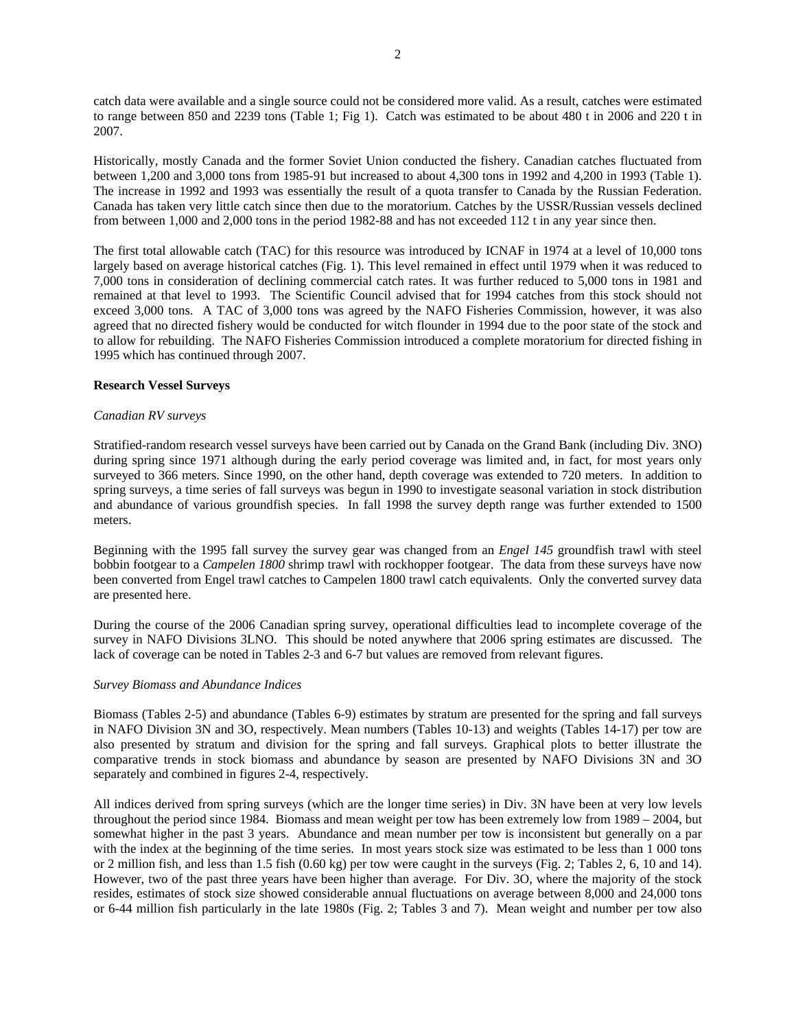catch data were available and a single source could not be considered more valid. As a result, catches were estimated to range between 850 and 2239 tons (Table 1; Fig 1). Catch was estimated to be about 480 t in 2006 and 220 t in 2007.

Historically, mostly Canada and the former Soviet Union conducted the fishery. Canadian catches fluctuated from between 1,200 and 3,000 tons from 1985-91 but increased to about 4,300 tons in 1992 and 4,200 in 1993 (Table 1). The increase in 1992 and 1993 was essentially the result of a quota transfer to Canada by the Russian Federation. Canada has taken very little catch since then due to the moratorium. Catches by the USSR/Russian vessels declined from between 1,000 and 2,000 tons in the period 1982-88 and has not exceeded 112 t in any year since then.

The first total allowable catch (TAC) for this resource was introduced by ICNAF in 1974 at a level of 10,000 tons largely based on average historical catches (Fig. 1). This level remained in effect until 1979 when it was reduced to 7,000 tons in consideration of declining commercial catch rates. It was further reduced to 5,000 tons in 1981 and remained at that level to 1993. The Scientific Council advised that for 1994 catches from this stock should not exceed 3,000 tons. A TAC of 3,000 tons was agreed by the NAFO Fisheries Commission, however, it was also agreed that no directed fishery would be conducted for witch flounder in 1994 due to the poor state of the stock and to allow for rebuilding. The NAFO Fisheries Commission introduced a complete moratorium for directed fishing in 1995 which has continued through 2007.

**Research Vessel Surveys**

*Canadian RV surveys*

Stratified-random research vessel surveys have been carried out by Canada on the Grand Bank (including Div. 3NO) during spring since 1971 although during the early period coverage was limited and, in fact, for most years only surveyed to 366 meters. Since 1990, on the other hand, depth coverage was extended to 720 meters. In addition to spring surveys, a time series of fall surveys was begun in 1990 to investigate seasonal variation in stock distribution and abundance of various groundfish species. In fall 1998 the survey depth range was further extended to 1500 meters.

Beginning with the 1995 fall survey the survey gear was changed from an *Engel 145* groundfish trawl with steel bobbin footgear to a *Campelen 1800* shrimp trawl with rockhopper footgear. The data from these surveys have now been converted from Engel trawl catches to Campelen 1800 trawl catch equivalents. Only the converted survey data are presented here.

During the course of the 2006 Canadian spring survey, operational difficulties lead to incomplete coverage of the survey in NAFO Divisions 3LNO. This should be noted anywhere that 2006 spring estimates are discussed. The lack of coverage can be noted in Tables 2-3 and 6-7 but values are removed from relevant figures.

*Survey Biomass and Abundance Indices*

Biomass (Tables 2-5) and abundance (Tables 6-9) estimates by stratum are presented for the spring and fall surveys in NAFO Division 3N and 3O, respectively. Mean numbers (Tables 10-13) and weights (Tables 14-17) per tow are also presented by stratum and division for the spring and fall surveys. Graphical plots to better illustrate the comparative trends in stock biomass and abundance by season are presented by NAFO Divisions 3N and 3O separately and combined in figures 2-4, respectively.

All indices derived from spring surveys (which are the longer time series) in Div. 3N have been at very low levels throughout the period since 1984. Biomass and mean weight per tow has been extremely low from 1989 – 2004, but somewhat higher in the past 3 years. Abundance and mean number per tow is inconsistent but generally on a par with the index at the beginning of the time series. In most years stock size was estimated to be less than 1 000 tons or 2 million fish, and less than 1.5 fish (0.60 kg) per tow were caught in the surveys (Fig. 2; Tables 2, 6, 10 and 14). However, two of the past three years have been higher than average. For Div. 3O, where the majority of the stock resides, estimates of stock size showed considerable annual fluctuations on average between 8,000 and 24,000 tons or 6-44 million fish particularly in the late 1980s (Fig. 2; Tables 3 and 7). Mean weight and number per tow also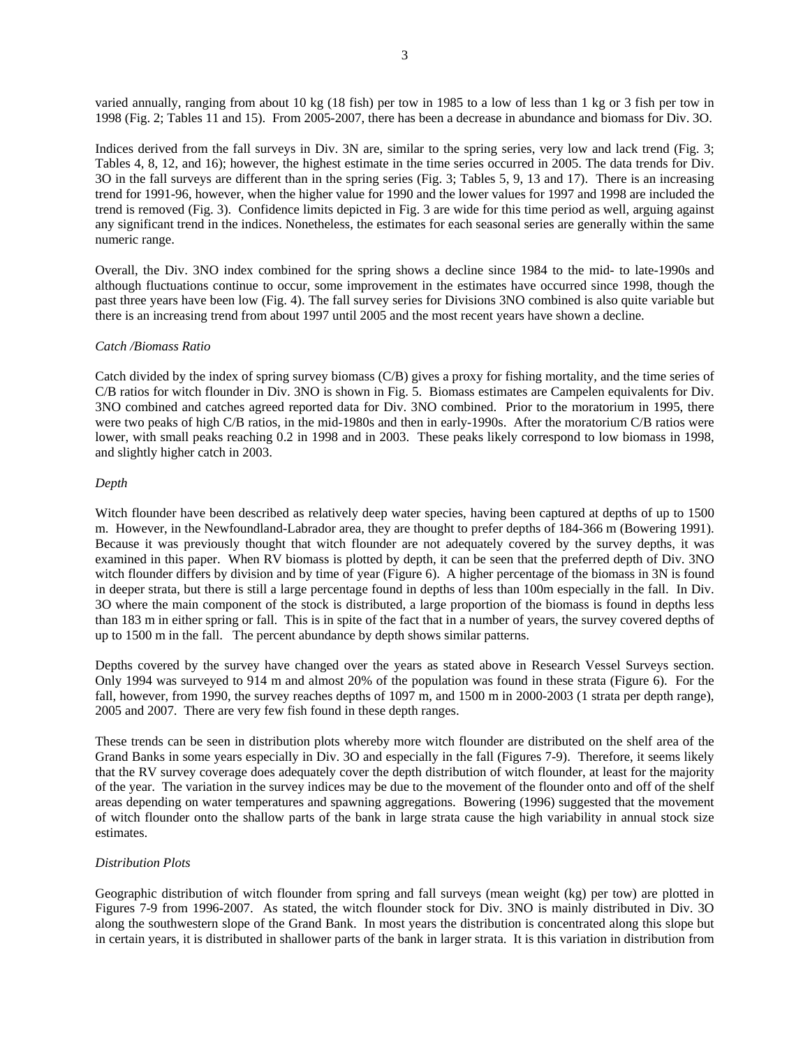varied annually, ranging from about 10 kg (18 fish) per tow in 1985 to a low of less than 1 kg or 3 fish per tow in 1998 (Fig. 2; Tables 11 and 15). From 2005-2007, there has been a decrease in abundance and biomass for Div. 3O.

Indices derived from the fall surveys in Div. 3N are, similar to the spring series, very low and lack trend (Fig. 3; Tables 4, 8, 12, and 16); however, the highest estimate in the time series occurred in 2005. The data trends for Div. 3O in the fall surveys are different than in the spring series (Fig. 3; Tables 5, 9, 13 and 17). There is an increasing trend for 1991-96, however, when the higher value for 1990 and the lower values for 1997 and 1998 are included the trend is removed (Fig. 3). Confidence limits depicted in Fig. 3 are wide for this time period as well, arguing against any significant trend in the indices. Nonetheless, the estimates for each seasonal series are generally within the same numeric range.

Overall, the Div. 3NO index combined for the spring shows a decline since 1984 to the mid- to late-1990s and although fluctuations continue to occur, some improvement in the estimates have occurred since 1998, though the past three years have been low (Fig. 4). The fall survey series for Divisions 3NO combined is also quite variable but there is an increasing trend from about 1997 until 2005 and the most recent years have shown a decline.

*Catch /Biomass Ratio*

Catch divided by the index of spring survey biomass (C/B) gives a proxy for fishing mortality, and the time series of C/B ratios for witch flounder in Div. 3NO is shown in Fig. 5. Biomass estimates are Campelen equivalents for Div. 3NO combined and catches agreed reported data for Div. 3NO combined. Prior to the moratorium in 1995, there were two peaks of high C/B ratios, in the mid-1980s and then in early-1990s. After the moratorium C/B ratios were lower, with small peaks reaching 0.2 in 1998 and in 2003. These peaks likely correspond to low biomass in 1998, and slightly higher catch in 2003.

*Depth*

Witch flounder have been described as relatively deep water species, having been captured at depths of up to 1500 m. However, in the Newfoundland-Labrador area, they are thought to prefer depths of 184-366 m (Bowering 1991). Because it was previously thought that witch flounder are not adequately covered by the survey depths, it was examined in this paper. When RV biomass is plotted by depth, it can be seen that the preferred depth of Div. 3NO witch flounder differs by division and by time of year (Figure 6). A higher percentage of the biomass in 3N is found in deeper strata, but there is still a large percentage found in depths of less than 100m especially in the fall. In Div. 3O where the main component of the stock is distributed, a large proportion of the biomass is found in depths less than 183 m in either spring or fall. This is in spite of the fact that in a number of years, the survey covered depths of up to 1500 m in the fall. The percent abundance by depth shows similar patterns.

Depths covered by the survey have changed over the years as stated above in Research Vessel Surveys section. Only 1994 was surveyed to 914 m and almost 20% of the population was found in these strata (Figure 6). For the fall, however, from 1990, the survey reaches depths of 1097 m, and 1500 m in 2000-2003 (1 strata per depth range), 2005 and 2007. There are very few fish found in these depth ranges.

These trends can be seen in distribution plots whereby more witch flounder are distributed on the shelf area of the Grand Banks in some years especially in Div. 3O and especially in the fall (Figures 7-9). Therefore, it seems likely that the RV survey coverage does adequately cover the depth distribution of witch flounder, at least for the majority of the year. The variation in the survey indices may be due to the movement of the flounder onto and off of the shelf areas depending on water temperatures and spawning aggregations. Bowering (1996) suggested that the movement of witch flounder onto the shallow parts of the bank in large strata cause the high variability in annual stock size estimates.

*Distribution Plots*

Geographic distribution of witch flounder from spring and fall surveys (mean weight (kg) per tow) are plotted in Figures 7-9 from 1996-2007. As stated, the witch flounder stock for Div. 3NO is mainly distributed in Div. 3O along the southwestern slope of the Grand Bank. In most years the distribution is concentrated along this slope but in certain years, it is distributed in shallower parts of the bank in larger strata. It is this variation in distribution from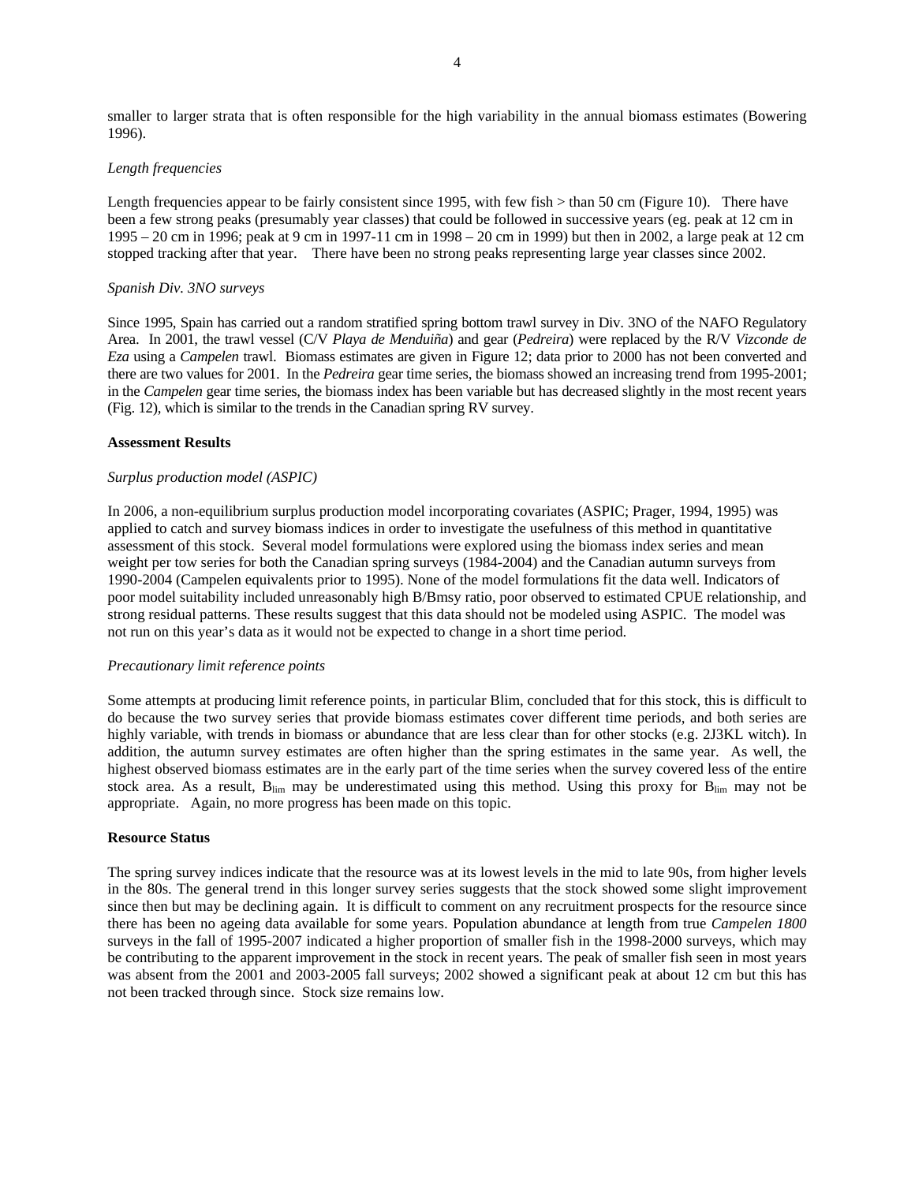smaller to larger strata that is often responsible for the high variability in the annual biomass estimates (Bowering 1996).

*Length frequencies*

Length frequencies appear to be fairly consistent since 1995, with few fish > than 50 cm (Figure 10). There have been a few strong peaks (presumably year classes) that could be followed in successive years (eg. peak at 12 cm in 1995 – 20 cm in 1996; peak at 9 cm in 1997-11 cm in 1998 – 20 cm in 1999) but then in 2002, a large peak at 12 cm stopped tracking after that year. There have been no strong peaks representing large year classes since 2002.

*Spanish Div. 3NO surveys*

Since 1995, Spain has carried out a random stratified spring bottom trawl survey in Div. 3NO of the NAFO Regulatory Area. In 2001, the trawl vessel (C/V *Playa de Menduiña*) and gear (*Pedreira*) were replaced by the R/V *Vizconde de Eza* using a *Campelen* trawl. Biomass estimates are given in Figure 12; data prior to 2000 has not been converted and there are two values for 2001. In the *Pedreira* gear time series, the biomass showed an increasing trend from 1995-2001; in the *Campelen* gear time series, the biomass index has been variable but has decreased slightly in the most recent years (Fig. 12), which is similar to the trends in the Canadian spring RV survey.

**Assessment Results**

*Surplus production model (ASPIC)*

In 2006, a non-equilibrium surplus production model incorporating covariates (ASPIC; Prager, 1994, 1995) was applied to catch and survey biomass indices in order to investigate the usefulness of this method in quantitative assessment of this stock. Several model formulations were explored using the biomass index series and mean weight per tow series for both the Canadian spring surveys (1984-2004) and the Canadian autumn surveys from 1990-2004 (Campelen equivalents prior to 1995). None of the model formulations fit the data well. Indicators of poor model suitability included unreasonably high B/Bmsy ratio, poor observed to estimated CPUE relationship, and strong residual patterns. These results suggest that this data should not be modeled using ASPIC. The model was not run on this year's data as it would not be expected to change in a short time period.

*Precautionary limit reference points*

Some attempts at producing limit reference points, in particular Blim, concluded that for this stock, this is difficult to do because the two survey series that provide biomass estimates cover different time periods, and both series are highly variable, with trends in biomass or abundance that are less clear than for other stocks (e.g. 2J3KL witch). In addition, the autumn survey estimates are often higher than the spring estimates in the same year. As well, the highest observed biomass estimates are in the early part of the time series when the survey covered less of the entire stock area. As a result, $B_{lim}$ may be underestimated using this method. Using this proxy for $B_{lim}$ may not be appropriate. Again, no more progress has been made on this topic.

**Resource Status**

The spring survey indices indicate that the resource was at its lowest levels in the mid to late 90s, from higher levels in the 80s. The general trend in this longer survey series suggests that the stock showed some slight improvement since then but may be declining again. It is difficult to comment on any recruitment prospects for the resource since there has been no ageing data available for some years. Population abundance at length from true *Campelen 1800* surveys in the fall of 1995-2007 indicated a higher proportion of smaller fish in the 1998-2000 surveys, which may be contributing to the apparent improvement in the stock in recent years. The peak of smaller fish seen in most years was absent from the 2001 and 2003-2005 fall surveys; 2002 showed a significant peak at about 12 cm but this has not been tracked through since. Stock size remains low.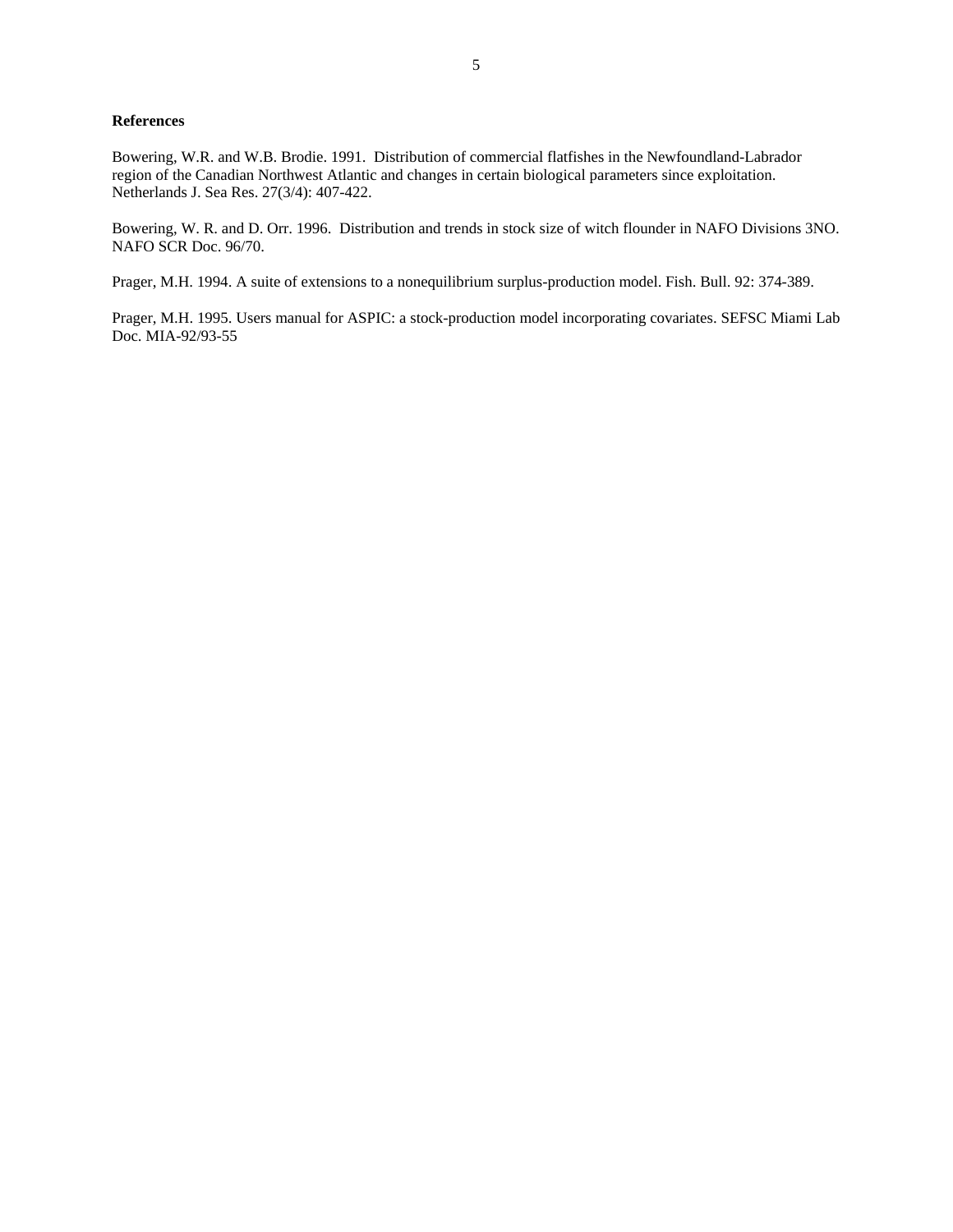**References**

Bowering, W.R. and W.B. Brodie. 1991. Distribution of commercial flatfishes in the Newfoundland-Labrador region of the Canadian Northwest Atlantic and changes in certain biological parameters since exploitation. Netherlands J. Sea Res. 27(3/4): 407-422.

Bowering, W. R. and D. Orr. 1996. Distribution and trends in stock size of witch flounder in NAFO Divisions 3NO. NAFO SCR Doc. 96/70.

Prager, M.H. 1994. A suite of extensions to a nonequilibrium surplus-production model. Fish. Bull. 92: 374-389.

Prager, M.H. 1995. Users manual for ASPIC: a stock-production model incorporating covariates. SEFSC Miami Lab Doc. MIA-92/93-55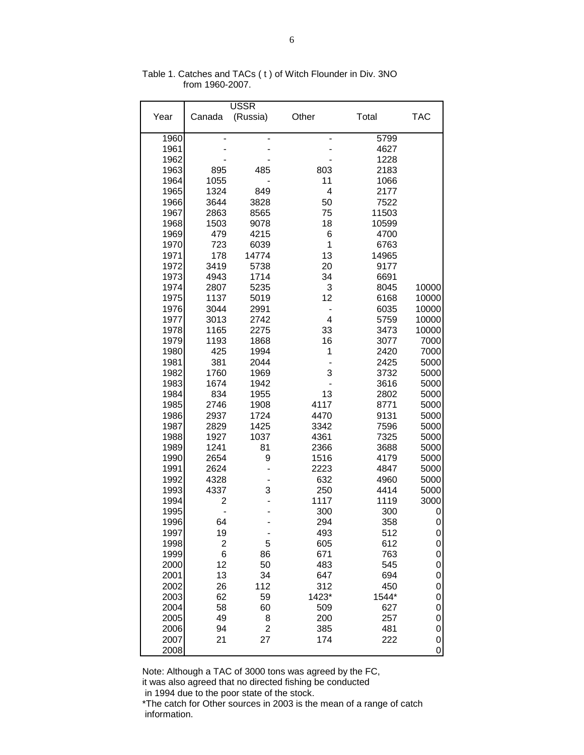Table 1. Catches and TACs ( t ) of Witch Flounder in Div. 3NO from 1960-2007.

| Year | Canada | USSR (Russia) | Other | Total | TAC |
|---|---|---|---|---|---|
| 1960 | - | - | - | 5799 | |
| 1961 | - | - | - | 4627 | |
| 1962 | - | - | - | 1228 | |
| 1963 | 895 | 485 | 803 | 2183 | |
| 1964 | 1055 | - | 11 | 1066 | |
| 1965 | 1324 | 849 | 4 | 2177 | |
| 1966 | 3644 | 3828 | 50 | 7522 | |
| 1967 | 2863 | 8565 | 75 | 11503 | |
| 1968 | 1503 | 9078 | 18 | 10599 | |
| 1969 | 479 | 4215 | 6 | 4700 | |
| 1970 | 723 | 6039 | 1 | 6763 | |
| 1971 | 178 | 14774 | 13 | 14965 | |
| 1972 | 3419 | 5738 | 20 | 9177 | |
| 1973 | 4943 | 1714 | 34 | 6691 | |
| 1974 | 2807 | 5235 | 3 | 8045 | 10000 |
| 1975 | 1137 | 5019 | 12 | 6168 | 10000 |
| 1976 | 3044 | 2991 | - | 6035 | 10000 |
| 1977 | 3013 | 2742 | 4 | 5759 | 10000 |
| 1978 | 1165 | 2275 | 33 | 3473 | 10000 |
| 1979 | 1193 | 1868 | 16 | 3077 | 7000 |
| 1980 | 425 | 1994 | 1 | 2420 | 7000 |
| 1981 | 381 | 2044 | - | 2425 | 5000 |
| 1982 | 1760 | 1969 | 3 | 3732 | 5000 |
| 1983 | 1674 | 1942 | - | 3616 | 5000 |
| 1984 | 834 | 1955 | 13 | 2802 | 5000 |
| 1985 | 2746 | 1908 | 4117 | 8771 | 5000 |
| 1986 | 2937 | 1724 | 4470 | 9131 | 5000 |
| 1987 | 2829 | 1425 | 3342 | 7596 | 5000 |
| 1988 | 1927 | 1037 | 4361 | 7325 | 5000 |
| 1989 | 1241 | 81 | 2366 | 3688 | 5000 |
| 1990 | 2654 | 9 | 1516 | 4179 | 5000 |
| 1991 | 2624 | - | 2223 | 4847 | 5000 |
| 1992 | 4328 | - | 632 | 4960 | 5000 |
| 1993 | 4337 | 3 | 250 | 4414 | 5000 |
| 1994 | 2 | - | 1117 | 1119 | 3000 |
| 1995 | - | - | 300 | 300 | 0 |
| 1996 | 64 | - | 294 | 358 | 0 |
| 1997 | 19 | - | 493 | 512 | 0 |
| 1998 | 2 | 5 | 605 | 612 | 0 |
| 1999 | 6 | 86 | 671 | 763 | 0 |
| 2000 | 12 | 50 | 483 | 545 | 0 |
| 2001 | 13 | 34 | 647 | 694 | 0 |
| 2002 | 26 | 112 | 312 | 450 | 0 |
| 2003 | 62 | 59 | 1423* | 1544* | 0 |
| 2004 | 58 | 60 | 509 | 627 | 0 |
| 2005 | 49 | 8 | 200 | 257 | 0 |
| 2006 | 94 | 2 | 385 | 481 | 0 |
| 2007 | 21 | 27 | 174 | 222 | 0 |
| 2008 | | | | | 0 |

Note: Although a TAC of 3000 tons was agreed by the FC, it was also agreed that no directed fishing be conducted in 1994 due to the poor state of the stock.

*The catch for Other sources in 2003 is the mean of a range of catch information.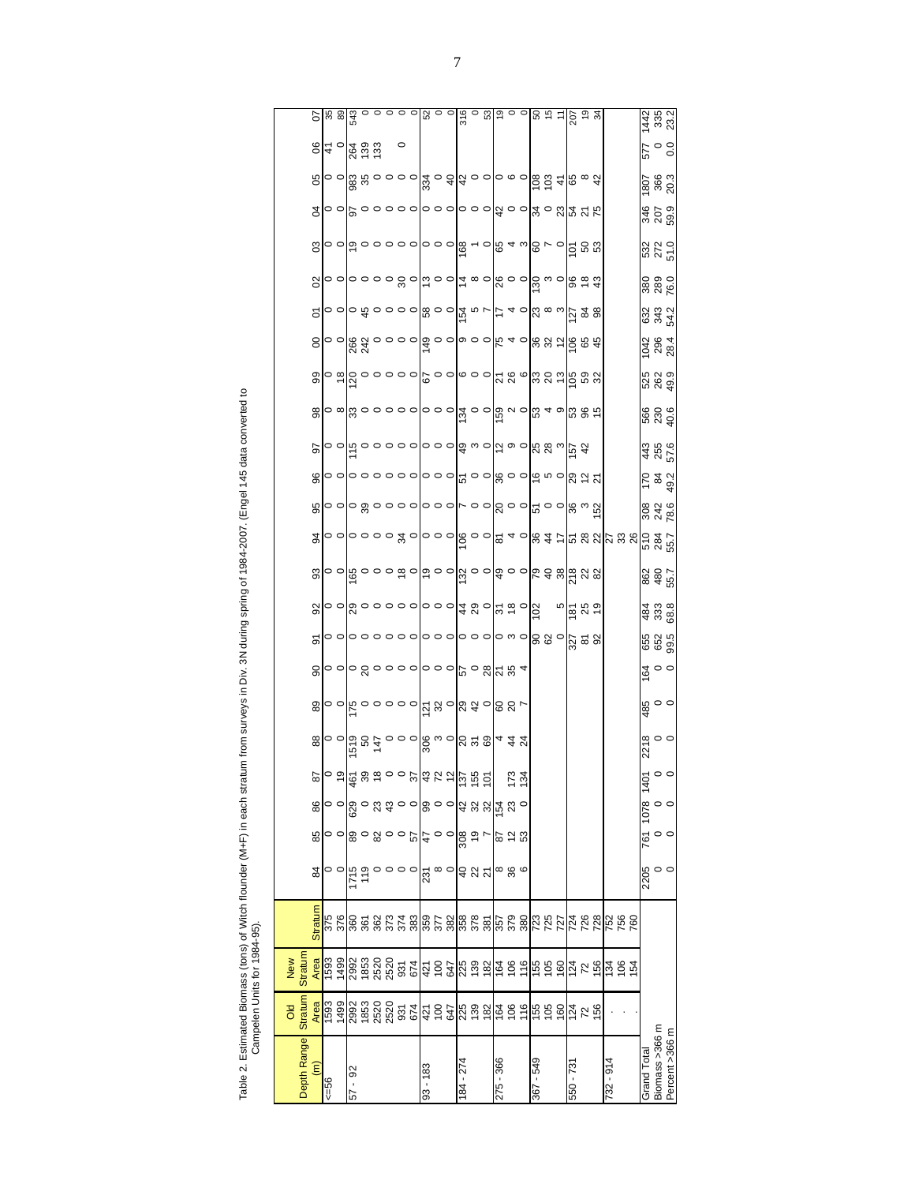Table 2. Estimated Biomass (tons) of Witch flounder (M+F) in each stratum from surveys in Div. 3N during spring of 1984-2007. (Engel 145 data converted to Campelen Units for 1984-95).

| Depth Range (m) | Old Stratum Area | New Stratum Area | Stratum | 84 | 85 | 86 | 87 | 88 | 89 | 90 | 91 | 92 | 93 | 94 | 95 | 96 | 97 | 98 | 99 | 00 | 01 | 02 | 03 | 04 | 05 | 06 | 07 |
|---|---|---|---|---|---|---|---|---|---|---|---|---|---|---|---|---|---|---|---|---|---|---|---|---|---|---|---|
| <=56 | 1593 | 1593 | 375 | 0 | 0 | 0 | 0 | 0 | 0 | 0 | 0 | 0 | 0 | 0 | 0 | 0 | 0 | 0 | 0 | 0 | 0 | 0 | 0 | 0 | 0 | 41 | 35 |
| | 1499 | 1499 | 376 | 0 | 0 | 0 | 19 | 0 | 0 | 0 | 0 | 0 | 0 | 0 | 0 | 0 | 0 | 8 | 18 | 0 | 0 | 0 | 0 | 0 | 0 | 0 | 89 |
| 57 - 92 | 2992 | 2992 | 360 | 1715 | 89 | 629 | 461 | 1519 | 175 | 0 | 0 | 29 | 165 | 0 | 0 | 0 | 115 | 33 | 120 | 266 | 0 | 0 | 19 | 97 | 983 | 264 | 543 |
| | 1853 | 1853 | 361 | 119 | 0 | 0 | 39 | 50 | 0 | 20 | 0 | 0 | 0 | 0 | 39 | 0 | 0 | 0 | 0 | 242 | 45 | 0 | 0 | 0 | 35 | 139 | 0 |
| | 2520 | 2520 | 362 | 0 | 82 | 23 | 18 | 147 | 0 | 0 | 0 | 0 | 0 | 0 | 0 | 0 | 0 | 0 | 0 | 0 | 0 | 0 | 0 | 0 | 0 | 133 | 0 |
| | 2520 | 2520 | 373 | 0 | 0 | 43 | 0 | 0 | 0 | 0 | 0 | 0 | 0 | 0 | 0 | 0 | 0 | 0 | 0 | 0 | 0 | 0 | 0 | 0 | 0 | | 0 |
| | 931 | 931 | 374 | 0 | 0 | 0 | 0 | 0 | 0 | 0 | 0 | 0 | 18 | 34 | 0 | 0 | 0 | 0 | 0 | 0 | 0 | 30 | 0 | 0 | 0 | 0 | 0 |
| | 674 | 674 | 383 | 0 | 57 | 0 | 37 | 0 | 0 | 0 | 0 | 0 | 0 | 0 | 0 | 0 | 0 | 0 | 0 | 0 | 0 | 0 | 0 | 0 | 0 | | 0 |
| 93 - 183 | 421 | 421 | 359 | 231 | 47 | 99 | 43 | 306 | 121 | 0 | 0 | 0 | 19 | 0 | 0 | 0 | 0 | 0 | 67 | 149 | 58 | 13 | 0 | 0 | 334 | | 52 |
| | 100 | 100 | 377 | 8 | 0 | 0 | 72 | 3 | 32 | 0 | 0 | 0 | 0 | 0 | 0 | 0 | 0 | 0 | 0 | 0 | 0 | 0 | 0 | 0 | 0 | | 0 |
| | 647 | 647 | 382 | 0 | 0 | 0 | 12 | 0 | 0 | 0 | 0 | 0 | 0 | 0 | 0 | 0 | 0 | 0 | 0 | 0 | 0 | 0 | 0 | 0 | 40 | | 0 |
| 184 - 274 | 225 | 225 | 358 | 40 | 308 | 42 | 137 | 20 | 29 | 57 | 0 | 44 | 132 | 106 | 7 | 51 | 49 | 134 | 6 | 9 | 154 | 14 | 168 | 0 | 42 | | 316 |
| | 139 | 139 | 378 | 22 | 19 | 32 | 155 | 31 | 42 | 0 | 0 | 29 | 0 | 0 | 0 | 0 | 3 | 0 | 0 | 0 | 5 | 8 | 1 | 0 | 0 | | 0 |
| | 182 | 182 | 381 | 21 | 7 | 32 | 101 | 69 | 0 | 28 | 0 | 0 | 0 | 0 | 0 | 0 | 0 | 0 | 0 | 0 | 7 | 0 | 0 | 0 | 0 | | 53 |
| 275 - 366 | 164 | 164 | 357 | 8 | 87 | 154 | | 4 | 60 | 21 | 0 | 31 | 49 | 81 | 20 | 36 | 12 | 159 | 21 | 75 | 17 | 26 | 65 | 42 | 0 | | 19 |
| | 106 | 106 | 379 | 36 | 12 | 23 | 173 | 44 | 20 | 35 | 3 | 18 | 0 | 4 | 0 | 0 | 9 | 2 | 26 | 4 | 4 | 0 | 4 | 0 | 6 | | 0 |
| | 116 | 116 | 380 | 6 | 53 | 0 | 134 | 24 | 7 | 4 | 0 | 0 | 0 | 0 | 0 | 0 | 0 | 0 | 6 | 0 | 0 | 0 | 3 | 0 | 0 | | 0 |
| 367 - 549 | 155 | 155 | 723 | | | | | | | | 90 | 102 | 79 | 36 | 51 | 16 | 25 | 53 | 33 | 36 | 23 | 130 | 60 | 34 | 108 | | 50 |
| | 105 | 105 | 725 | | | | | | | | 62 | | 40 | 44 | 0 | 5 | 28 | 4 | 20 | 32 | 8 | 3 | 7 | 0 | 103 | | 15 |
| | 160 | 160 | 727 | | | | | | | | 0 | 5 | 38 | 17 | 0 | 0 | 3 | 9 | 13 | 12 | 3 | 0 | 0 | 23 | 41 | | 11 |
| 550 - 731 | 124 | 124 | 724 | | | | | | | | 327 | 181 | 218 | 51 | 36 | 29 | 157 | 53 | 105 | 106 | 127 | 96 | 101 | 54 | 65 | | 207 |
| | 72 | 72 | 726 | | | | | | | | 81 | 25 | 22 | 28 | 3 | 12 | 42 | 96 | 59 | 65 | 84 | 18 | 50 | 21 | 8 | | 19 |
| | 156 | 156 | 728 | | | | | | | | 92 | 19 | 82 | 22 | 152 | 21 | | 15 | 32 | 45 | 98 | 43 | 53 | 75 | 42 | | 34 |
| 732 - 914 | . | 134 | 752 | | | | | | | | | | | 27 | | | | | | | | | | | | | |
| | . | 106 | 756 | | | | | | | | | | | 33 | | | | | | | | | | | | | |
| | . | 154 | 760 | | | | | | | | | | | 26 | | | | | | | | | | | | | |
| Grand Total | | | | 2205 | 761 | 1078 | 1401 | 2218 | 485 | 164 | 655 | 484 | 862 | 510 | 308 | 170 | 443 | 566 | 525 | 1042 | 632 | 380 | 532 | 346 | 1807 | 577 | 1442 |
| Biomass >366 m | | | | 0 | 0 | 0 | 0 | 0 | 0 | 0 | 652 | 333 | 480 | 284 | 242 | 84 | 255 | 230 | 262 | 296 | 343 | 289 | 272 | 207 | 366 | 0 | 335 |
| Percent >366 m | | | | 0 | 0 | 0 | 0 | 0 | 0 | 0 | 99.5 | 68.8 | 55.7 | 55.7 | 78.6 | 49.2 | 57.6 | 40.6 | 49.9 | 28.4 | 54.2 | 76.0 | 51.0 | 59.9 | 20.3 | 0.0 | 23.2 |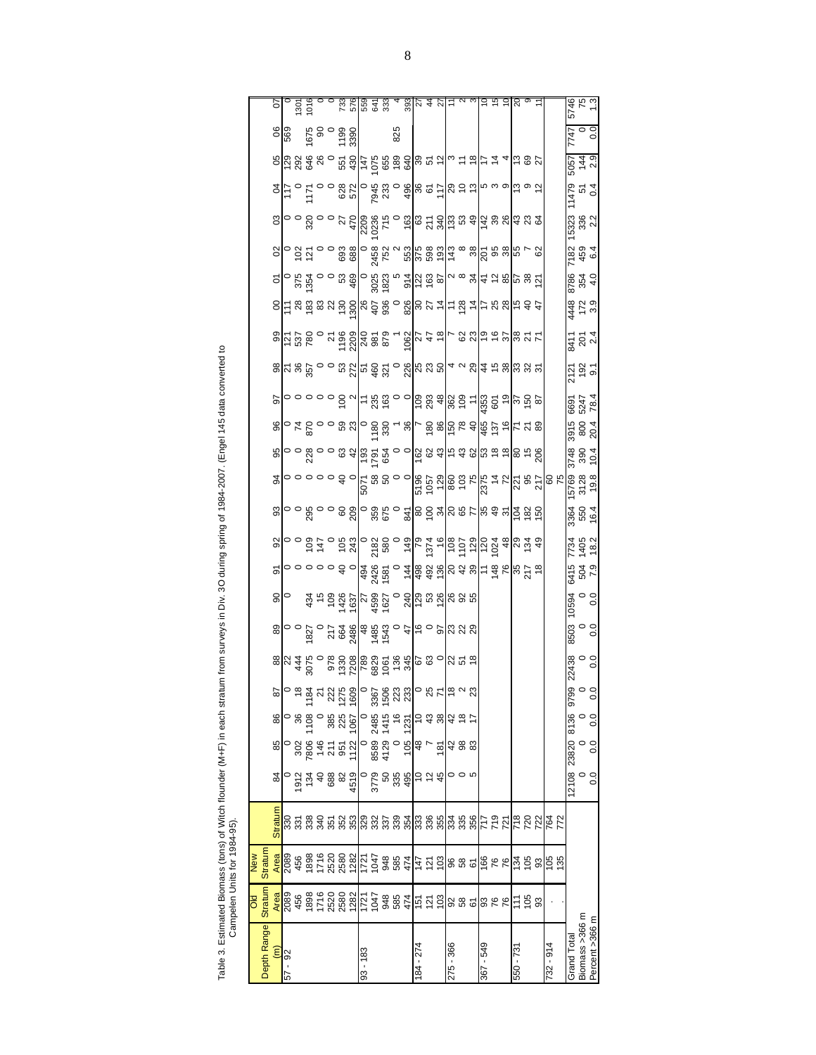Table 3. Estimated Biomass (tons) of Witch flounder (M+F) in each stratum from surveys in Div. 3O during spring of 1984-2007. (Engel 145 data converted to Campelen Units for 1984-95).

| Depth Range (m) | Old Stratum Area | New Stratum Area | Stratum | 84 | 85 | 86 | 87 | 88 | 89 | 90 | 91 | 92 | 93 | 94 | 95 | 96 | 97 | 98 | 99 | 00 | 01 | 02 | 03 | 04 | 05 | 06 | 07 |
|---|---|---|---|---|---|---|---|---|---|---|---|---|---|---|---|---|---|---|---|---|---|---|---|---|---|---|---|
| 57 - 92 | 2089 | 2089 | 330 | 0 | 0 | 0 | 0 | 22 | 0 | 0 | 0 | 0 | 0 | 0 | 0 | 0 | 0 | 21 | 121 | 111 | 0 | 0 | 0 | 117 | 129 | 569 | 0 |
| | 456 | 456 | 331 | 1912 | 302 | 36 | 18 | 444 | 0 | | 0 | 0 | 0 | 0 | 0 | 74 | 0 | 36 | 537 | 28 | 375 | 102 | 0 | 0 | 292 | | 1301 |
| | 1898 | 1898 | 338 | 134 | 7806 | 1108 | 1184 | 3075 | 1827 | 434 | 0 | 109 | 295 | 0 | 228 | 870 | 0 | 357 | 780 | 183 | 1354 | 121 | 320 | 1171 | 646 | 1675 | 1016 |
| | 1716 | 1716 | 340 | 40 | 146 | 0 | 21 | 0 | 0 | 15 | 0 | 147 | 0 | 0 | 0 | 0 | 0 | 0 | 0 | 83 | 0 | 0 | 0 | 0 | 26 | 90 | 0 |
| | 2520 | 2520 | 351 | 688 | 211 | 385 | 222 | 978 | 217 | 109 | 0 | 0 | 0 | 0 | 0 | 0 | 0 | 0 | 21 | 22 | 0 | 0 | 0 | 0 | 0 | 0 | 0 |
| | 2580 | 2580 | 352 | 82 | 951 | 225 | 1275 | 1330 | 664 | 1426 | 40 | 105 | 60 | 40 | 63 | 59 | 100 | 53 | 1196 | 130 | 53 | 693 | 27 | 628 | 551 | 1199 | 733 |
| | 1282 | 1282 | 353 | 4519 | 1122 | 1067 | 1609 | 7208 | 2486 | 1637 | 0 | 243 | 209 | 0 | 42 | 23 | 2 | 272 | 2209 | 1300 | 469 | 688 | 470 | 572 | 430 | 3390 | 576 |
| 93 - 183 | 1721 | 1721 | 329 | 0 | 0 | 0 | 0 | 789 | 48 | 27 | 494 | 0 | 0 | 5071 | 193 | 0 | 11 | 51 | 240 | 26 | 0 | 0 | 2209 | 0 | 147 | | 559 |
| | 1047 | 1047 | 332 | 3779 | 8589 | 2485 | 3367 | 6829 | 1485 | 4599 | 2426 | 2182 | 359 | 58 | 1791 | 1180 | 235 | 460 | 981 | 407 | 3025 | 2458 | 10236 | 7945 | 1075 | | 641 |
| | 948 | 948 | 337 | 50 | 4129 | 1415 | 1506 | 1061 | 1543 | 1627 | 1581 | 580 | 675 | 50 | 654 | 330 | 163 | 321 | 879 | 936 | 1823 | 752 | 715 | 233 | 655 | | 333 |
| | 585 | 585 | 339 | 335 | 0 | 16 | 223 | 136 | 0 | 0 | 0 | 0 | 0 | 0 | 0 | 1 | 0 | 0 | 1 | 0 | 5 | 2 | 0 | 0 | 189 | 825 | 4 |
| | 474 | 474 | 354 | 495 | 105 | 1231 | 233 | 345 | 47 | 240 | 144 | 149 | 841 | 0 | 0 | 36 | 0 | 226 | 1062 | 826 | 914 | 553 | 163 | 496 | 640 | | 393 |
| 184 - 274 | 151 | 147 | 333 | 10 | 48 | 10 | 0 | 67 | 16 | 129 | 498 | 79 | 80 | 5196 | 162 | 7 | 109 | 25 | 27 | 30 | 122 | 375 | 63 | 36 | 39 | | 27 |
| | 121 | 121 | 336 | 12 | 7 | 43 | 25 | 63 | 0 | 53 | 492 | 1374 | 100 | 1057 | 62 | 180 | 293 | 23 | 47 | 27 | 163 | 598 | 211 | 61 | 51 | | 44 |
| | 103 | 103 | 355 | 45 | 181 | 38 | 71 | 0 | 97 | 126 | 136 | 16 | 34 | 129 | 43 | 86 | 48 | 50 | 18 | 14 | 87 | 193 | 340 | 117 | 12 | | 27 |
| 275 - 366 | 92 | 96 | 334 | 0 | 42 | 42 | 18 | 22 | 23 | 26 | 20 | 108 | 20 | 860 | 15 | 150 | 362 | 4 | 7 | 11 | 2 | 143 | 133 | 29 | 3 | | 11 |
| | 58 | 58 | 335 | 0 | 98 | 18 | 2 | 51 | 22 | 92 | 42 | 1107 | 65 | 103 | 43 | 78 | 109 | 2 | 62 | 128 | 8 | 8 | 53 | 10 | 11 | | 2 |
| | 61 | 61 | 356 | 5 | 83 | 17 | 23 | 18 | 29 | 55 | 39 | 129 | 77 | 75 | 62 | 40 | 11 | 29 | 23 | 14 | 34 | 38 | 49 | 13 | 18 | | 3 |
| 367 - 549 | 93 | 166 | 717 | | | | | | | | 11 | 120 | 35 | 2375 | 53 | 465 | 4353 | 44 | 19 | 17 | 41 | 201 | 142 | 5 | 17 | | 10 |
| | 76 | 76 | 719 | | | | | | | | 148 | 1024 | 49 | 14 | 18 | 137 | 601 | 15 | 16 | 25 | 12 | 95 | 39 | 3 | 14 | | 15 |
| | 76 | 76 | 721 | | | | | | | | 76 | 48 | 31 | 72 | 18 | 16 | 19 | 38 | 37 | 28 | 85 | 38 | 26 | 9 | 4 | | 10 |
| 550 - 731 | 111 | 134 | 718 | | | | | | | | 35 | 29 | 104 | 221 | 80 | 71 | 37 | 33 | 38 | 15 | 57 | 55 | 43 | 13 | 13 | | 20 |
| | 105 | 105 | 720 | | | | | | | | 217 | 134 | 182 | 95 | 15 | 21 | 150 | 32 | 21 | 40 | 38 | 7 | 23 | 9 | 69 | | 9 |
| | 93 | 93 | 722 | | | | | | | | 18 | 49 | 150 | 217 | 206 | 89 | 87 | 31 | 71 | 47 | 121 | 62 | 64 | 12 | 27 | | 11 |
| 732 - 914 | . | 105 | 764 | | | | | | | | | | | 60 | | | | | | | | | | | | | |
| | . | 135 | 772 | | | | | | | | | | | 75 | | | | | | | | | | | | | |
| Grand Total | | | | 12108 | 23820 | 8136 | 9799 | 22438 | 8503 | 10594 | 6415 | 7734 | 3364 | 15769 | 3748 | 3915 | 6691 | 2121 | 8411 | 4448 | 8786 | 7182 | 15323 | 11479 | 5057 | 7747 | 5746 |
| Biomass >366 m | | | | 0 | 0 | 0 | 0 | 0 | 0 | 0 | 504 | 1405 | 550 | 3128 | 390 | 800 | 5247 | 192 | 201 | 172 | 354 | 459 | 336 | 51 | 144 | 0 | 75 |
| Percent >366 m | | | | 0.0 | 0.0 | 0.0 | 0.0 | 0.0 | 0.0 | 0.0 | 7.9 | 18.2 | 16.4 | 19.8 | 10.4 | 20.4 | 78.4 | 9.1 | 2.4 | 3.9 | 4.0 | 6.4 | 2.2 | 0.4 | 2.9 | 0.0 | 1.3 |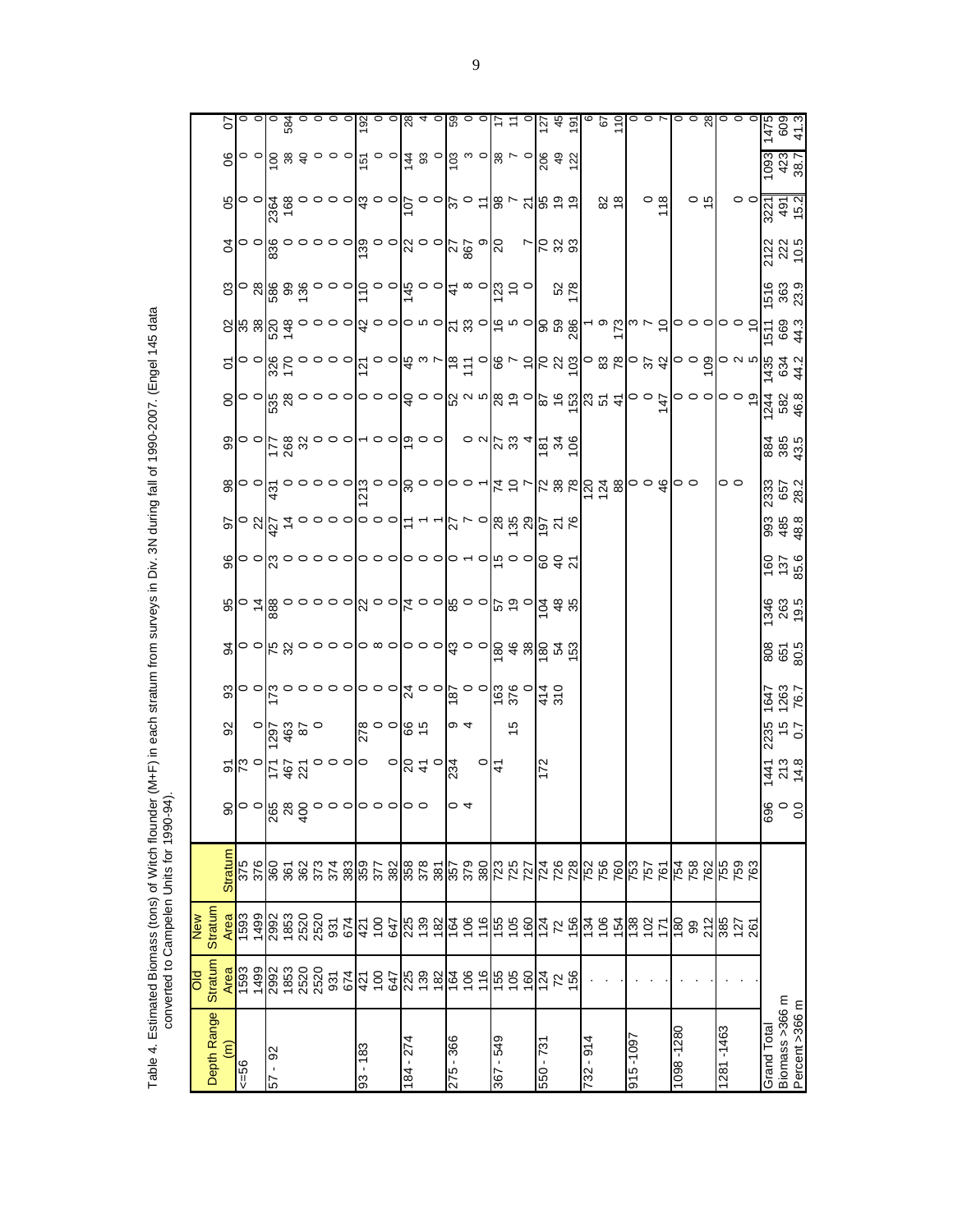Table 4. Estimated Biomass (tons) of Witch flounder (M+F) in each stratum from surveys in Div. 3N during fall of 1990-2007. (Engel 145 data converted to Campelen Units for 1990-94).

| Depth Range (m) | Old Stratum Area | New Stratum Area | Stratum | 90 | 91 | 92 | 93 | 94 | 95 | 96 | 97 | 98 | 99 | 00 | 01 | 02 | 03 | 04 | 05 | 06 | 07 |
|---|---|---|---|---|---|---|---|---|---|---|---|---|---|---|---|---|---|---|---|---|---|
| <=56 | 1593 | 1593 | 375 | 0 | 73 | | 0 | 0 | 0 | 0 | 0 | 0 | 0 | 0 | 0 | 35 | 0 | 0 | 0 | 0 | 0 |
| | 1499 | 1499 | 376 | 0 | | 0 | 0 | 0 | 14 | 0 | 22 | 0 | 0 | 0 | 0 | 38 | 28 | 0 | 0 | 0 | 0 |
| 57 - 92 | 2992 | 2992 | 360 | 265 | 171 | 1297 | 173 | 75 | 888 | 23 | 427 | 431 | 177 | 535 | 326 | 520 | 586 | 836 | 2364 | 100 | 0 |
| | 1853 | 1853 | 361 | 28 | 467 | 463 | 0 | 32 | 0 | 0 | 14 | 0 | 268 | 28 | 170 | 148 | 99 | 0 | 168 | 38 | 584 |
| | 2520 | 2520 | 362 | 400 | 221 | 87 | 0 | 0 | 0 | 0 | 0 | 0 | 32 | 0 | 0 | 0 | 136 | 0 | 0 | 40 | 0 |
| | 2520 | 2520 | 373 | 0 | 0 | 0 | 0 | 0 | 0 | 0 | 0 | 0 | 0 | 0 | 0 | 0 | 0 | 0 | 0 | 0 | 0 |
| | 931 | 931 | 374 | 0 | 0 | | 0 | 0 | 0 | 0 | 0 | 0 | 0 | 0 | 0 | 0 | 0 | 0 | 0 | 0 | 0 |
| | 674 | 674 | 383 | 0 | 0 | | 0 | 0 | 0 | 0 | 0 | 0 | 0 | 0 | 0 | 0 | 0 | 0 | 0 | 0 | 0 |
| 93 - 183 | 421 | 421 | 359 | 0 | 0 | 278 | 0 | 0 | 22 | 0 | 0 | 1213 | 1 | 0 | 121 | 42 | 110 | 139 | 43 | 151 | 192 |
| | 100 | 100 | 377 | 0 | | 0 | 0 | 8 | 0 | 0 | 0 | 0 | 0 | 0 | 0 | 0 | 0 | 0 | 0 | 0 | 0 |
| | 647 | 647 | 382 | 0 | 0 | 0 | 0 | 0 | 0 | 0 | 0 | 0 | 0 | 0 | 0 | 0 | 0 | 0 | 0 | 0 | 0 |
| 184 - 274 | 225 | 225 | 358 | 0 | 20 | 66 | 24 | 0 | 74 | 0 | 11 | 30 | 19 | 40 | 45 | 0 | 145 | 22 | 107 | 144 | 28 |
| | 139 | 139 | 378 | 0 | 41 | 15 | 0 | 0 | 0 | 0 | 1 | 0 | 0 | 0 | 3 | 5 | 0 | 0 | 0 | 93 | 4 |
| | 182 | 182 | 381 | | 0 | | 0 | 0 | 0 | 0 | 1 | 0 | 0 | 0 | 7 | 0 | 0 | 0 | 0 | 0 | 0 |
| 275 - 366 | 164 | 164 | 357 | 0 | 234 | 9 | 187 | 43 | 85 | 0 | 27 | 0 | | 52 | 18 | 21 | 41 | 27 | 37 | 103 | 59 |
| | 106 | 106 | 379 | 4 | | 4 | 0 | 0 | 0 | 1 | 7 | 0 | 0 | 2 | 111 | 33 | 8 | 867 | 0 | 3 | 0 |
| | 116 | 116 | 380 | | 0 | | 0 | 0 | 0 | 0 | 0 | 1 | 2 | 5 | 0 | 0 | 0 | 9 | 11 | 0 | 0 |
| 367 - 549 | 155 | 155 | 723 | | 41 | | 163 | 180 | 57 | 15 | 28 | 74 | 27 | 28 | 66 | 16 | 123 | 20 | 98 | 38 | 17 |
| | 105 | 105 | 725 | | | 15 | 376 | 46 | 19 | 0 | 135 | 10 | 33 | 19 | 7 | 5 | 10 | | 7 | 7 | 11 |
| | 160 | 160 | 727 | | | | 0 | 38 | 0 | 0 | 29 | 7 | 4 | 0 | 10 | 0 | 0 | 7 | 21 | 0 | 0 |
| 550 - 731 | 124 | 124 | 724 | | 172 | | 414 | 180 | 104 | 60 | 197 | 72 | 181 | 87 | 70 | 90 | | 70 | 95 | 206 | 127 |
| | 72 | 72 | 726 | | | | 310 | 54 | 48 | 40 | 21 | 38 | 34 | 16 | 22 | 59 | 52 | 32 | 19 | 49 | 45 |
| | 156 | 156 | 728 | | | | | 153 | 35 | 21 | 76 | 78 | 106 | 153 | 103 | 286 | 178 | 93 | 19 | 122 | 191 |
| 732 - 914 | . | 134 | 752 | | | | | | | | | 120 | | 23 | 0 | 1 | | | | | 6 |
| | . | 106 | 756 | | | | | | | | | 124 | | 51 | 83 | 9 | | | 82 | | 67 |
| | . | 154 | 760 | | | | | | | | | 88 | | 41 | 78 | 173 | | | 18 | | 110 |
| 915-1097 | . | 138 | 753 | | | | | | | | | 0 | | 0 | 0 | 3 | | | | | 0 |
| | . | 102 | 757 | | | | | | | | | 0 | | 0 | 37 | 7 | | | 0 | | 0 |
| | . | 171 | 761 | | | | | | | | | 46 | | 147 | 42 | 10 | | | 118 | | 7 |
| 1098 -1280 | . | 180 | 754 | | | | | | | | | 0 | | 0 | 0 | 0 | | | | | 0 |
| | . | 99 | 758 | | | | | | | | | 0 | | 0 | 0 | 0 | | | 0 | | 0 |
| | . | 212 | 762 | | | | | | | | | | | 0 | 109 | 0 | | | 15 | | 28 |
| 1281 -1463 | . | 385 | 755 | | | | | | | | | 0 | | 0 | 0 | 0 | | | | | 0 |
| | . | 127 | 759 | | | | | | | | | 0 | | 0 | 2 | 0 | | | 0 | | 0 |
| | . | 261 | 763 | | | | | | | | | | | 19 | 5 | 10 | | | 0 | | 0 |
| Grand Total | | | | 696 | 1441 | 2235 | 1647 | 808 | 1346 | 160 | 993 | 2333 | 884 | 1244 | 1435 | 1511 | 1516 | 2122 | 3221 | 1093 | 1475 |
| Biomass >366 m | | | | 0 | 213 | 15 | 1263 | 651 | 263 | 137 | 485 | 657 | 385 | 582 | 634 | 669 | 363 | 222 | 491 | 423 | 609 |
| Percent >366 m | | | | 0.0 | 14.8 | 0.7 | 76.7 | 80.5 | 19.5 | 85.6 | 48.8 | 28.2 | 43.5 | 46.8 | 44.2 | 44.3 | 23.9 | 10.5 | 15.2 | 38.7 | 41.3 |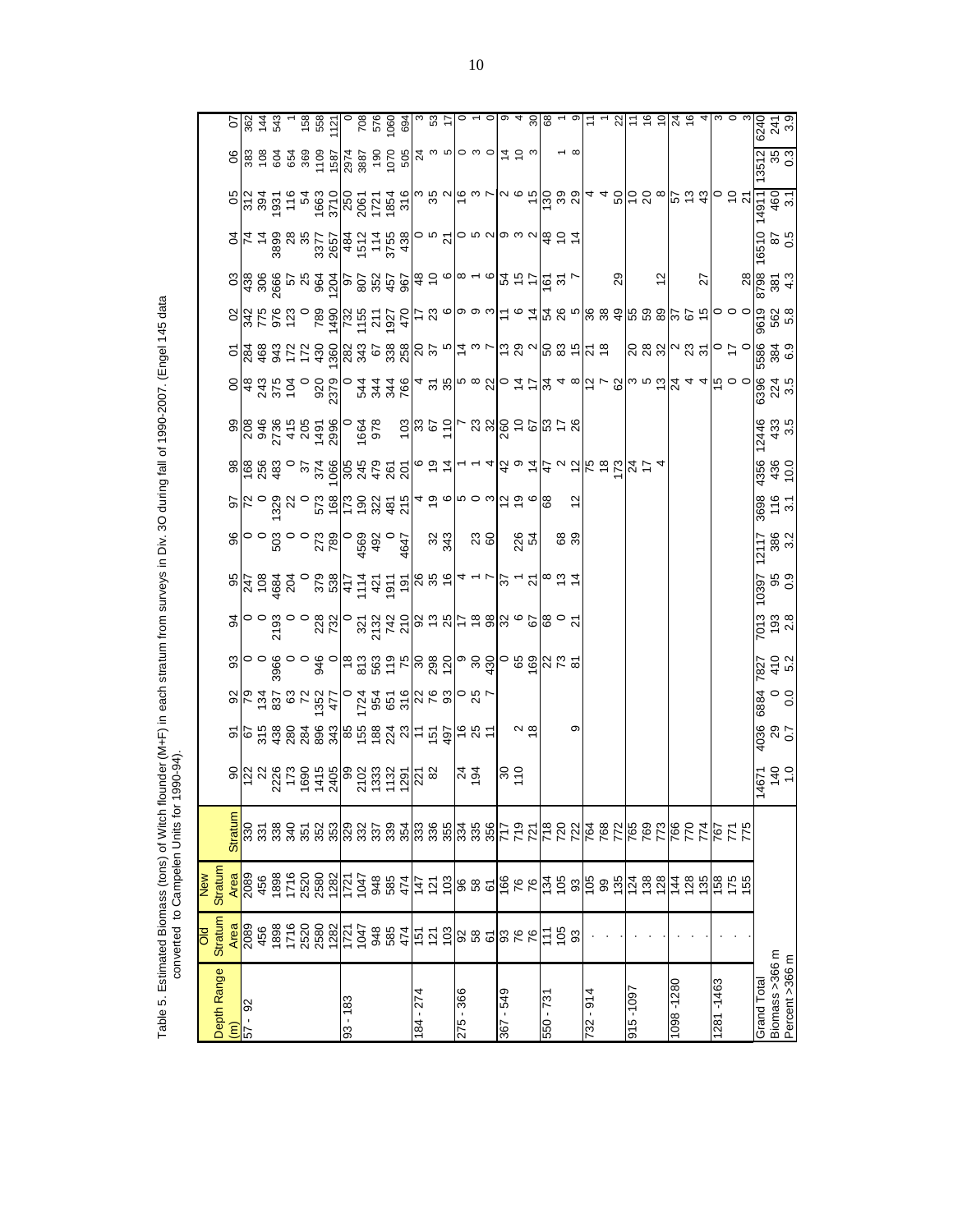Table 5. Estimated Biomass (tons) of Witch flounder (M+F) in each stratum from surveys in Div. 3O during fall of 1990-2007. (Engel 145 data converted to Campelen Units for 1990-94).

| Depth Range (m) | Old Stratum Area | New Stratum Area | Stratum | 90 | 91 | 92 | 93 | 94 | 95 | 96 | 97 | 98 | 99 | 00 | 01 | 02 | 03 | 04 | 05 | 06 | 07 |
|---|---|---|---|---|---|---|---|---|---|---|---|---|---|---|---|---|---|---|---|---|---|
| 57 - 92 | 2089 | 2089 | 330 | 122 | 67 | 79 | 0 | 0 | 247 | 0 | 72 | 168 | 208 | 48 | 284 | 342 | 438 | 74 | 312 | 383 | 362 |
| | 456 | 456 | 331 | 22 | 315 | 134 | 0 | 0 | 108 | 0 | 0 | 256 | 946 | 243 | 468 | 775 | 306 | 14 | 394 | 108 | 144 |
| | 1898 | 1898 | 338 | 2226 | 438 | 837 | 3966 | 2193 | 4684 | 503 | 1329 | 483 | 2736 | 375 | 943 | 976 | 2666 | 3899 | 1931 | 604 | 543 |
| | 1716 | 1716 | 340 | 173 | 280 | 63 | 0 | 0 | 204 | 0 | 22 | 0 | 415 | 104 | 172 | 123 | 57 | 28 | 116 | 654 | 1 |
| | 2520 | 2520 | 351 | 1690 | 284 | 72 | 0 | 0 | 0 | 0 | 0 | 37 | 205 | 0 | 172 | | 25 | 35 | 54 | 369 | 158 |
| | 2580 | 2580 | 352 | 1415 | 896 | 1352 | 946 | 228 | 379 | 273 | 573 | 374 | 1491 | 920 | 430 | 789 | 964 | 3377 | 1663 | 1109 | 558 |
| | 1282 | 1282 | 353 | 2405 | 343 | 477 | 0 | 732 | 538 | 789 | 168 | 1066 | 2996 | 2379 | 1360 | 1490 | 1204 | 2657 | 3710 | 1587 | 1121 |
| 93 - 183 | 1721 | 1721 | 329 | 99 | 85 | 0 | 18 | 0 | 417 | 0 | 173 | 305 | 0 | 0 | 282 | 732 | 97 | 484 | 250 | 2974 | 0 |
| | 1047 | 1047 | 332 | 2102 | 155 | 1724 | 813 | 321 | 1114 | 4569 | 190 | 245 | 1664 | 544 | 343 | 1155 | 807 | 1512 | 2061 | 3887 | 708 |
| | 948 | 948 | 337 | 1333 | 188 | 954 | 563 | 2132 | 421 | 492 | 322 | 479 | 978 | 344 | 67 | 211 | 352 | 114 | 1721 | 190 | 576 |
| | 585 | 585 | 339 | 1132 | 224 | 651 | 119 | 742 | 1911 | 0 | 481 | 261 | | 344 | 338 | 1927 | 457 | 3755 | 1854 | 1070 | 1060 |
| | 474 | 474 | 354 | 1291 | 23 | 316 | 75 | 210 | 191 | 4647 | 215 | 201 | 103 | 766 | 258 | 470 | 967 | 438 | 316 | 505 | 694 |
| 184 - 274 | 151 | 147 | 333 | 221 | 11 | 22 | 30 | 92 | 26 | | 4 | 6 | 33 | 4 | 20 | 17 | 48 | 0 | 3 | 24 | 3 |
| | 121 | 121 | 336 | 82 | 151 | 76 | 298 | 13 | 35 | 32 | 19 | 19 | 67 | 31 | 37 | 23 | 10 | 5 | 35 | 3 | 53 |
| | 103 | 103 | 355 | | 497 | 93 | 120 | 25 | 16 | 343 | 6 | 14 | 110 | 35 | 5 | 6 | 6 | 21 | 2 | 5 | 17 |
| 275 - 366 | 92 | 96 | 334 | 24 | 16 | 0 | 9 | 17 | 4 | | 5 | 1 | 7 | 5 | 14 | 9 | 8 | 0 | 16 | 0 | 0 |
| | 58 | 58 | 335 | 194 | 25 | 25 | 30 | 18 | 1 | 23 | 0 | 1 | 23 | 8 | 3 | 9 | 1 | 5 | 3 | 3 | 1 |
| | 61 | 61 | 356 | | 11 | 7 | 430 | 98 | 7 | 60 | 3 | 4 | 32 | 22 | 7 | 3 | 6 | 2 | 7 | 0 | 0 |
| 367 - 549 | 93 | 166 | 717 | 30 | | | 0 | 32 | 37 | | 12 | 42 | 260 | 0 | 13 | 11 | 54 | 9 | 2 | 14 | 9 |
| | 76 | 76 | 719 | 110 | 2 | | 65 | 6 | 1 | 226 | 19 | 9 | 10 | 14 | 29 | 6 | 15 | 3 | 6 | 10 | 4 |
| | 76 | 76 | 721 | | 18 | | 169 | 67 | 21 | 54 | 6 | 14 | 67 | 17 | 2 | 14 | 17 | 2 | 15 | 3 | 30 |
| 550 - 731 | 111 | 134 | 718 | | | | 22 | 68 | 8 | | 68 | 47 | 53 | 34 | 50 | 54 | 161 | 48 | 130 | | 68 |
| | 105 | 105 | 720 | | | | 73 | 0 | 13 | 68 | | 2 | 17 | 4 | 83 | 26 | 31 | 10 | 39 | 1 | 1 |
| | 93 | 93 | 722 | | 9 | | 81 | 21 | 14 | 39 | 12 | 12 | 26 | 8 | 15 | 5 | 7 | 14 | 29 | 8 | 9 |
| 732 - 914 | . | 105 | 764 | | | | | | | | | 75 | | 12 | 21 | 36 | | | 4 | | 11 |
| | . | 99 | 768 | | | | | | | | | 18 | | 7 | 18 | 38 | 29 | | 4 | | 1 |
| | . | 135 | 772 | | | | | | | | | 173 | | 62 | | 49 | | | 50 | | 22 |
| 915 -1097 | . | 124 | 765 | | | | | | | | | 24 | | 3 | 20 | 55 | | | 10 | | 11 |
| | . | 138 | 769 | | | | | | | | | 17 | | 5 | 28 | 59 | | | 20 | | 16 |
| | . | 128 | 773 | | | | | | | | | 4 | | 13 | 32 | 89 | 12 | | 8 | | 10 |
| 1098 -1280 | . | 144 | 766 | | | | | | | | | | | 24 | 2 | 37 | | | 57 | | 24 |
| | . | 128 | 770 | | | | | | | | | | | 4 | 23 | 67 | | | 13 | | 16 |
| | . | 135 | 774 | | | | | | | | | | | 4 | 31 | 15 | 27 | | 43 | | 4 |
| 1281 -1463 | . | 158 | 767 | | | | | | | | | | | 15 | 0 | 0 | | | 0 | | 3 |
| | . | 175 | 771 | | | | | | | | | | | 0 | 17 | 0 | | | 10 | | 0 |
| | . | 155 | 775 | | | | | | | | | | | 0 | 0 | 0 | 28 | | 21 | | 3 |
| Grand Total | | | | 14671 | 4036 | 6884 | 7827 | 7013 | 10397 | 12117 | 3698 | 4356 | 12446 | 6396 | 5586 | 9619 | 8798 | 16510 | 14911 | 13512 | 6240 |
| Biomass >366 m | | | | 140 | 29 | 0 | 410 | 193 | 95 | 386 | 116 | 436 | 433 | 224 | 384 | 562 | 381 | 87 | 460 | 35 | 241 |
| Percent >366 m | | | | 1.0 | 0.7 | 0.0 | 5.2 | 2.8 | 0.9 | 3.2 | 3.1 | 10.0 | 3.5 | 3.5 | 6.9 | 5.8 | 4.3 | 0.5 | 3.1 | 0.3 | 3.9 |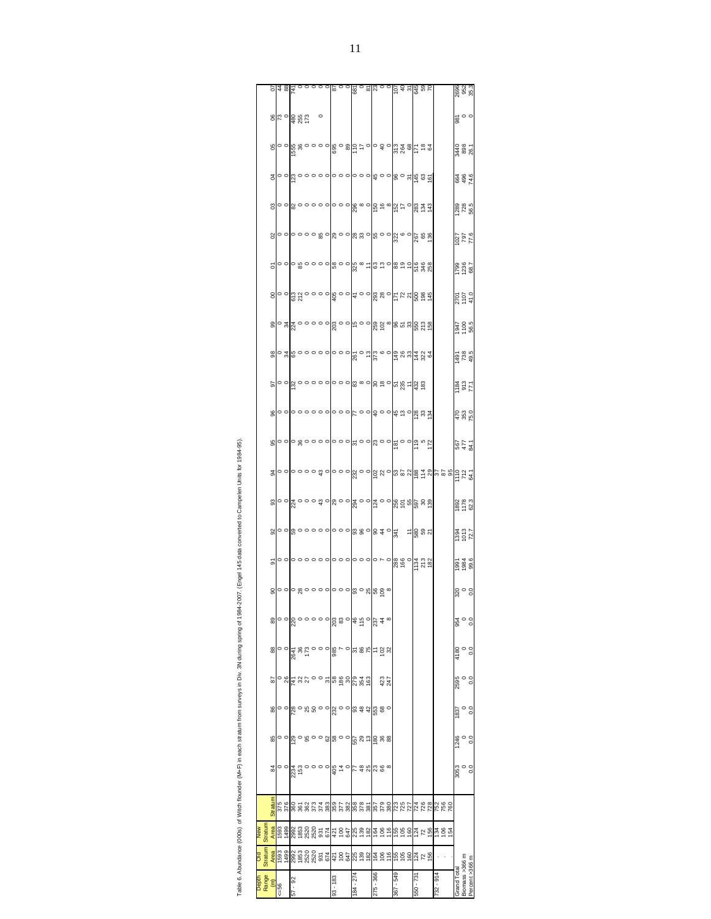Table 6. Abundance (000s) of Witch flounder (M+F) in each stratum from surveys in Div. 3N during spring of 1984-2007. (Engel 145 data converted to Campelen Units for 1984-95).

| Depth Range (m) | Old Stratum Area | New Stratum Area | Stratum | 84 | 85 | 86 | 87 | 88 | 89 | 90 | 91 | 92 | 93 | 94 | 95 | 96 | 97 | 98 | 99 | 00 | 01 | 02 | 03 | 04 | 05 | 06 | 07 |
|---|---|---|---|---|---|---|---|---|---|---|---|---|---|---|---|---|---|---|---|---|---|---|---|---|---|---|---|
| <=56 | 1593 | 1593 | 375 | 0 | 0 | 0 | 0 | 0 | 0 | 0 | 0 | 0 | 0 | 0 | 0 | 0 | 0 | 0 | 0 | 0 | 0 | 0 | 0 | 0 | 0 | 73 | 44 |
| | 1499 | 1499 | 376 | 0 | 0 | 0 | 26 | 0 | 0 | 0 | 0 | 0 | 0 | 0 | 0 | 0 | 0 | 34 | 34 | 0 | 0 | 0 | 0 | 0 | 0 | 0 | 88 |
| 57 - 92 | 2992 | 2992 | 360 | 2234 | 129 | 728 | 741 | 2641 | 220 | 0 | 0 | 59 | 224 | 0 | 0 | 0 | 132 | 65 | 224 | 613 | 0 | 0 | 82 | 123 | 1555 | 480 | 741 |
| | 1853 | 1853 | 361 | 153 | 0 | 0 | 32 | 36 | 0 | 28 | 0 | 0 | 0 | 0 | 36 | 0 | 0 | 0 | 0 | 212 | 85 | 0 | 0 | 0 | 36 | 255 | 0 |
| | 2520 | 2520 | 362 | 0 | 95 | 25 | 27 | 173 | 0 | 0 | 0 | 0 | 0 | 0 | 0 | 0 | 0 | 0 | 0 | 0 | 0 | 0 | 0 | 0 | 0 | 173 | 0 |
| | 2520 | 2520 | 373 | 0 | 0 | 50 | 0 | 0 | 0 | 0 | 0 | 0 | 0 | 0 | 0 | 0 | 0 | 0 | 0 | 0 | 0 | 0 | 0 | 0 | 0 | | 0 |
| | 931 | 931 | 374 | 0 | 0 | 0 | 0 | 0 | 0 | 0 | 0 | 0 | 43 | 43 | 0 | 0 | 0 | 0 | 0 | 0 | 0 | 85 | 0 | 0 | 0 | 0 | 0 |
| | 674 | 674 | 383 | 0 | 62 | 0 | 31 | 0 | 0 | 0 | 0 | 0 | 0 | 0 | 0 | 0 | 0 | 0 | 0 | 0 | 0 | 0 | 0 | 0 | 0 | | 0 |
| 93 - 183 | 421 | 421 | 359 | 405 | 58 | 232 | 58 | 985 | 203 | 0 | 0 | 0 | 29 | 0 | 0 | 0 | 0 | 0 | 203 | 405 | 58 | 29 | 0 | 0 | 695 | | 87 |
| | 100 | 100 | 377 | 14 | 0 | 0 | 186 | 7 | 83 | 0 | 0 | 0 | 0 | 0 | 0 | 0 | 0 | 0 | 0 | 0 | 0 | 0 | 0 | 0 | 0 | | 0 |
| | 647 | 647 | 382 | 0 | 0 | 0 | 30 | 0 | 0 | 0 | 0 | 0 | 0 | 0 | 0 | 0 | 0 | 0 | 0 | 0 | 0 | 0 | 0 | 0 | 89 | | 0 |
| 184 - 274 | 225 | 225 | 358 | 77 | 557 | 93 | 279 | 31 | 46 | 93 | 0 | 93 | 294 | 232 | 31 | 77 | 83 | 261 | 15 | 41 | 325 | 28 | 296 | 0 | 110 | | 681 |
| | 139 | 139 | 378 | 48 | 29 | 48 | 354 | 86 | 115 | 0 | 0 | 96 | 0 | 0 | 0 | 0 | 8 | 0 | 0 | 0 | 8 | 33 | 8 | 0 | 17 | | 0 |
| | 182 | 182 | 381 | 25 | 13 | 42 | 163 | 75 | 0 | 25 | 0 | 0 | 0 | 0 | 0 | 0 | 0 | 13 | 0 | 0 | 11 | 0 | 0 | 0 | 0 | | 81 |
| 275 - 366 | 164 | 164 | 357 | 23 | 180 | 553 | | 11 | 237 | 56 | 0 | 90 | 124 | 102 | 23 | 40 | 30 | 373 | 259 | 293 | 63 | 55 | 150 | 45 | 0 | | 23 |
| | 106 | 106 | 379 | 66 | 36 | 68 | 423 | 102 | 44 | 109 | 7 | 44 | 0 | 22 | 0 | 0 | 18 | 6 | 102 | 28 | 13 | 0 | 16 | 0 | 40 | | 0 |
| | 116 | 116 | 380 | 8 | 88 | 0 | 247 | 32 | 8 | 8 | 0 | 0 | 0 | 0 | 0 | 0 | 0 | 0 | 8 | 0 | 0 | 0 | 8 | 0 | 0 | | 0 |
| 367 - 549 | 155 | 155 | 723 | | | | | | | | 288 | 341 | 256 | 53 | 181 | 45 | 51 | 149 | 96 | 171 | 88 | 322 | 152 | 96 | 313 | | 107 |
| | 105 | 105 | 725 | | | | | | | | 166 | | 101 | 87 | 0 | 13 | 235 | 26 | 51 | 72 | 19 | 6 | 17 | 0 | 264 | | 40 |
| | 160 | 160 | 727 | | | | | | | | 0 | 11 | 55 | 22 | 0 | 0 | 11 | 33 | 33 | 21 | 10 | 0 | 0 | 31 | 68 | | 31 |
| 550 - 731 | 124 | 124 | 724 | | | | | | | | 1134 | 580 | 597 | 188 | 119 | 128 | 432 | 144 | 550 | 500 | 516 | 267 | 283 | 145 | 171 | | 645 |
| | 72 | 72 | 726 | | | | | | | | 213 | 59 | 30 | 114 | 5 | 33 | 183 | 322 | 213 | 198 | 346 | 65 | 134 | 63 | 18 | | 59 |
| | 156 | 156 | 728 | | | | | | | | 182 | 21 | 139 | 29 | 172 | 134 | | 64 | 158 | 145 | 258 | 136 | 143 | 161 | 64 | | 70 |
| 732 - 914 | . | 134 | 752 | | | | | | | | | | | 37 | | | | | | | | | | | | | |
| | . | 106 | 756 | | | | | | | | | | | 87 | | | | | | | | | | | | | |
| | . | 154 | 760 | | | | | | | | | | | 95 | | | | | | | | | | | | | |
| Grand Total | | | | 3053 | 1246 | 1837 | 2595 | 4180 | 954 | 320 | 1991 | 1394 | 1892 | 1110 | 567 | 470 | 1184 | 1491 | 1947 | 2701 | 1799 | 1027 | 1289 | 664 | 3440 | 981 | 2696 |
| Biomass >366 m | | | | 0 | 0 | 0 | 0 | 0 | 0 | 0 | 1984 | 1013 | 1178 | 712 | 477 | 353 | 913 | 738 | 1100 | 1107 | 1236 | 797 | 728 | 496 | 898 | 0 | 952 |
| Percent >366 m | | | | 0.0 | 0.0 | 0.0 | 0.0 | 0.0 | 0.0 | 0.0 | 99.6 | 72.7 | 62.3 | 64.1 | 84.1 | 75.0 | 77.1 | 49.5 | 56.5 | 41.0 | 68.7 | 77.6 | 56.5 | 74.6 | 26.1 | 0 | 35.3 |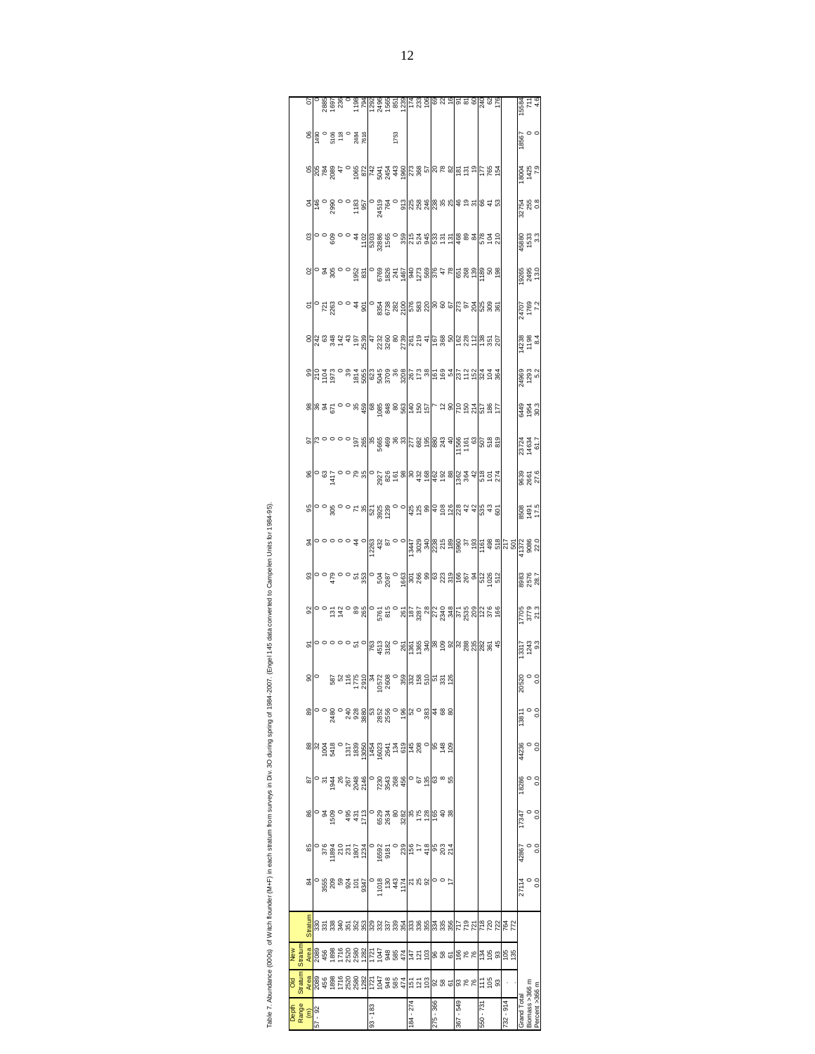Table 7. Abundance (000s) of Witch flounder (M+F) in each stratum from surveys in Div. 3O during spring of 1984-2007. (Engel 145 data converted to Campelen Units for 1984-95).

| Depth Range (m) | Old Stratum Area | New Stratum Area | Stratum | 84 | 85 | 86 | 87 | 88 | 89 | 90 | 91 | 92 | 93 | 94 | 95 | 96 | 97 | 98 | 99 | 00 | 01 | 02 | 03 | 04 | 05 | 06 | 07 |
|---|---|---|---|---|---|---|---|---|---|---|---|---|---|---|---|---|---|---|---|---|---|---|---|---|---|---|---|
| 57 - 92 | 2089 | 2089 | 330 | 0 | 0 | 0 | 0 | 32 | 0 | 0 | 0 | 0 | 0 | 0 | 0 | 0 | 73 | 36 | 210 | 242 | 0 | 0 | 0 | 146 | 205 | 1490 | 0 |
| | 456 | 456 | 331 | 3555 | 376 | 94 | 31 | 1004 | 0 | | 0 | 0 | 0 | 0 | 0 | 63 | 0 | 94 | 1104 | 63 | 721 | 94 | 0 | 0 | 784 | 0 | 2885 |
| | 1898 | 1898 | 338 | 209 | 11894 | 1509 | 1944 | 5418 | 2480 | 587 | 0 | 131 | 479 | 0 | 305 | 1417 | 0 | 671 | 1973 | 348 | 2263 | 305 | 609 | 2990 | 2089 | 5106 | 1697 |
| | 1716 | 1716 | 340 | 59 | 210 | 0 | 26 | 0 | 0 | 52 | 0 | 142 | 0 | 0 | 0 | 0 | 0 | 0 | 0 | 142 | 0 | 0 | 0 | 0 | 47 | 118 | 236 |
| | 2520 | 2520 | 351 | 924 | 231 | 495 | 267 | 1317 | 240 | 116 | 0 | 0 | 0 | 0 | 0 | 0 | 0 | 0 | 39 | 43 | 0 | 0 | 0 | 0 | 0 | 0 | 0 |
| | 2580 | 2580 | 352 | 101 | 1807 | 431 | 2048 | 1839 | 928 | 1775 | 51 | 89 | 51 | 44 | 71 | 79 | 197 | 35 | 1814 | 197 | 44 | 1952 | 4 | 1183 | 1065 | 2484 | 1198 |
| | 1282 | 1282 | 353 | 9347 | 1234 | 1713 | 2146 | 13050 | 3880 | 2910 | 0 | 265 | 353 | 0 | 35 | 35 | 265 | 459 | 5055 | 2539 | 901 | 831 | 1102 | 957 | 872 | 7616 | 794 |
| 93 - 183 | 1721 | 1721 | 329 | 0 | 0 | 0 | 0 | 1454 | 53 | 34 | 763 | 0 | 0 | 12263 | 521 | 0 | 35 | 68 | 623 | 47 | 0 | 0 | 5303 | 0 | 742 | | 1292 |
| | 1047 | 1047 | 332 | 11018 | 16592 | 6529 | 7230 | 16023 | 2852 | 10572 | 4513 | 5761 | 504 | 432 | 3925 | 2927 | 5665 | 1085 | 5045 | 2232 | 8354 | 6769 | 32886 | 24519 | 5041 | | 2496 |
| | 948 | 948 | 337 | 130 | 9181 | 2634 | 3543 | 2641 | 2556 | 2608 | 3182 | 815 | 2087 | 87 | 1239 | 826 | 469 | 848 | 3709 | 3260 | 6738 | 1826 | 1565 | 764 | 2454 | | 1565 |
| | 585 | 585 | 339 | 443 | 0 | 80 | 288 | 134 | 0 | 0 | 0 | 0 | 0 | 0 | 0 | 161 | 36 | 80 | 36 | 80 | 282 | 241 | 0 | 0 | 443 | 1753 | 851 |
| | 474 | 474 | 354 | 1174 | 239 | 3282 | 456 | 619 | 196 | 359 | 261 | 261 | 1663 | 0 | 0 | 98 | 33 | 553 | 3208 | 2739 | 2100 | 1467 | 359 | 913 | 1960 | | 1239 |
| 184 - 274 | 151 | 147 | 333 | 21 | 156 | 35 | 0 | 145 | 52 | 332 | 1361 | 187 | 301 | 13447 | 425 | 30 | 277 | 140 | 267 | 261 | 576 | 940 | 215 | 225 | 273 | | 174 |
| | 121 | 121 | 336 | 25 | 17 | 175 | 67 | 208 | 0 | 158 | 1365 | 3287 | 266 | 3029 | 125 | 432 | 682 | 150 | 173 | 219 | 583 | 1273 | 524 | 258 | 368 | | 233 |
| | 103 | 103 | 355 | 92 | 418 | 128 | 135 | 0 | 383 | 510 | 340 | 28 | 99 | 340 | 99 | 168 | 195 | 157 | 38 | 41 | 220 | 569 | 945 | 246 | 57 | | 106 |
| 275 - 366 | 92 | 96 | 334 | 0 | 95 | 165 | 63 | 95 | 44 | 51 | 38 | 272 | 63 | 2238 | 40 | 462 | 880 | 7 | 161 | 167 | 30 | 376 | 533 | 238 | 20 | | 69 |
| | 58 | 58 | 335 | 0 | 203 | 40 | 8 | 148 | 68 | 331 | 109 | 2340 | 223 | 215 | 108 | 192 | 243 | 12 | 169 | 368 | 60 | 47 | 131 | 35 | 78 | | 22 |
| | 61 | 61 | 356 | 17 | 214 | 38 | 55 | 109 | 80 | 126 | 92 | 348 | 319 | 189 | 126 | 88 | 40 | 90 | 54 | 50 | 67 | 78 | 131 | 25 | 82 | | 16 |
| 367 - 549 | 93 | 166 | 717 | | | | | | | | 32 | 371 | 166 | 5960 | 228 | 1362 | 11566 | 710 | 237 | 162 | 273 | 651 | 468 | 46 | 181 | | 91 |
| | 76 | 76 | 719 | | | | | | | | 288 | 2535 | 267 | 37 | 42 | 364 | 1161 | 150 | 112 | 228 | 97 | 268 | 89 | 19 | 131 | | 81 |
| | 76 | 76 | 721 | | | | | | | | 235 | 209 | 94 | 193 | 42 | 42 | 63 | 214 | 152 | 112 | 204 | 139 | 84 | 31 | 19 | | 60 |
| 550 - 731 | 111 | 134 | 718 | | | | | | | | 282 | 122 | 512 | 1161 | 535 | 518 | 507 | 517 | 324 | 136 | 525 | 1189 | 578 | 66 | 177 | | 240 |
| | 105 | 105 | 720 | | | | | | | | 361 | 376 | 1026 | 498 | 43 | 101 | 518 | 186 | 104 | 351 | 309 | 50 | 104 | 41 | 765 | | 62 |
| | 93 | 93 | 722 | | | | | | | | 45 | 166 | 512 | 518 | 601 | 274 | 819 | 177 | 364 | 207 | 361 | 198 | 210 | 53 | 154 | | 176 |
| 732 - 914 | - | 105 | 764 | | | | | | | | | | | 217 | | | | | | | | | | | | | |
| | - | 135 | 772 | | | | | | | | | | | 501 | | | | | | | | | | | | | |
| Grand Total | | | | 27114 | 42867 | 17347 | 18286 | 44236 | 13811 | 20520 | 13317 | 17705 | 8983 | 41372 | 8508 | 9639 | 23724 | 6449 | 24969 | 14238 | 24707 | 19265 | 45880 | 32754 | 18004 | 18567 | 15584 |
| Biomass >366 m | | | | 0 | 0 | 0 | 0 | 0 | 0 | 0 | 1243 | 3779 | 2576 | 9086 | 1491 | 2661 | 14634 | 1954 | 1293 | 1198 | 1769 | 2495 | 1533 | 255 | 1425 | 0 | 711 |
| Percent >366 m | | | | 0.0 | 0.0 | 0.0 | 0.0 | 0.0 | 0.0 | 0.0 | 9.3 | 21.3 | 28.7 | 22.0 | 17.5 | 27.6 | 61.7 | 30.3 | 5.2 | 8.4 | 7.2 | 13.0 | 3.3 | 0.8 | 7.9 | 0 | 4.6 |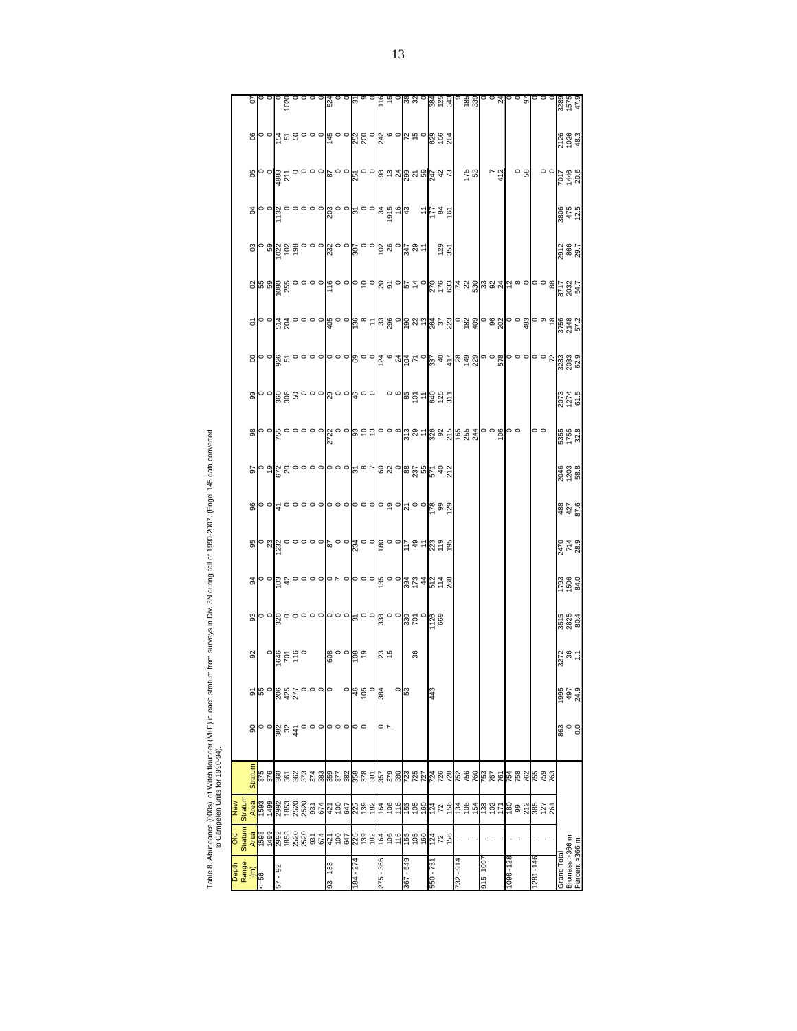Table 8. Abundance (000s) of Witch flounder (M+F) in each stratum from surveys in Div. 3N during fall of 1990-2007. (Engel 145 data converted to Campelen Units for 1990-94).

| Depth Range (m) | Old Stratum Area | New Stratum Area | Stratum | 90 | 91 | 92 | 93 | 94 | 95 | 96 | 97 | 98 | 99 | 00 | 01 | 02 | 03 | 04 | 05 | 06 | 07 |
|---|---|---|---|---|---|---|---|---|---|---|---|---|---|---|---|---|---|---|---|---|---|
| <=56 | 1593 | 1593 | 375 | 0 | 55 | | 0 | 0 | 0 | 0 | 0 | 0 | 0 | 0 | 0 | 55 | 0 | 0 | 0 | 0 | 0 |
| | 1499 | 1499 | 376 | 0 | 0 | 0 | 0 | 0 | 23 | 0 | 19 | 0 | 0 | 0 | 0 | 59 | 59 | 0 | 0 | 0 | 0 |
| 57 - 92 | 2992 | 2992 | 360 | 382 | 206 | 1646 | 320 | 103 | 1232 | 41 | 672 | 755 | 360 | 926 | 514 | 1080 | 1022 | 1132 | 4888 | 154 | 0 |
| | 1853 | 1853 | 361 | 32 | 425 | 701 | 0 | 42 | 0 | 0 | 23 | 0 | 306 | 51 | 204 | 255 | 102 | 0 | 211 | 51 | 1020 |
| | 2520 | 2520 | 362 | 441 | 277 | 116 | 0 | 0 | 0 | 0 | 0 | 0 | 50 | 0 | 0 | 0 | 198 | 0 | 0 | 50 | 0 |
| | 2520 | 2520 | 373 | 0 | 0 | 0 | 0 | 0 | 0 | 0 | 0 | 0 | 0 | 0 | 0 | 0 | 0 | 0 | 0 | 0 | 0 |
| | 931 | 931 | 374 | 0 | 0 | | 0 | 0 | 0 | 0 | 0 | 0 | 0 | 0 | 0 | 0 | 0 | 0 | 0 | 0 | 0 |
| | 674 | 674 | 383 | 0 | 0 | | 0 | 0 | 0 | 0 | 0 | 0 | 0 | 0 | 0 | 0 | 0 | 0 | 0 | 0 | 0 |
| 93 - 183 | 421 | 421 | 359 | 0 | 0 | 608 | 0 | 0 | 87 | 0 | 0 | 2722 | 29 | 0 | 405 | 116 | 232 | 203 | 87 | 145 | 524 |
| | 100 | 100 | 377 | 0 | | 0 | 0 | 7 | 0 | 0 | 0 | 0 | 0 | 0 | 0 | 0 | 0 | 0 | 0 | 0 | 0 |
| | 647 | 647 | 382 | 0 | 0 | 0 | 0 | 0 | 0 | 0 | 0 | 0 | 0 | 0 | 0 | 0 | 0 | 0 | 0 | 0 | 0 |
| 184 - 274 | 225 | 225 | 358 | 0 | 46 | 108 | 31 | 0 | 234 | 0 | 31 | 93 | 46 | 69 | 136 | 0 | 307 | 31 | 251 | 252 | 31 |
| | 139 | 139 | 378 | 0 | 105 | 19 | 0 | 0 | 0 | 0 | 8 | 10 | 0 | 0 | 8 | 10 | 0 | 0 | 0 | 200 | 9 |
| | 182 | 182 | 381 | | 0 | | 0 | 0 | 0 | 0 | 7 | 13 | 0 | 0 | 11 | 0 | 0 | 0 | 0 | 0 | 0 |
| 275 - 366 | 164 | 164 | 357 | 0 | 384 | 23 | 338 | 135 | 180 | 0 | 60 | 0 | | 124 | 33 | 20 | 102 | 34 | 98 | 242 | 116 |
| | 106 | 106 | 379 | 7 | | 15 | 0 | 0 | 0 | 19 | 22 | 0 | 0 | 6 | 296 | 91 | 26 | 1915 | 13 | 6 | 15 |
| | 116 | 116 | 380 | | 0 | | 0 | 0 | 0 | 0 | 0 | 8 | 8 | 24 | 0 | 0 | 0 | 16 | 24 | 0 | 0 |
| 367 - 549 | 155 | 155 | 723 | | 53 | | 330 | 394 | 117 | 21 | 88 | 313 | 85 | 104 | 190 | 57 | 347 | 43 | 299 | 72 | 38 |
| | 105 | 105 | 725 | | | 36 | 701 | 173 | 49 | 0 | 237 | 29 | 101 | 71 | 22 | 14 | 29 | | 21 | 15 | 32 |
| | 160 | 160 | 727 | | | | 0 | 44 | 11 | 0 | 55 | 11 | 11 | 0 | 13 | 0 | 11 | 11 | 59 | 0 | 0 |
| 550 - 731 | 124 | 124 | 724 | | 443 | | 1126 | 512 | 223 | 178 | 571 | 326 | 640 | 337 | 264 | 270 | | 177 | 247 | 629 | 384 |
| | 72 | 72 | 726 | | | | 669 | 114 | 119 | 99 | 40 | 92 | 125 | 40 | 37 | 176 | 129 | 84 | 42 | 106 | 125 |
| | 156 | 156 | 728 | | | | | 268 | 195 | 129 | 212 | 215 | 311 | 417 | 223 | 633 | 351 | 161 | 73 | 204 | 343 |
| 732 - 914 | . | 134 | 752 | | | | | | | | | 165 | | 28 | 0 | 74 | | | | | 9 |
| | . | 106 | 756 | | | | | | | | | 255 | | 149 | 182 | 22 | | | 175 | | 185 |
| | . | 154 | 760 | | | | | | | | | 244 | | 229 | 409 | 530 | | | 53 | | 339 |
| 915 -1097 | . | 138 | 753 | | | | | | | | | 0 | | 9 | 0 | 33 | | | | | 0 |
| | . | 102 | 757 | | | | | | | | | 0 | | 0 | 96 | 92 | | | 7 | | 0 |
| | . | 171 | 761 | | | | | | | | | 106 | | 578 | 202 | 24 | | | 412 | | 24 |
| 1098 -1280 | . | 180 | 754 | | | | | | | | | 0 | | 0 | 0 | 12 | | | | | 0 |
| | . | 99 | 758 | | | | | | | | | 0 | | 0 | 0 | 8 | | | 0 | | 0 |
| | . | 212 | 762 | | | | | | | | | | | 0 | 483 | 0 | | | 58 | | 97 |
| 1281 -1463 | . | 385 | 755 | | | | | | | | | 0 | | 0 | 0 | 0 | | | | | 0 |
| | . | 127 | 759 | | | | | | | | | 0 | | 0 | 9 | 0 | | | 0 | | 0 |
| | . | 261 | 763 | | | | | | | | | | | 72 | 18 | 88 | | | 0 | | 0 |
| Grand Total | | | | 863 | 1995 | 3272 | 3515 | 1793 | 2470 | 488 | 2046 | 5355 | 2073 | 3233 | 3756 | 3717 | 2912 | 3806 | 7017 | 2126 | 3289 |
| Biomass >366 m | | | | 0 | 497 | 36 | 2825 | 1506 | 714 | 427 | 1203 | 1755 | 1274 | 2033 | 2148 | 2032 | 866 | 475 | 1446 | 1026 | 1575 |
| Percent >366 m | | | | 0.0 | 24.9 | 1.1 | 80.4 | 84.0 | 28.9 | 87.6 | 58.8 | 32.8 | 61.5 | 62.9 | 57.2 | 54.7 | 29.7 | 12.5 | 20.6 | 48.3 | 47.9 |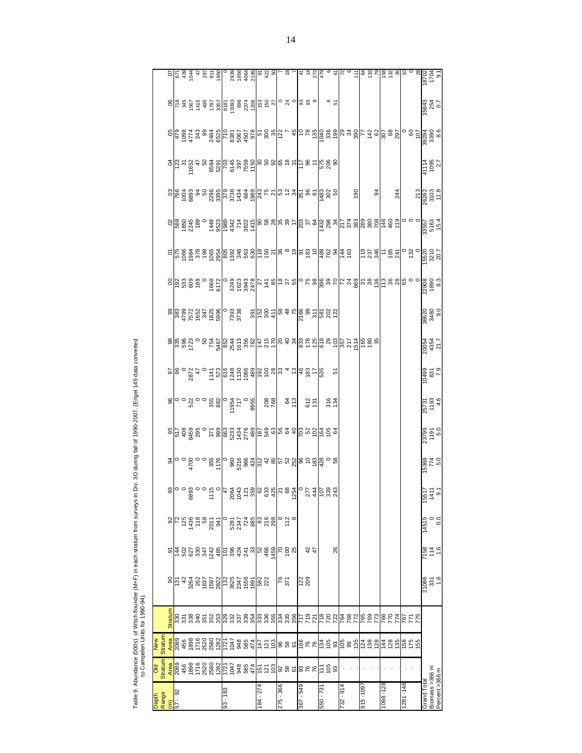Table 9. Abundance (000s) of Witch flounder (M+F) in each stratum from surveys in Div. 3O during fall of 1990-2007. (Engel 145 data converted to Campelen Units for 1990-94).

| Depth Range (m) | Old Stratum Area | New Stratum Area | Stratum | 90 | 91 | 92 | 93 | 94 | 95 | 96 | 97 | 98 | 99 | 00 | 01 | 02 | 03 | 04 | 05 | 06 | 07 |
|---|---|---|---|---|---|---|---|---|---|---|---|---|---|---|---|---|---|---|---|---|---|
| 57 - 92 | 2089 | 2089 | 330 | 131 | 144 | 72 | 0 | 0 | 517 | 0 | 96 | 335 | 383 | 192 | 575 | 588 | 766 | 123 | 479 | 718 | 671 |
| | 456 | 456 | 331 | 42 | 502 | 125 | 0 | 0 | 408 | 0 | 0 | 596 | 4799 | 533 | 1066 | 1850 | 1004 | 31 | 1098 | 345 | 439 |
| | 1898 | 1898 | 338 | 3264 | 627 | 1436 | 6893 | 4700 | 8459 | 522 | 2872 | 1723 | 7572 | 609 | 1984 | 2245 | 6893 | 11652 | 4774 | 1567 | 1044 |
| | 1716 | 1716 | 340 | 262 | 330 | 118 | 0 | 0 | 295 | 0 | 47 | 0 | 1652 | 189 | 378 | 189 | 94 | 47 | 243 | 1416 | 47 |
| | 2520 | 2520 | 351 | 1837 | 347 | 58 | 0 | 0 | 0 | 0 | 0 | 50 | 347 | 0 | 198 | 0 | 50 | 50 | 99 | 495 | 297 |
| | 2580 | 2580 | 352 | 1597 | 1242 | 2011 | 1115 | 355 | 371 | 355 | 1141 | 754 | 1825 | 1668 | 1065 | 1448 | 2296 | 6584 | 2484 | 1787 | 811 |
| | 1282 | 1282 | 353 | 2822 | 485 | 941 | 0 | 1176 | 999 | 882 | 573 | 5467 | 5996 | 6172 | 2954 | 9523 | 3395 | 5291 | 6525 | 3357 | 1958 |
| 93 - 183 | 1721 | 1721 | 329 | 132 | 101 | 0 | 47 | 0 | 663 | 0 | 616 | 852 | 0 | 0 | 805 | 1989 | 379 | 703 | 710 | 8181 | 0 |
| | 1047 | 1047 | 332 | 3625 | 396 | 5281 | 2064 | 960 | 5233 | 11954 | 1248 | 2544 | 7393 | 3249 | 1392 | 4342 | 3738 | 6145 | 8381 | 13093 | 2939 |
| | 948 | 948 | 337 | 2347 | 424 | 2347 | 1043 | 5216 | 1434 | 717 | 1130 | 1613 | 3738 | 1623 | 348 | 714 | 1434 | 397 | 5067 | 696 | 1956 |
| | 585 | 585 | 339 | 1556 | 241 | 724 | 121 | 966 | 2776 | 0 | 1086 | 356 | | 3943 | 563 | 3822 | 684 | 7559 | 4507 | 2374 | 4064 |
| | 474 | 474 | 354 | 1891 | 33 | 685 | 359 | 424 | 489 | 8955 | 489 | 782 | 391 | 2478 | 630 | 1415 | 1989 | 1150 | 978 | 1206 | 2195 |
| 184 - 274 | 151 | 147 | 333 | 582 | 52 | 83 | 62 | 312 | 187 | | 192 | 147 | 152 | 27 | 118 | 90 | 243 | 30 | 51 | 153 | 81 |
| | 121 | 121 | 336 | 222 | 466 | 216 | 633 | 42 | 549 | 208 | 100 | 215 | 300 | 141 | 150 | 58 | 75 | 50 | 300 | 150 | 422 |
| | 103 | 103 | 355 | | 1459 | 298 | 425 | 85 | 63 | 768 | 28 | 170 | 411 | 85 | 21 | 28 | 21 | 92 | 35 | 27 | 50 |
| 275 - 366 | 92 | 96 | 334 | 76 | 70 | 0 | 21 | 57 | 56 | | 33 | 20 | 58 | 18 | 36 | 35 | 53 | 65 | 122 | 0 | 7 |
| | 58 | 58 | 335 | 371 | 100 | 112 | 68 | 52 | 64 | 64 | 4 | 40 | 48 | 37 | 8 | 39 | 12 | 18 | 7 | 24 | 18 |
| | 61 | 61 | 356 | | 25 | 8 | 1254 | 252 | 40 | 113 | 13 | 34 | 75 | 55 | 19 | 17 | 34 | 31 | 45 | 0 | 7 |
| 367 - 549 | 93 | 166 | 717 | 122 | | | 0 | 96 | 703 | | 46 | 833 | 2166 | 0 | 91 | 203 | 351 | 117 | 10 | 93 | 41 |
| | 76 | 76 | 719 | 209 | 42 | | 277 | 10 | 52 | 612 | 183 | 178 | 99 | 75 | 183 | 37 | 96 | 96 | 78 | 95 | 14 |
| | 76 | 76 | 721 | | 47 | | 444 | 183 | 102 | 131 | 17 | 125 | 311 | 98 | 10 | 84 | 81 | 11 | 135 | 9 | 273 |
| 550 - 731 | 111 | 134 | 718 | | | | 107 | 428 | 164 | | 535 | 618 | 581 | 396 | 488 | 1432 | 1483 | 575 | 1040 | | 479 |
| | 105 | 105 | 720 | | | | 339 | 0 | 105 | 316 | | 29 | 202 | 39 | 762 | 298 | 302 | 206 | 336 | 6 | 6 |
| | 93 | 93 | 722 | | 26 | | 243 | 58 | 64 | 134 | 51 | 103 | 122 | 70 | 94 | 34 | 50 | 90 | 199 | 51 | 61 |
| 732 - 914 | . | 105 | 764 | | | | | | | | | 357 | | 72 | 144 | 217 | | | 29 | | 72 |
| | . | 99 | 768 | | | | | | | | | 217 | | 24 | 163 | 374 | | | 34 | | 6 |
| | . | 135 | 772 | | | | | | | | | 1514 | | 669 | | 383 | 190 | | 390 | | 111 |
| 915 - 1097 | . | 124 | 765 | | | | | | | | | 165 | | 31 | 119 | 289 | | | 77 | | 64 |
| | . | 138 | 769 | | | | | | | | | 180 | | 38 | 237 | 380 | | | 142 | | 133 |
| | . | 128 | 773 | | | | | | | | | 35 | | 136 | 346 | 708 | 94 | | 62 | | 79 |
| 1098 - 128 | . | 144 | 766 | | | | | | | | | | | 113 | 11 | 146 | | | 307 | | 158 |
| | . | 128 | 770 | | | | | | | | | | | 36 | 185 | 460 | | | 88 | | 132 |
| | . | 135 | 774 | | | | | | | | | | | 28 | 241 | 119 | 244 | | 297 | | 35 |
| 1281 - 146 | . | 158 | 767 | | | | | | | | | | | 65 | 0 | 0 | | | 0 | | 10 |
| | . | 175 | 771 | | | | | | | | | | | 0 | 132 | 0 | | | 60 | | 0 |
| | . | 155 | 775 | | | | | | | | | | | 0 | 0 | 0 | 213 | | 107 | | 28 |
| Grand Total | | | | 21086 | 7158 | 14515 | 15517 | 15369 | 23795 | 25731 | 10499 | 20054 | 38620 | 22908 | 15520 | 33557 | 26262 | 41114 | 39294 | 35843 | 18702 |
| Biomass >366 m | | | | 331 | 114 | 0 | 1411 | 774 | 1191 | 1193 | 831 | 4354 | 3480 | 1890 | 3210 | 5163 | 3103 | 1095 | 3390 | 254 | 1704 |
| Percent >366 m | | | | 1.6 | 1.6 | 0.0 | 9.1 | 5.0 | 5.0 | 4.6 | 7.9 | 21.7 | 9.0 | 8.3 | 20.7 | 15.4 | 11.8 | 2.7 | 8.6 | 0.7 | 9.1 |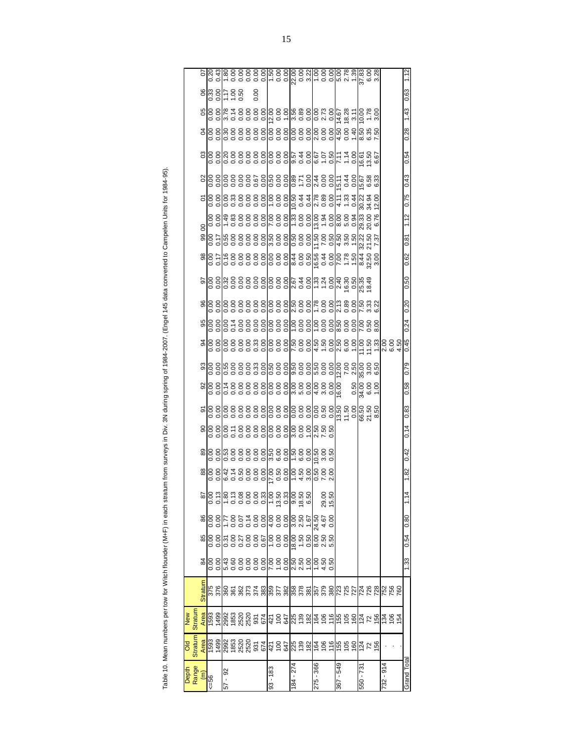Table 10. Mean numbers per tow for Witch flounder (M+F) in each stratum from surveys in Div. 3N during spring of 1984-2007. (Engel 145 data converted to Campelen Units for 1984-95).

| Depth Range (m) | Old Stratum Area | New Stratum Area | Stratum | 84 | 85 | 86 | 87 | 88 | 89 | 90 | 91 | 92 | 93 | 94 | 95 | 96 | 97 | 98 | 99 | 00 | 01 | 02 | 03 | 04 | 05 | 06 | 07 |
|---|---|---|---|---|---|---|---|---|---|---|---|---|---|---|---|---|---|---|---|---|---|---|---|---|---|---|---|
| <=56 | 1593 | 1593 | 375 | 0.00 | 0.00 | 0.00 | 0.00 | 0.00 | 0.00 | 0.00 | 0.00 | 0.00 | 0.00 | 0.00 | 0.00 | 0.00 | 0.00 | 0.00 | 0.00 | 0.00 | 0.00 | 0.00 | 0.00 | 0.00 | 0.00 | 0.33 | 0.20 |
| | 1499 | 1499 | 376 | 0.00 | 0.00 | 0.00 | 0.13 | 0.00 | 0.00 | 0.00 | 0.00 | 0.00 | 0.00 | 0.00 | 0.00 | 0.00 | 0.00 | 0.17 | 0.17 | 0.00 | 0.00 | 0.00 | 0.00 | 0.00 | 0.00 | 0.00 | 0.43 |
| 57 - 92 | 2992 | 2992 | 360 | 5.43 | 0.31 | 1.77 | 1.80 | 6.42 | 0.53 | 0.00 | 0.00 | 0.14 | 0.55 | 0.00 | 0.00 | 0.00 | 0.32 | 0.16 | 0.55 | 1.49 | 0.00 | 0.00 | 0.20 | 0.30 | 3.78 | 1.17 | 1.80 |
| | 1853 | 1853 | 361 | 0.60 | 0.00 | 0.00 | 0.13 | 0.14 | 0.00 | 0.11 | 0.00 | 0.00 | 0.00 | 0.00 | 0.14 | 0.00 | 0.00 | 0.00 | 0.00 | 0.83 | 0.33 | 0.00 | 0.00 | 0.00 | 0.14 | 1.00 | 0.00 |
| | 2520 | 2520 | 362 | 0.00 | 0.27 | 0.07 | 0.08 | 0.50 | 0.00 | 0.00 | 0.00 | 0.00 | 0.00 | 0.00 | 0.00 | 0.00 | 0.00 | 0.00 | 0.00 | 0.00 | 0.00 | 0.00 | 0.00 | 0.00 | 0.00 | 0.50 | 0.00 |
| | 2520 | 2520 | 373 | 0.00 | 0.00 | 0.14 | 0.00 | 0.00 | 0.00 | 0.00 | 0.00 | 0.00 | 0.00 | 0.00 | 0.00 | 0.00 | 0.00 | 0.00 | 0.00 | 0.00 | 0.00 | 0.00 | 0.00 | 0.00 | 0.00 | | 0.00 |
| | 931 | 931 | 374 | 0.00 | 0.00 | 0.00 | 0.00 | 0.00 | 0.00 | 0.00 | 0.00 | 0.00 | 0.33 | 0.33 | 0.00 | 0.00 | 0.00 | 0.00 | 0.00 | 0.00 | 0.00 | 0.67 | 0.00 | 0.00 | 0.00 | 0.00 | 0.00 |
| | 674 | 674 | 383 | 0.00 | 0.67 | 0.00 | 0.33 | 0.00 | 0.00 | 0.00 | 0.00 | 0.00 | 0.00 | 0.00 | 0.00 | 0.00 | 0.00 | 0.00 | 0.00 | 0.00 | 0.00 | 0.00 | 0.00 | 0.00 | 0.00 | | 0.00 |
| 93 - 183 | 421 | 421 | 359 | 7.00 | 1.00 | 4.00 | 1.00 | 17.00 | 3.50 | 0.00 | 0.00 | 0.00 | 0.50 | 0.00 | 0.00 | 0.00 | 0.00 | 0.00 | 3.50 | 7.00 | 1.00 | 0.50 | 0.00 | 0.00 | 12.00 | | 1.50 |
| | 100 | 100 | 377 | 1.00 | 0.00 | 0.00 | 13.50 | 0.50 | 6.00 | 0.00 | 0.00 | 0.00 | 0.00 | 0.00 | 0.00 | 0.00 | 0.00 | 0.00 | 0.00 | 0.00 | 0.00 | 0.00 | 0.00 | 0.00 | 0.00 | | 0.00 |
| | 647 | 647 | 382 | 0.00 | 0.00 | 0.00 | 0.33 | 0.00 | 0.00 | 0.00 | 0.00 | 0.00 | 0.00 | 0.00 | 0.00 | 0.00 | 0.00 | 0.00 | 0.00 | 0.00 | 0.00 | 0.00 | 0.00 | 0.00 | 1.00 | | 0.00 |
| 184 - 274 | 225 | 225 | 358 | 2.50 | 18.00 | 3.00 | 9.00 | 1.00 | 1.50 | 3.00 | 0.00 | 3.00 | 9.50 | 7.50 | 1.00 | 2.50 | 2.67 | 8.44 | 0.50 | 1.33 | 10.50 | 0.89 | 9.57 | 0.00 | 3.56 | | 22.00 |
| | 139 | 139 | 378 | 2.50 | 1.50 | 2.50 | 18.50 | 4.50 | 6.00 | 0.00 | 0.00 | 5.00 | 0.00 | 0.00 | 0.00 | 0.00 | 0.44 | 0.00 | 0.00 | 0.00 | 0.44 | 1.71 | 0.44 | 0.00 | 0.89 | | 0.00 |
| | 182 | 182 | 381 | 1.00 | 0.50 | 1.67 | 6.50 | 3.00 | 0.00 | 1.00 | 0.00 | 0.00 | 0.00 | 0.00 | 0.00 | 0.00 | 0.00 | 0.50 | 0.00 | 0.00 | 0.44 | 0.00 | 0.00 | 0.00 | 0.00 | | 3.22 |
| 275 - 366 | 164 | 164 | 357 | 1.00 | 8.00 | 24.50 | | 0.50 | 10.50 | 2.50 | 0.00 | 4.00 | 5.50 | 4.50 | 1.00 | 1.78 | 1.33 | 16.56 | 11.50 | 13.00 | 2.78 | 2.44 | 6.67 | 2.00 | 0.00 | | 1.00 |
| | 106 | 106 | 379 | 4.50 | 2.50 | 4.67 | 29.00 | 7.00 | 3.00 | 7.50 | 0.50 | 3.00 | 0.00 | 1.50 | 0.00 | 0.00 | 1.24 | 0.44 | 7.00 | 1.94 | 0.89 | 0.00 | 1.07 | 0.00 | 2.73 | | 0.00 |
| | 116 | 116 | 380 | 0.50 | 5.50 | 0.00 | 15.50 | 2.00 | 0.50 | 0.50 | 0.00 | 0.00 | 0.00 | 0.00 | 0.00 | 0.00 | 0.00 | 0.00 | 0.50 | 0.00 | 0.00 | 0.00 | 0.50 | 0.00 | 0.00 | | 0.00 |
| 367 - 549 | 155 | 155 | 723 | | | | | | | | 13.50 | 16.00 | 12.00 | 2.50 | 8.50 | 2.13 | 2.40 | 7.00 | 4.50 | 8.00 | 4.11 | 15.11 | 7.11 | 4.50 | 14.67 | | 5.00 |
| | 105 | 105 | 725 | | | | | | | | 11.50 | | 7.00 | 6.00 | 0.00 | 0.89 | 16.30 | 1.78 | 3.50 | 5.00 | 1.33 | 0.44 | 1.14 | 0.00 | 18.28 | | 2.78 |
| | 160 | 160 | 727 | | | | | | | | 0.00 | 0.50 | 2.50 | 1.00 | 0.00 | 0.00 | 0.50 | 1.50 | 1.50 | 0.94 | 0.44 | 0.00 | 0.00 | 1.40 | 3.11 | | 1.39 |
| 550 - 731 | 124 | 124 | 724 | | | | | | | | 66.50 | 34.00 | 35.00 | 11.00 | 7.00 | 7.50 | 25.35 | 8.44 | 32.22 | 29.33 | 30.22 | 15.67 | 16.61 | 8.50 | 10.00 | | 37.83 |
| | 72 | 72 | 726 | | | | | | | | 21.50 | 6.00 | 3.00 | 11.50 | 0.50 | 3.33 | 18.49 | 32.50 | 21.50 | 20.00 | 34.94 | 6.58 | 13.50 | 6.35 | 1.78 | | 6.00 |
| | 156 | 156 | 728 | | | | | | | | 8.50 | 1.00 | 6.50 | 1.33 | 8.00 | 6.22 | | 3.00 | 7.37 | 6.76 | 12.00 | 6.33 | 6.67 | 7.50 | 3.00 | | 3.28 |
| 732 - 914 | . | 134 | 752 | | | | | | | | | | | 2.00 | | | | | | | | | | | | | |
| | . | 106 | 756 | | | | | | | | | | | 6.00 | | | | | | | | | | | | | |
| | . | 154 | 760 | | | | | | | | | | | 4.50 | | | | | | | | | | | | | |
| Grand Total | | | | 1.33 | 0.54 | 0.80 | 1.14 | 1.82 | 0.42 | 0.14 | 0.83 | 0.58 | 0.79 | 0.45 | 0.24 | 0.20 | 0.50 | 0.62 | 0.81 | 1.12 | 0.75 | 0.43 | 0.54 | 0.28 | 1.43 | 0.63 | 1.12 |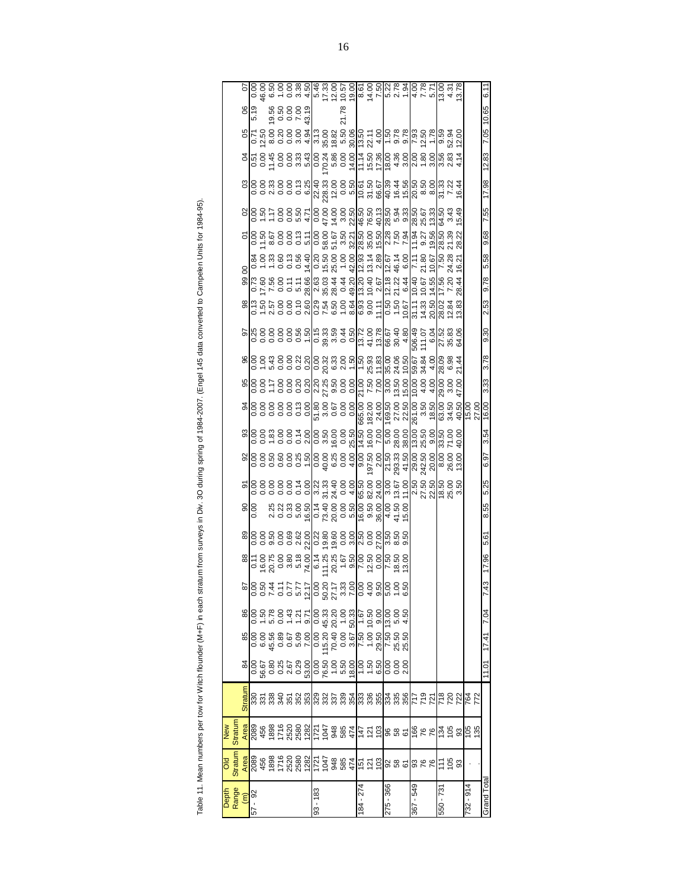Table 11. Mean numbers per tow for Witch flounder (M+F) in each stratum from surveys in Div. 3O during spring of 1984-2007. (Engel 145 data converted to Campelen Units for 1984-95).

| Depth Range (m) | Old Stratum Area | New Stratum Area | Stratum | 84 | 85 | 86 | 87 | 88 | 89 | 90 | 91 | 92 | 93 | 94 | 95 | 96 | 97 | 98 | 99 | 00 | 01 | 02 | 03 | 04 | 05 | 06 | 07 |
|---|---|---|---|---|---|---|---|---|---|---|---|---|---|---|---|---|---|---|---|---|---|---|---|---|---|---|---|
| 57 - 92 | 2089 | 2089 | 330 | 0.00 | 0.00 | 0.00 | 0.00 | 0.11 | 0.00 | 0.00 | 0.00 | 0.00 | 0.00 | 0.00 | 0.00 | 0.00 | 0.25 | 0.13 | 0.73 | 0.84 | 0.00 | 0.00 | 0.00 | 0.51 | 0.71 | 5.19 | 0.00 |
| | 456 | 456 | 331 | 56.67 | 6.00 | 1.50 | 0.50 | 16.00 | 0.00 | | 0.00 | 0.00 | 0.00 | 0.00 | 0.00 | 1.00 | 0.00 | 1.50 | 17.60 | 1.00 | 11.50 | 1.50 | 0.00 | 0.00 | 12.50 | | 46.00 |
| | 1898 | 1898 | 338 | 0.80 | 45.56 | 5.78 | 7.44 | 20.75 | 9.50 | 2.25 | 0.00 | 0.50 | 1.83 | 0.00 | 1.17 | 5.43 | 0.00 | 2.57 | 7.56 | 1.33 | 8.67 | 1.17 | 2.33 | 11.45 | 8.00 | 19.56 | 6.50 |
| | 1716 | 1716 | 340 | 0.25 | 0.89 | 0.00 | 0.11 | 0.00 | 0.00 | 0.22 | 0.00 | 0.60 | 0.00 | 0.00 | 0.00 | 0.00 | 0.00 | 0.00 | 0.00 | 0.60 | 0.00 | 0.00 | 0.00 | 0.00 | 0.20 | 0.50 | 1.00 |
| | 2520 | 2520 | 351 | 2.67 | 0.67 | 1.43 | 0.77 | 3.80 | 0.69 | 0.33 | 0.00 | 0.00 | 0.00 | 0.00 | 0.00 | 0.00 | 0.00 | 0.00 | 0.11 | 0.13 | 0.00 | 0.00 | 0.00 | 0.00 | 0.00 | 0.00 | 0.00 |
| | 2580 | 2580 | 352 | 0.29 | 5.09 | 1.21 | 5.77 | 5.18 | 2.62 | 5.00 | 0.00 | 0.25 | 0.14 | 0.13 | 0.20 | 0.22 | 0.56 | 0.10 | 5.11 | 0.56 | 0.13 | 5.50 | 0.13 | 3.33 | 3.00 | 7.00 | 3.38 |
| | 1282 | 1282 | 353 | 53.00 | 7.00 | 9.71 | 12.17 | 74.00 | 22.00 | 16.50 | 0.14 | 1.50 | 2.00 | 0.00 | 0.20 | 0.20 | 1.50 | 2.60 | 28.66 | 14.40 | 5.11 | 4.71 | 6.25 | 5.43 | 4.94 | 43.19 | 4.50 |
| 93 - 183 | 1721 | 1721 | 329 | 0.00 | 0.00 | 0.00 | 0.00 | 6.14 | 0.22 | 0.14 | 3.22 | 0.00 | 0.00 | 51.80 | 2.20 | 0.00 | 0.15 | 0.29 | 2.63 | 0.20 | 0.00 | 0.00 | 22.40 | 0.00 | 3.13 | | 5.46 |
| | 1047 | 1047 | 332 | 76.50 | 115.20 | 45.33 | 50.20 | 111.25 | 19.80 | 73.40 | 31.33 | 40.00 | 3.50 | 3.00 | 27.25 | 20.32 | 39.33 | 7.54 | 35.03 | 15.50 | 58.00 | 47.00 | 228.33 | 170.24 | 35.00 | | 17.33 |
| | 948 | 948 | 337 | 1.00 | 70.40 | 20.20 | 27.17 | 20.25 | 19.60 | 20.00 | 24.40 | 6.25 | 16.00 | 0.67 | 9.50 | 6.33 | 3.59 | 6.50 | 28.44 | 25.00 | 51.67 | 14.00 | 12.00 | 5.86 | 18.82 | | 12.00 |
| | 585 | 585 | 339 | 5.50 | 0.00 | 1.00 | 3.33 | 1.67 | 0.00 | 0.00 | 0.00 | 0.00 | 0.00 | 0.00 | 0.00 | 2.00 | 0.44 | 1.00 | 0.44 | 1.00 | 3.50 | 3.00 | 0.00 | 0.00 | 5.50 | 21.78 | 10.57 |
| | 474 | 474 | 354 | 18.00 | 3.67 | 50.33 | 7.00 | 9.50 | 3.00 | 5.50 | 4.00 | 4.00 | 25.50 | 0.00 | 0.00 | 1.50 | 0.50 | 8.64 | 49.20 | 42.00 | 32.21 | 22.50 | 5.50 | 14.00 | 30.06 | | 19.00 |
| 184 - 274 | 151 | 147 | 333 | 1.00 | 7.50 | 1.67 | 0.00 | 7.00 | 2.50 | 16.00 | 65.50 | 9.00 | 14.50 | 665.00 | 21.00 | 1.50 | 13.72 | 6.93 | 13.20 | 12.93 | 28.50 | 46.50 | 10.61 | 11.14 | 13.50 | | 8.61 |
| | 121 | 121 | 336 | 1.50 | 1.00 | 10.50 | 4.00 | 12.50 | 0.00 | 9.50 | 82.00 | 197.50 | 16.00 | 182.00 | 7.50 | 25.93 | 41.00 | 9.00 | 10.40 | 13.14 | 35.00 | 76.50 | 31.50 | 15.50 | 22.11 | | 14.00 |
| | 103 | 103 | 355 | 6.50 | 29.50 | 9.00 | 9.50 | 0.00 | 27.00 | 36.00 | 24.00 | 2.00 | 7.00 | 24.00 | 7.00 | 11.83 | 13.78 | 11.11 | 2.67 | 2.89 | 15.50 | 40.13 | 66.67 | 17.36 | 4.00 | | 7.50 |
| 275 - 366 | 92 | 96 | 334 | 0.00 | 7.50 | 13.00 | 5.00 | 7.50 | 3.50 | 4.00 | 3.00 | 21.50 | 5.00 | 169.50 | 3.00 | 35.00 | 66.67 | 0.50 | 12.18 | 12.67 | 2.28 | 28.50 | 40.39 | 18.00 | 1.50 | | 5.22 |
| | 58 | 58 | 335 | 0.00 | 25.50 | 5.00 | 1.00 | 18.50 | 8.50 | 41.50 | 13.67 | 293.33 | 28.00 | 27.00 | 13.50 | 24.06 | 30.40 | 1.50 | 21.22 | 46.14 | 7.50 | 5.94 | 16.44 | 4.36 | 9.78 | | 2.78 |
| | 61 | 61 | 356 | 2.00 | 25.50 | 4.50 | 6.50 | 13.00 | 9.50 | 15.00 | 11.00 | 41.50 | 38.00 | 22.50 | 15.00 | 10.50 | 4.80 | 10.67 | 6.44 | 6.00 | 7.94 | 9.33 | 15.56 | 3.00 | 9.78 | | 1.94 |
| 367 - 549 | 93 | 166 | 717 | | | | | | | | 2.50 | 29.00 | 13.00 | 261.00 | 10.00 | 59.67 | 506.49 | 31.11 | 10.40 | 7.11 | 11.94 | 28.50 | 20.50 | 2.00 | 7.93 | | 4.00 |
| | 76 | 76 | 719 | | | | | | | | 27.50 | 242.50 | 25.50 | 3.50 | 4.00 | 34.84 | 111.07 | 14.33 | 10.67 | 21.80 | 9.27 | 25.67 | 8.50 | 1.80 | 12.50 | | 7.78 |
| | 76 | 76 | 721 | | | | | | | | 22.50 | 20.00 | 9.00 | 18.50 | 4.00 | 4.00 | 6.04 | 20.50 | 14.55 | 10.67 | 19.56 | 13.33 | 8.00 | 3.00 | 1.78 | | 5.71 |
| 550 - 731 | 111 | 134 | 718 | | | | | | | | 18.50 | 8.00 | 33.50 | 63.00 | 29.00 | 28.09 | 27.52 | 28.02 | 17.56 | 7.50 | 28.50 | 64.50 | 31.33 | 3.56 | 9.59 | | 13.00 |
| | 105 | 105 | 720 | | | | | | | | 25.00 | 26.00 | 71.00 | 34.50 | 3.00 | 6.98 | 35.83 | 12.84 | 7.20 | 24.28 | 21.39 | 3.43 | 7.22 | 2.83 | 52.94 | | 4.31 |
| | 93 | 93 | 722 | | | | | | | | 3.50 | 13.00 | 40.00 | 40.50 | 47.00 | 21.44 | 64.06 | 13.83 | 28.44 | 16.21 | 28.22 | 15.49 | 16.44 | 4.14 | 12.00 | | 13.78 |
| 732 - 914 | . | 105 | 764 | | | | | | | | | | | 15.00 | | | | | | | | | | | | | |
| | . | 135 | 772 | | | | | | | | | | | 27.00 | | | | | | | | | | | | | |
| Grand Total | | | | 11.01 | 17.41 | 7.04 | 7.43 | 17.96 | 5.61 | 8.55 | 5.25 | 6.97 | 3.54 | 16.00 | 3.33 | 3.78 | 9.30 | 2.53 | 9.78 | 5.58 | 9.68 | 7.55 | 17.98 | 12.83 | 7.05 | 10.65 | 6.11 |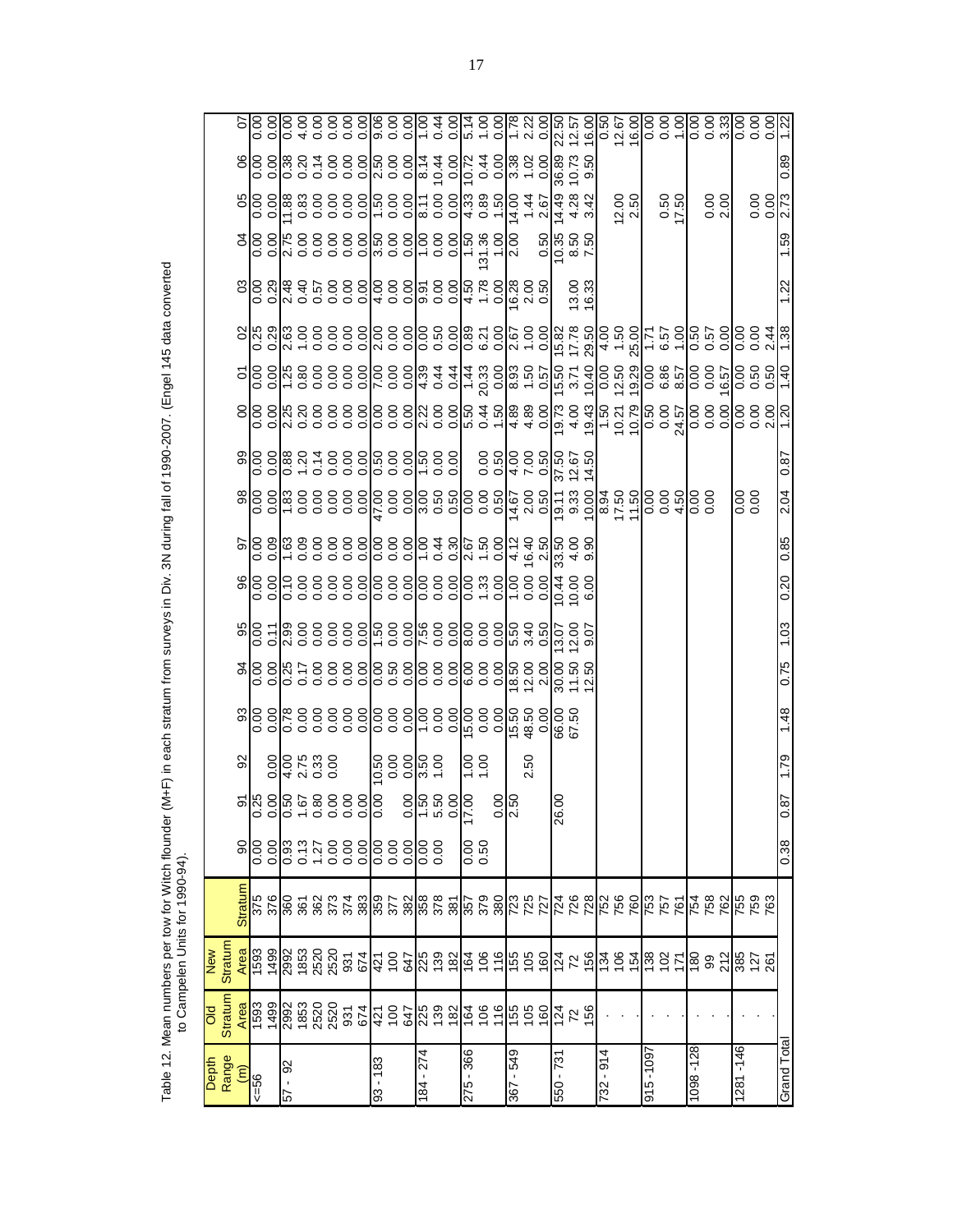Table 12. Mean numbers per tow for Witch flounder (M+F) in each stratum from surveys in Div. 3N during fall of 1990-2007. (Engel 145 data converted to Campelen Units for 1990-94).

| Depth Range (m) | Old Stratum Area | New Stratum Area | Stratum | 90 | 91 | 92 | 93 | 94 | 95 | 96 | 97 | 98 | 99 | 00 | 01 | 02 | 03 | 04 | 05 | 06 | 07 |
|---|---|---|---|---|---|---|---|---|---|---|---|---|---|---|---|---|---|---|---|---|---|
| <=56 | 1593 | 1593 | 375 | 0.00 | 0.25 | | 0.00 | 0.00 | 0.00 | 0.00 | 0.00 | 0.00 | 0.00 | 0.00 | 0.00 | 0.25 | 0.00 | 0.00 | 0.00 | 0.00 | 0.00 |
| | 1499 | 1499 | 376 | 0.00 | 0.00 | 0.00 | 0.00 | 0.00 | 0.11 | 0.00 | 0.09 | 0.00 | 0.00 | 0.00 | 0.00 | 0.29 | 0.29 | 0.00 | 0.00 | 0.00 | 0.00 |
| 57 - 92 | 2992 | 2992 | 360 | 0.93 | 0.50 | 4.00 | 0.78 | 0.25 | 2.99 | 0.10 | 1.63 | 1.83 | 0.88 | 2.25 | 1.25 | 2.63 | 2.48 | 2.75 | 11.88 | 0.38 | 0.00 |
| | 1853 | 1853 | 361 | 0.13 | 1.67 | 2.75 | 0.00 | 0.17 | 0.00 | 0.00 | 0.09 | 0.00 | 1.20 | 0.20 | 0.80 | 1.00 | 0.40 | 0.00 | 0.83 | 0.20 | 4.00 |
| | 2520 | 2520 | 362 | 1.27 | 0.80 | 0.33 | 0.00 | 0.00 | 0.00 | 0.00 | 0.00 | 0.00 | 0.14 | 0.00 | 0.00 | 0.00 | 0.57 | 0.00 | 0.00 | 0.14 | 0.00 |
| | 2520 | 2520 | 373 | 0.00 | 0.00 | 0.00 | 0.00 | 0.00 | 0.00 | 0.00 | 0.00 | 0.00 | 0.00 | 0.00 | 0.00 | 0.00 | 0.00 | 0.00 | 0.00 | 0.00 | 0.00 |
| | 931 | 931 | 374 | 0.00 | 0.00 | | 0.00 | 0.00 | 0.00 | 0.00 | 0.00 | 0.00 | 0.00 | 0.00 | 0.00 | 0.00 | 0.00 | 0.00 | 0.00 | 0.00 | 0.00 |
| | 674 | 674 | 383 | 0.00 | 0.00 | | 0.00 | 0.00 | 0.00 | 0.00 | 0.00 | 0.00 | 0.00 | 0.00 | 0.00 | 0.00 | 0.00 | 0.00 | 0.00 | 0.00 | 0.00 |
| 93 - 183 | 421 | 421 | 359 | 0.00 | 0.00 | 10.50 | 0.00 | 0.00 | 1.50 | 0.00 | 0.00 | 47.00 | 0.50 | 0.00 | 7.00 | 2.00 | 4.00 | 3.50 | 1.50 | 2.50 | 9.06 |
| | 100 | 100 | 377 | 0.00 | | 0.00 | 0.00 | 0.50 | 0.00 | 0.00 | 0.00 | 0.00 | 0.00 | 0.00 | 0.00 | 0.00 | 0.00 | 0.00 | 0.00 | 0.00 | 0.00 |
| | 647 | 647 | 382 | 0.00 | 0.00 | 0.00 | 0.00 | 0.00 | 0.00 | 0.00 | 0.00 | 0.00 | 0.00 | 0.00 | 0.00 | 0.00 | 0.00 | 0.00 | 0.00 | 0.00 | 0.00 |
| 184 - 274 | 225 | 225 | 358 | 0.00 | 1.50 | 3.50 | 1.00 | 0.00 | 7.56 | 0.00 | 1.00 | 3.00 | 1.50 | 2.22 | 4.39 | 0.00 | 9.91 | 1.00 | 8.11 | 8.14 | 1.00 |
| | 139 | 139 | 378 | 0.00 | 5.50 | 1.00 | 0.00 | 0.00 | 0.00 | 0.00 | 0.44 | 0.50 | 0.00 | 0.00 | 0.44 | 0.50 | 0.00 | 0.00 | 0.00 | 10.44 | 0.44 |
| | 182 | 182 | 381 | | 0.00 | | 0.00 | 0.00 | 0.00 | 0.00 | 0.30 | 0.50 | 0.00 | 0.00 | 0.44 | 0.00 | 0.00 | 0.00 | 0.00 | 0.00 | 0.00 |
| 275 - 366 | 164 | 164 | 357 | 0.00 | 17.00 | 1.00 | 15.00 | 6.00 | 8.00 | 0.00 | 2.67 | 0.00 | | 5.50 | 1.44 | 0.89 | 4.50 | 1.50 | 4.33 | 10.72 | 5.14 |
| | 106 | 106 | 379 | 0.50 | | 1.00 | 0.00 | 0.00 | 0.00 | 1.33 | 1.50 | 0.00 | 0.00 | 0.44 | 20.33 | 6.21 | 1.78 | 131.36 | 0.89 | 0.44 | 1.00 |
| | 116 | 116 | 380 | | 0.00 | | 0.00 | 0.00 | 0.00 | 0.00 | 0.00 | 0.50 | 0.50 | 1.50 | 0.00 | 0.00 | 0.00 | 1.00 | 1.50 | 0.00 | 0.00 |
| 367 - 549 | 155 | 155 | 723 | | 2.50 | | 15.50 | 18.50 | 5.50 | 1.00 | 4.12 | 14.67 | 4.00 | 4.89 | 8.93 | 2.67 | 16.28 | 2.00 | 14.00 | 3.38 | 1.78 |
| | 105 | 105 | 725 | | | 2.50 | 48.50 | 12.00 | 3.40 | 0.00 | 16.40 | 2.00 | 7.00 | 4.89 | 1.50 | 1.00 | 2.00 | | 1.44 | 1.02 | 2.22 |
| | 160 | 160 | 727 | | | | 0.00 | 2.00 | 0.50 | 0.00 | 2.50 | 0.50 | 0.50 | 0.00 | 0.57 | 0.00 | 0.50 | 0.50 | 2.67 | 0.00 | 0.00 |
| 550 - 731 | 124 | 124 | 724 | | 26.00 | | 66.00 | 30.00 | 13.07 | 10.44 | 33.50 | 19.11 | 37.50 | 19.73 | 15.50 | 15.82 | | 10.35 | 14.49 | 36.89 | 22.50 |
| | 72 | 72 | 726 | | | | 67.50 | 11.50 | 12.00 | 10.00 | 4.00 | 9.33 | 12.67 | 4.00 | 3.71 | 17.78 | 13.00 | 8.50 | 4.28 | 10.73 | 12.57 |
| | 156 | 156 | 728 | | | | | 12.50 | 9.07 | 6.00 | 9.90 | 10.00 | 14.50 | 19.43 | 10.40 | 29.50 | 16.33 | 7.50 | 3.42 | 9.50 | 16.00 |
| 732 - 914 | . | 134 | 752 | | | | | | | | | 8.94 | | 1.50 | 0.00 | 4.00 | | | | | 0.50 |
| | . | 106 | 756 | | | | | | | | | 17.50 | | 10.21 | 12.50 | 1.50 | | | 12.00 | | 12.67 |
| | . | 154 | 760 | | | | | | | | | 11.50 | | 10.79 | 19.29 | 25.00 | | | 2.50 | | 16.00 |
| 915 -1097 | . | 138 | 753 | | | | | | | | | 0.00 | | 0.50 | 0.00 | 1.71 | | | | | 0.00 |
| | . | 102 | 757 | | | | | | | | | 0.00 | | 0.00 | 6.86 | 6.57 | | | 0.50 | | 0.00 |
| | . | 171 | 761 | | | | | | | | | 4.50 | | 24.57 | 8.57 | 1.00 | | | 17.50 | | 1.00 |
| 1098 -128 | . | 180 | 754 | | | | | | | | | 0.00 | | 0.00 | 0.00 | 0.50 | | | | | 0.00 |
| | . | 99 | 758 | | | | | | | | | 0.00 | | 0.00 | 0.00 | 0.57 | | | 0.00 | | 0.00 |
| | . | 212 | 762 | | | | | | | | | | | 0.00 | 16.57 | 0.00 | | | 2.00 | | 3.33 |
| 1281 -146 | . | 385 | 755 | | | | | | | | | 0.00 | | 0.00 | 0.00 | 0.00 | | | | | 0.00 |
| | . | 127 | 759 | | | | | | | | | 0.00 | | 0.00 | 0.50 | 0.00 | | | 0.00 | | 0.00 |
| | . | 261 | 763 | | | | | | | | | | | 2.00 | 0.50 | 2.44 | | | 0.00 | | 0.00 |
| Grand Total | | | | 0.38 | 0.87 | 1.79 | 1.48 | 0.75 | 1.03 | 0.20 | 0.85 | 2.04 | 0.87 | 1.20 | 1.40 | 1.38 | 1.22 | 1.59 | 2.73 | 0.89 | 1.22 |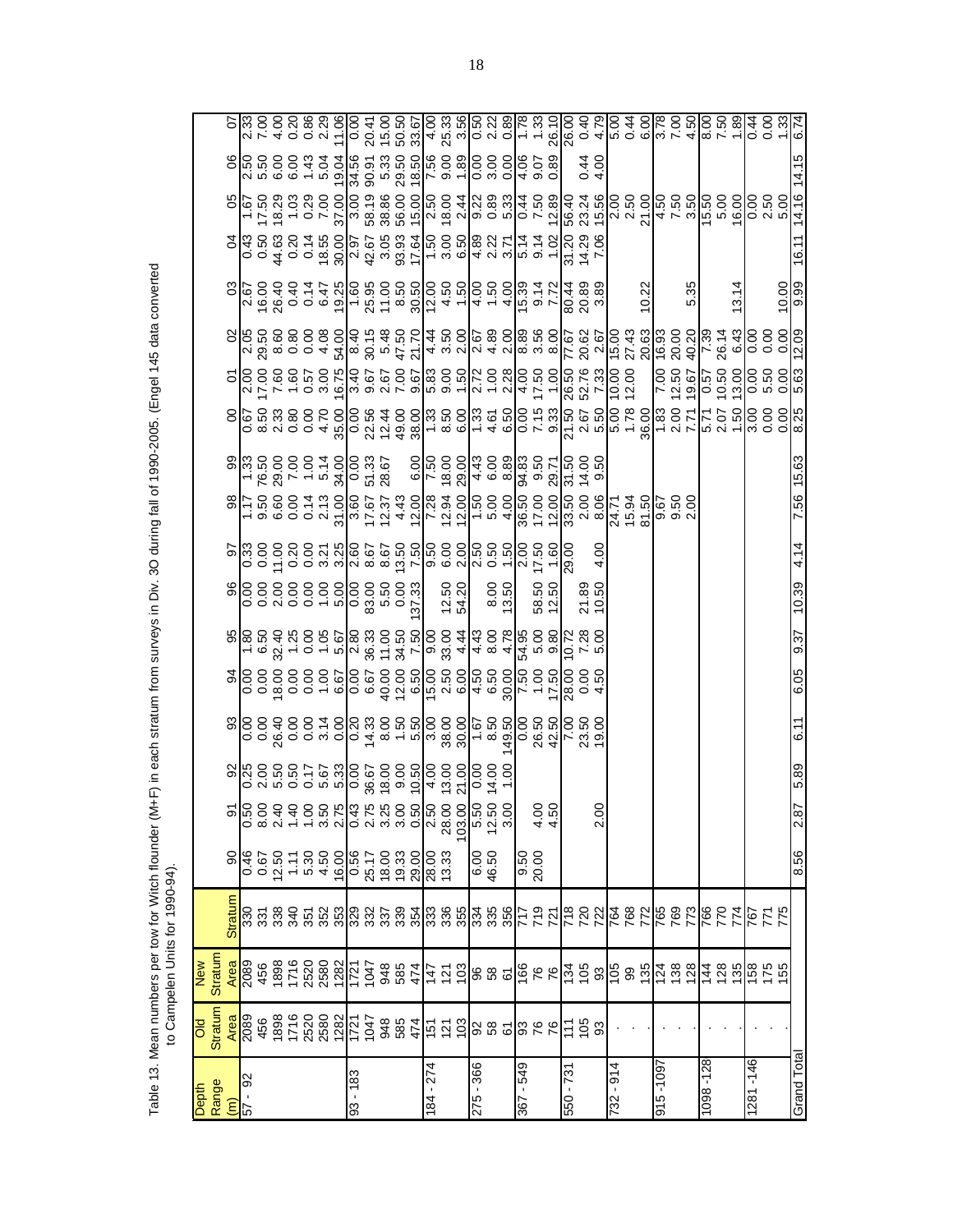Table 13. Mean numbers per tow for Witch flounder (M+F) in each stratum from surveys in Div. 3O during fall of 1990-2005. (Engel 145 data converted to Campelen Units for 1990-94).

| Depth Range (m) | Old Stratum Area | New Stratum Area | Stratum | 90 | 91 | 92 | 93 | 94 | 95 | 96 | 97 | 98 | 99 | 00 | 01 | 02 | 03 | 04 | 05 | 06 | 07 |
|---|---|---|---|---|---|---|---|---|---|---|---|---|---|---|---|---|---|---|---|---|---|
| 57 - 92 | 2089 | 2089 | 330 | 0.46 | 0.50 | 0.25 | 0.00 | 0.00 | 1.80 | 0.00 | 0.33 | 1.17 | 1.33 | 0.67 | 2.00 | 2.05 | 2.67 | 0.43 | 1.67 | 2.50 | 2.33 |
| | 456 | 456 | 331 | 0.67 | 8.00 | 2.00 | 0.00 | 0.00 | 6.50 | 0.00 | 0.00 | 9.50 | 76.50 | 8.50 | 17.00 | 29.50 | 16.00 | 0.50 | 17.50 | 5.50 | 7.00 |
| | 1898 | 1898 | 338 | 12.50 | 2.40 | 5.50 | 26.40 | 18.00 | 32.40 | 2.00 | 11.00 | 6.60 | 29.00 | 2.33 | 7.60 | 8.60 | 26.40 | 44.63 | 18.29 | 6.00 | 4.00 |
| | 1716 | 1716 | 340 | 1.11 | 1.40 | 0.50 | 0.00 | 0.00 | 1.25 | 0.00 | 0.20 | 0.00 | 7.00 | 0.80 | 1.60 | 0.80 | 0.40 | 0.20 | 1.03 | 6.00 | 0.20 |
| | 2520 | 2520 | 351 | 5.30 | 1.00 | 0.17 | 0.00 | 0.00 | 0.00 | 0.00 | 0.00 | 0.14 | 1.00 | 0.00 | 0.57 | 0.00 | 0.14 | 0.14 | 0.29 | 1.43 | 0.86 |
| | 2580 | 2580 | 352 | 4.50 | 3.50 | 5.67 | 3.14 | 1.00 | 1.05 | 1.00 | 3.21 | 2.13 | 5.14 | 4.70 | 3.00 | 4.08 | 6.47 | 18.55 | 7.00 | 5.04 | 2.29 |
| | 1282 | 1282 | 353 | 16.00 | 2.75 | 5.33 | 0.00 | 6.67 | 5.67 | 5.00 | 3.25 | 31.00 | 34.00 | 35.00 | 16.75 | 54.00 | 19.25 | 30.00 | 37.00 | 19.04 | 11.06 |
| 93 - 183 | 1721 | 1721 | 329 | 0.56 | 0.43 | 0.00 | 0.20 | 0.00 | 2.80 | 0.00 | 2.60 | 3.60 | 0.00 | 0.00 | 3.40 | 8.40 | 1.60 | 2.97 | 3.00 | 34.56 | 0.00 |
| | 1047 | 1047 | 332 | 25.17 | 2.75 | 36.67 | 14.33 | 6.67 | 36.33 | 83.00 | 8.67 | 17.67 | 51.33 | 22.56 | 9.67 | 30.15 | 25.95 | 42.67 | 58.19 | 90.91 | 20.41 |
| | 948 | 948 | 337 | 18.00 | 3.25 | 18.00 | 8.00 | 40.00 | 11.00 | 5.50 | 8.67 | 12.37 | 28.67 | 12.44 | 2.67 | 5.48 | 11.00 | 3.05 | 38.86 | 5.33 | 15.00 |
| | 585 | 585 | 339 | 19.33 | 3.00 | 9.00 | 1.50 | 12.00 | 34.50 | 0.00 | 13.50 | 4.43 | | 49.00 | 7.00 | 47.50 | 8.50 | 93.93 | 56.00 | 29.50 | 50.50 |
| | 474 | 474 | 354 | 29.00 | 0.50 | 10.50 | 5.50 | 6.50 | 7.50 | 137.33 | 7.50 | 12.00 | 6.00 | 38.00 | 9.67 | 21.70 | 30.50 | 17.64 | 15.00 | 18.50 | 33.67 |
| 184 - 274 | 151 | 147 | 333 | 28.00 | 2.50 | 4.00 | 3.00 | 15.00 | 9.00 | | 9.50 | 7.28 | 7.50 | 1.33 | 5.83 | 4.44 | 12.00 | 1.50 | 2.50 | 7.56 | 4.00 |
| | 121 | 121 | 336 | 13.33 | 28.00 | 13.00 | 38.00 | 2.50 | 33.00 | 12.50 | 6.00 | 12.94 | 18.00 | 8.50 | 9.00 | 3.50 | 4.50 | 3.00 | 18.00 | 9.00 | 25.33 |
| | 103 | 103 | 355 | | 103.00 | 21.00 | 30.00 | 6.00 | 4.44 | 54.20 | 2.00 | 12.00 | 29.00 | 6.00 | 1.50 | 2.00 | 1.50 | 6.50 | 2.44 | 1.89 | 3.56 |
| 275 - 366 | 92 | 96 | 334 | 6.00 | 5.50 | 0.00 | 1.67 | 4.50 | 4.43 | | 2.50 | 1.50 | 4.43 | 1.33 | 2.72 | 2.67 | 4.00 | 4.89 | 9.22 | 0.00 | 0.50 |
| | 58 | 58 | 335 | 46.50 | 12.50 | 14.00 | 8.50 | 6.50 | 8.00 | 8.00 | 0.50 | 5.00 | 6.00 | 4.61 | 1.00 | 4.89 | 1.50 | 2.22 | 0.89 | 3.00 | 2.22 |
| | 61 | 61 | 356 | | 3.00 | 1.00 | 149.50 | 30.00 | 4.78 | 13.50 | 1.50 | 4.00 | 8.89 | 6.50 | 2.28 | 2.00 | 4.00 | 3.71 | 5.33 | 0.00 | 0.89 |
| 367 - 549 | 93 | 166 | 717 | 9.50 | | | 0.00 | 7.50 | 54.95 | | 2.00 | 36.50 | 94.83 | 0.00 | 4.00 | 8.89 | 15.39 | 5.14 | 0.44 | 4.06 | 1.78 |
| | 76 | 76 | 719 | 20.00 | 4.00 | | 26.50 | 1.00 | 5.00 | 58.50 | 17.50 | 17.00 | 9.50 | 7.15 | 17.50 | 3.56 | 9.14 | 9.14 | 7.50 | 9.07 | 1.33 |
| | 76 | 76 | 721 | | 4.50 | | 42.50 | 17.50 | 9.80 | 12.50 | 1.60 | 12.00 | 29.71 | 9.33 | 1.00 | 8.00 | 7.72 | 1.02 | 12.89 | 0.89 | 26.10 |
| 550 - 731 | 111 | 134 | 718 | | | | 7.00 | 28.00 | 10.72 | | 29.00 | 33.50 | 31.50 | 21.50 | 26.50 | 77.67 | 80.44 | 31.20 | 56.40 | | 26.00 |
| | 105 | 105 | 720 | | | | 23.50 | 0.00 | 7.28 | 21.89 | | 2.00 | 14.00 | 2.67 | 52.76 | 20.62 | 20.89 | 14.29 | 23.24 | 0.44 | 0.40 |
| | 93 | 93 | 722 | | 2.00 | | 19.00 | 4.50 | 5.00 | 10.50 | 4.00 | 8.06 | 9.50 | 5.50 | 7.33 | 2.67 | 3.89 | 7.06 | 15.56 | 4.00 | 4.79 |
| 732 - 914 | . | 105 | 764 | | | | | | | | | 24.71 | | 5.00 | 10.00 | 15.00 | | | 2.00 | | 5.00 |
| | . | 99 | 768 | | | | | | | | | 15.94 | | 1.78 | 12.00 | 27.43 | | | 2.50 | | 0.44 |
| | . | 135 | 772 | | | | | | | | | 81.50 | | 36.00 | | 20.63 | 10.22 | | 21.00 | | 6.00 |
| 915 -1097 | . | 124 | 765 | | | | | | | | | 9.67 | | 1.83 | 7.00 | 16.93 | | | 4.50 | | 3.78 |
| | . | 138 | 769 | | | | | | | | | 9.50 | | 2.00 | 12.50 | 20.00 | | | 7.50 | | 7.00 |
| | . | 128 | 773 | | | | | | | | | 2.00 | | 7.71 | 19.67 | 40.20 | 5.35 | | 3.50 | | 4.50 |
| 1098 -128 | . | 144 | 766 | | | | | | | | | | | 5.71 | 0.57 | 7.39 | | | 15.50 | | 8.00 |
| | . | 128 | 770 | | | | | | | | | | | 2.07 | 10.50 | 26.14 | | | 5.00 | | 7.50 |
| | . | 135 | 774 | | | | | | | | | | | 1.50 | 13.00 | 6.43 | 13.14 | | 16.00 | | 1.89 |
| 1281 -146 | . | 158 | 767 | | | | | | | | | | | 3.00 | 0.00 | 0.00 | | | 0.00 | | 0.44 |
| | . | 175 | 771 | | | | | | | | | | | 0.00 | 5.50 | 0.00 | | | 2.50 | | 0.00 |
| | . | 155 | 775 | | | | | | | | | | | 0.00 | 0.00 | 0.00 | 10.00 | | 5.00 | | 1.33 |
| Grand Total | | | | 8.56 | 2.87 | 5.89 | 6.11 | 6.05 | 9.37 | 10.39 | 4.14 | 7.56 | 15.63 | 8.25 | 5.63 | 12.09 | 9.99 | 16.11 | 14.16 | 14.15 | 6.74 |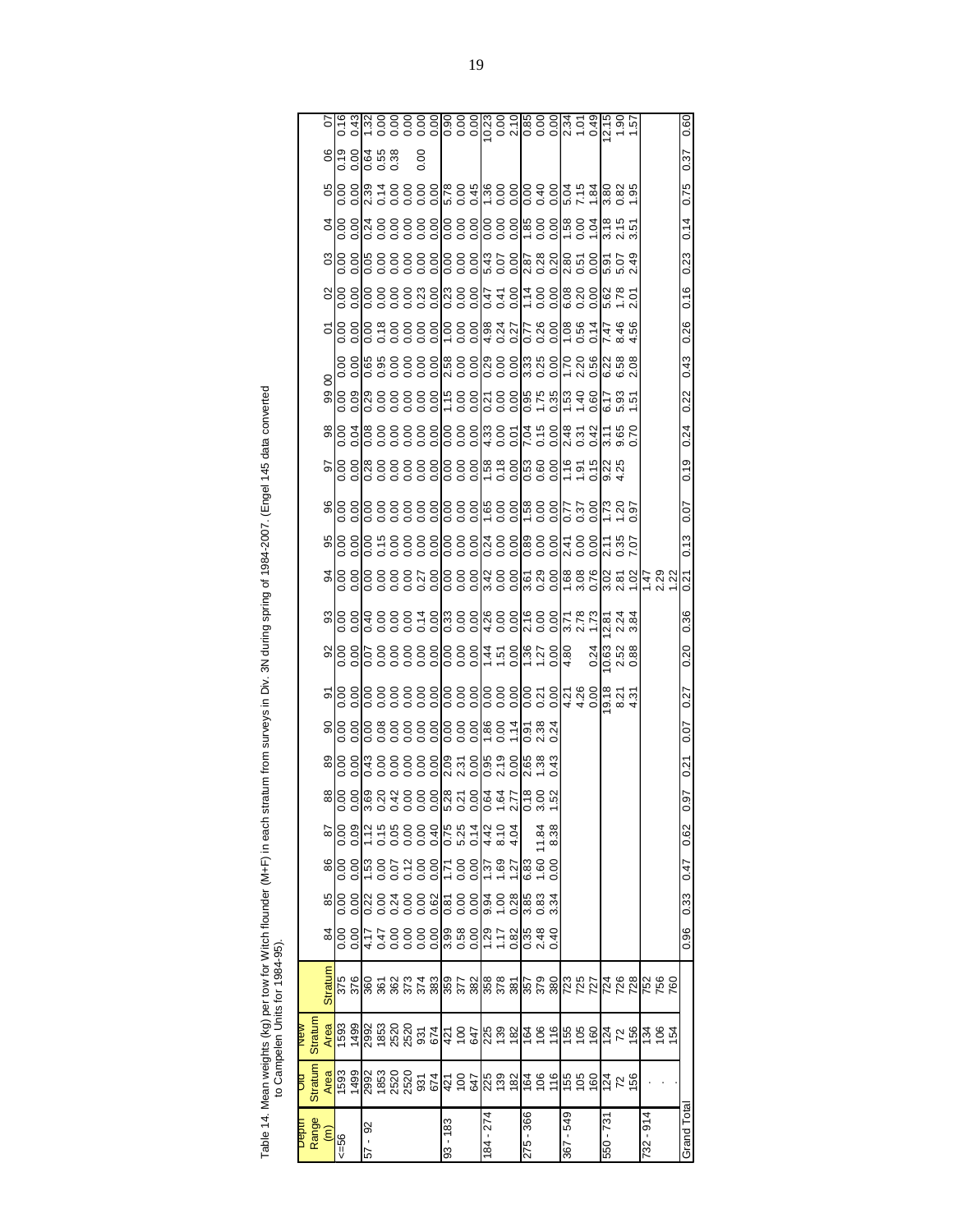Table 14. Mean weights (kg) per tow for Witch flounder (M+F) in each stratum from surveys in Div. 3N during spring of 1984-2007. (Engel 145 data converted to Campelen Units for 1984-95).

| Depth Range (m) | Old Stratum Area | New Stratum Area | Stratum | 84 | 85 | 86 | 87 | 88 | 89 | 90 | 91 | 92 | 93 | 94 | 95 | 96 | 97 | 98 | 99 | 00 | 01 | 02 | 03 | 04 | 05 | 06 | 07 |
|---|---|---|---|---|---|---|---|---|---|---|---|---|---|---|---|---|---|---|---|---|---|---|---|---|---|---|---|
| <=56 | 1593 | 1593 | 375 | 0.00 | 0.00 | 0.00 | 0.00 | 0.00 | 0.00 | 0.00 | 0.00 | 0.00 | 0.00 | 0.00 | 0.00 | 0.00 | 0.00 | 0.00 | 0.00 | 0.00 | 0.00 | 0.00 | 0.00 | 0.00 | 0.00 | 0.19 | 0.16 |
| | 1499 | 1499 | 376 | 0.00 | 0.00 | 0.00 | 0.09 | 0.00 | 0.00 | 0.00 | 0.00 | 0.00 | 0.00 | 0.00 | 0.00 | 0.00 | 0.00 | 0.04 | 0.09 | 0.00 | 0.00 | 0.00 | 0.00 | 0.00 | 0.00 | 0.00 | 0.43 |
| 57 - 92 | 2992 | 2992 | 360 | 4.17 | 0.22 | 1.53 | 1.12 | 3.69 | 0.43 | 0.00 | 0.00 | 0.07 | 0.40 | 0.00 | 0.00 | 0.00 | 0.28 | 0.08 | 0.29 | 0.65 | 0.00 | 0.00 | 0.05 | 0.24 | 2.39 | 0.64 | 1.32 |
| | 1853 | 1853 | 361 | 0.47 | 0.00 | 0.00 | 0.15 | 0.20 | 0.00 | 0.08 | 0.00 | 0.00 | 0.00 | 0.00 | 0.15 | 0.00 | 0.00 | 0.00 | 0.00 | 0.95 | 0.18 | 0.00 | 0.00 | 0.00 | 0.14 | 0.55 | 0.00 |
| | 2520 | 2520 | 362 | 0.00 | 0.24 | 0.07 | 0.05 | 0.42 | 0.00 | 0.00 | 0.00 | 0.00 | 0.00 | 0.00 | 0.00 | 0.00 | 0.00 | 0.00 | 0.00 | 0.00 | 0.00 | 0.00 | 0.00 | 0.00 | 0.00 | 0.38 | 0.00 |
| | 2520 | 2520 | 373 | 0.00 | 0.00 | 0.12 | 0.00 | 0.00 | 0.00 | 0.00 | 0.00 | 0.00 | 0.00 | 0.00 | 0.00 | 0.00 | 0.00 | 0.00 | 0.00 | 0.00 | 0.00 | 0.00 | 0.00 | 0.00 | 0.00 | | 0.00 |
| | 931 | 931 | 374 | 0.00 | 0.00 | 0.00 | 0.00 | 0.00 | 0.00 | 0.00 | 0.00 | 0.00 | 0.14 | 0.27 | 0.00 | 0.00 | 0.00 | 0.00 | 0.00 | 0.00 | 0.00 | 0.23 | 0.00 | 0.00 | 0.00 | 0.00 | 0.00 |
| | 674 | 674 | 383 | 0.00 | 0.62 | 0.00 | 0.40 | 0.00 | 0.00 | 0.00 | 0.00 | 0.00 | 0.00 | 0.00 | 0.00 | 0.00 | 0.00 | 0.00 | 0.00 | 0.00 | 0.00 | 0.00 | 0.00 | 0.00 | 0.00 | | 0.00 |
| 93 - 183 | 421 | 421 | 359 | 3.99 | 0.81 | 1.71 | 0.75 | 5.28 | 2.09 | 0.00 | 0.00 | 0.00 | 0.33 | 0.00 | 0.00 | 0.00 | 0.00 | 0.00 | 1.15 | 2.58 | 1.00 | 0.23 | 0.00 | 0.00 | 5.78 | | 0.90 |
| | 100 | 100 | 377 | 0.58 | 0.00 | 0.00 | 5.25 | 0.21 | 2.31 | 0.00 | 0.00 | 0.00 | 0.00 | 0.00 | 0.00 | 0.00 | 0.00 | 0.00 | 0.00 | 0.00 | 0.00 | 0.00 | 0.00 | 0.00 | 0.00 | | 0.00 |
| | 647 | 647 | 382 | 0.00 | 0.00 | 0.00 | 0.14 | 0.00 | 0.00 | 0.00 | 0.00 | 0.00 | 0.00 | 0.00 | 0.00 | 0.00 | 0.00 | 0.00 | 0.00 | 0.00 | 0.00 | 0.00 | 0.00 | 0.00 | 0.45 | | 0.00 |
| 184 - 274 | 225 | 225 | 358 | 1.29 | 9.94 | 1.37 | 4.42 | 0.64 | 0.95 | 1.86 | 0.00 | 1.44 | 4.26 | 3.42 | 0.24 | 1.65 | 1.58 | 4.33 | 0.21 | 0.29 | 4.98 | 0.47 | 5.43 | 0.00 | 1.36 | | 10.23 |
| | 139 | 139 | 378 | 1.17 | 1.00 | 1.69 | 8.10 | 1.64 | 2.19 | 0.00 | 0.00 | 1.51 | 0.00 | 0.00 | 0.00 | 0.00 | 0.18 | 0.00 | 0.00 | 0.00 | 0.24 | 0.41 | 0.07 | 0.00 | 0.00 | | 0.00 |
| | 182 | 182 | 381 | 0.82 | 0.28 | 1.27 | 4.04 | 2.77 | 0.00 | 1.14 | 0.00 | 0.00 | 0.00 | 0.00 | 0.00 | 0.00 | 0.00 | 0.01 | 0.00 | 0.00 | 0.27 | 0.00 | 0.00 | 0.00 | 0.00 | | 2.10 |
| 275 - 366 | 164 | 164 | 357 | 0.35 | 3.85 | 6.83 | | 0.18 | 2.65 | 0.91 | 0.00 | 1.36 | 2.16 | 3.61 | 0.89 | 1.58 | 0.53 | 7.04 | 0.95 | 3.33 | 0.77 | 1.14 | 2.87 | 1.85 | 0.00 | | 0.85 |
| | 106 | 106 | 379 | 2.48 | 0.83 | 1.60 | 11.84 | 3.00 | 1.38 | 2.38 | 0.21 | 1.27 | 0.00 | 0.29 | 0.00 | 0.00 | 0.60 | 0.15 | 1.75 | 0.25 | 0.26 | 0.00 | 0.28 | 0.00 | 0.40 | | 0.00 |
| | 116 | 116 | 380 | 0.40 | 3.34 | 0.00 | 8.38 | 1.52 | 0.43 | 0.24 | 0.00 | 0.00 | 0.00 | 0.00 | 0.00 | 0.00 | 0.00 | 0.00 | 0.35 | 0.00 | 0.00 | 0.00 | 0.20 | 0.00 | 0.00 | | 0.00 |
| 367 - 549 | 155 | 155 | 723 | | | | | | | | 4.21 | 4.80 | 3.71 | 1.68 | 2.41 | 0.77 | 1.16 | 2.48 | 1.53 | 1.70 | 1.08 | 6.08 | 2.80 | 1.58 | 5.04 | | 2.34 |
| | 105 | 105 | 725 | | | | | | | | 4.26 | | 2.78 | 3.08 | 0.00 | 0.37 | 1.91 | 0.31 | 1.40 | 2.20 | 0.56 | 0.20 | 0.51 | 0.00 | 7.15 | | 1.01 |
| | 160 | 160 | 727 | | | | | | | | 0.00 | 0.24 | 1.73 | 0.76 | 0.00 | 0.00 | 0.15 | 0.42 | 0.60 | 0.56 | 0.14 | 0.00 | 0.00 | 1.04 | 1.84 | | 0.49 |
| 550 - 731 | 124 | 124 | 724 | | | | | | | | 19.18 | 10.63 | 12.81 | 3.02 | 2.11 | 1.73 | 9.22 | 3.11 | 6.17 | 6.22 | 7.47 | 5.62 | 5.91 | 3.18 | 3.80 | | 12.15 |
| | 72 | 72 | 726 | | | | | | | | 8.21 | 2.52 | 2.24 | 2.81 | 0.35 | 1.20 | 4.25 | 9.65 | 5.93 | 6.58 | 8.46 | 1.78 | 5.07 | 2.15 | 0.82 | | 1.90 |
| | 156 | 156 | 728 | | | | | | | | 4.31 | 0.88 | 3.84 | 1.02 | 7.07 | 0.97 | | 0.70 | 1.51 | 2.08 | 4.56 | 2.01 | 2.49 | 3.51 | 1.95 | | 1.57 |
| 732 - 914 | . | 134 | 752 | | | | | | | | | | | 1.47 | | | | | | | | | | | | | |
| | . | 106 | 756 | | | | | | | | | | | 2.29 | | | | | | | | | | | | | |
| | . | 154 | 760 | | | | | | | | | | | 1.22 | | | | | | | | | | | | | |
| Grand Total | | | | 0.96 | 0.33 | 0.47 | 0.62 | 0.97 | 0.21 | 0.07 | 0.27 | 0.20 | 0.36 | 0.21 | 0.13 | 0.07 | 0.19 | 0.24 | 0.22 | 0.43 | 0.26 | 0.16 | 0.23 | 0.14 | 0.75 | 0.37 | 0.60 |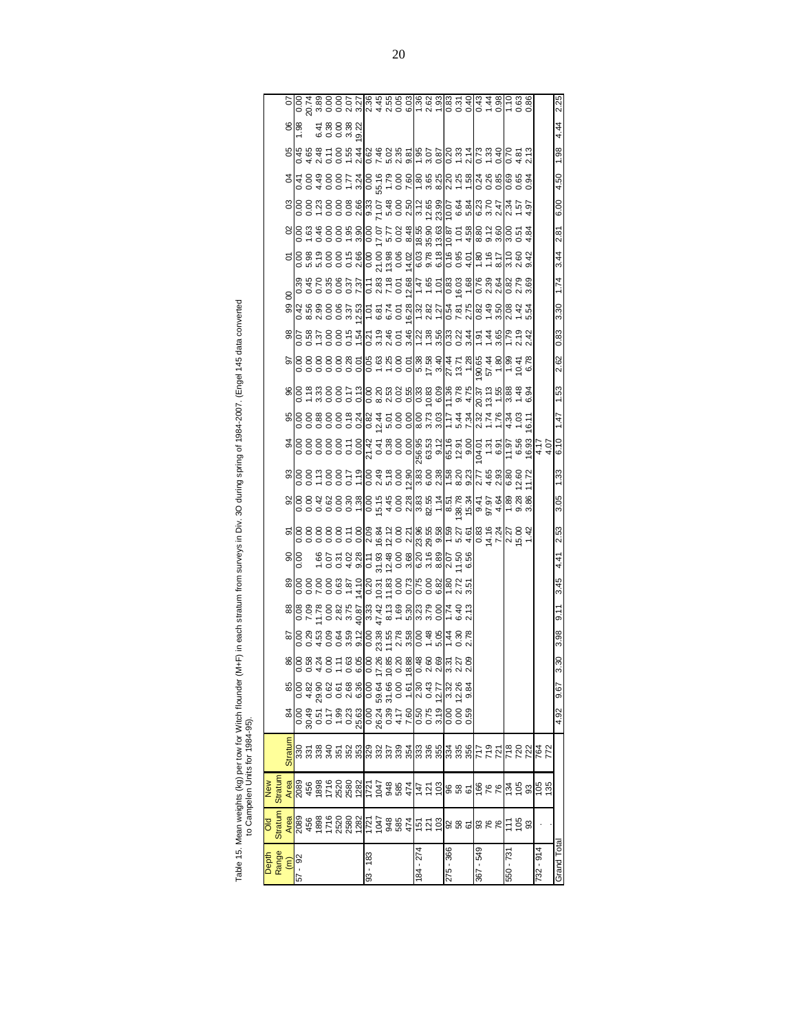Table 15. Mean weights (kg) per tow for Witch flounder (M+F) in each stratum from surveys in Div. 3O during spring of 1984-2007. (Engel 145 data converted to Campelen Units for 1984-95).

| Depth Range (m) | Old Stratum Area | New Stratum Area | Stratum | 84 | 85 | 86 | 87 | 88 | 89 | 90 | 91 | 92 | 93 | 94 | 95 | 96 | 97 | 98 | 99 | 00 | 01 | 02 | 03 | 04 | 05 | 06 | 07 |
|---|---|---|---|---|---|---|---|---|---|---|---|---|---|---|---|---|---|---|---|---|---|---|---|---|---|---|---|
| 57 - 92 | 2089 | 2089 | 330 | 0.00 | 0.00 | 0.00 | 0.00 | 0.08 | 0.00 | 0.00 | 0.00 | 0.00 | 0.00 | 0.00 | 0.00 | 0.00 | 0.00 | 0.07 | 0.42 | 0.39 | 0.00 | 0.00 | 0.00 | 0.41 | 0.45 | 1.98 | 0.00 |
| | 456 | 456 | 331 | 30.49 | 4.82 | 0.58 | 0.29 | 7.09 | 0.00 | | 0.00 | 0.00 | 0.00 | 0.00 | 0.00 | 1.18 | 0.00 | 0.58 | 8.56 | 0.45 | 5.98 | 1.63 | 0.00 | 0.00 | 4.65 | | 20.74 |
| | 1898 | 1898 | 338 | 0.51 | 29.90 | 4.24 | 4.53 | 11.78 | 7.00 | 1.66 | 0.00 | 0.42 | 1.13 | 0.00 | 0.88 | 3.33 | 0.00 | 1.37 | 2.99 | 0.70 | 5.19 | 0.46 | 1.23 | 4.49 | 2.48 | 6.41 | 3.89 |
| | 1716 | 1716 | 340 | 0.17 | 0.62 | 0.00 | 0.09 | 0.00 | 0.00 | 0.07 | 0.00 | 0.62 | 0.00 | 0.00 | 0.00 | 0.00 | 0.00 | 0.00 | 0.00 | 0.35 | 0.00 | 0.00 | 0.00 | 0.00 | 0.11 | 0.38 | 0.00 |
| | 2520 | 2520 | 351 | 1.99 | 0.61 | 1.11 | 0.64 | 2.82 | 0.63 | 0.31 | 0.00 | 0.00 | 0.00 | 0.00 | 0.00 | 0.00 | 0.00 | 0.00 | 0.06 | 0.06 | 0.00 | 0.00 | 0.00 | 0.00 | 0.00 | 0.00 | 0.00 |
| | 2580 | 2580 | 352 | 0.23 | 2.68 | 0.63 | 3.59 | 3.75 | 1.87 | 4.02 | 0.11 | 0.30 | 0.17 | 0.11 | 0.18 | 0.17 | 0.28 | 0.15 | 3.37 | 0.37 | 0.15 | 1.95 | 0.08 | 1.77 | 1.55 | 3.38 | 2.07 |
| | 1282 | 1282 | 353 | 25.63 | 6.36 | 6.05 | 9.12 | 40.87 | 14.10 | 9.28 | 0.00 | 1.38 | 1.19 | 0.00 | 0.24 | 0.13 | 0.01 | 1.54 | 12.53 | 7.37 | 2.66 | 3.90 | 2.66 | 3.24 | 2.44 | 19.22 | 3.27 |
| 93 - 183 | 1721 | 1721 | 329 | 0.00 | 0.00 | 0.00 | 0.00 | 3.33 | 0.20 | 0.11 | 2.09 | 0.00 | 0.00 | 21.42 | 0.82 | 0.00 | 0.05 | 0.21 | 1.01 | 0.11 | 0.00 | 0.00 | 9.33 | 0.00 | 0.62 | | 2.36 |
| | 1047 | 1047 | 332 | 26.24 | 59.64 | 17.26 | 23.38 | 47.42 | 10.31 | 31.93 | 16.84 | 15.15 | 2.49 | 0.41 | 12.44 | 8.20 | 1.63 | 3.19 | 6.81 | 2.83 | 21.00 | 17.07 | 71.07 | 55.16 | 7.46 | | 4.45 |
| | 948 | 948 | 337 | 0.39 | 31.66 | 10.85 | 11.55 | 8.13 | 11.83 | 12.48 | 12.12 | 4.45 | 5.18 | 0.38 | 5.01 | 2.53 | 1.25 | 2.46 | 6.74 | 7.18 | 13.98 | 5.77 | 5.48 | 1.79 | 5.02 | | 2.55 |
| | 585 | 585 | 339 | 4.17 | 0.00 | 0.20 | 2.78 | 1.69 | 0.00 | 0.00 | 0.00 | 0.00 | 0.00 | 0.00 | 0.00 | 0.02 | 0.00 | 0.01 | 0.01 | 0.01 | 0.06 | 0.02 | 0.00 | 0.00 | 2.35 | | 0.05 |
| | 474 | 474 | 354 | 7.60 | 1.61 | 18.88 | 3.58 | 5.30 | 0.73 | 3.68 | 2.21 | 2.28 | 12.90 | 0.00 | 0.00 | 0.55 | 0.01 | 3.46 | 16.28 | 12.68 | 14.02 | 8.48 | 2.50 | 7.60 | 9.81 | | 6.03 |
| 184 - 274 | 151 | 147 | 333 | 0.50 | 2.30 | 0.48 | 0.00 | 3.23 | 0.75 | 6.20 | 23.96 | 3.83 | 3.83 | 256.95 | 8.00 | 0.33 | 5.38 | 1.22 | 1.32 | 1.47 | 6.03 | 18.55 | 3.12 | 1.80 | 1.95 | | 1.36 |
| | 121 | 121 | 336 | 0.75 | 0.43 | 2.60 | 1.48 | 3.79 | 0.00 | 3.16 | 29.55 | 82.55 | 6.00 | 63.53 | 3.73 | 10.83 | 17.58 | 1.38 | 2.82 | 1.65 | 9.78 | 35.90 | 12.65 | 3.65 | 3.07 | | 2.62 |
| | 103 | 103 | 355 | 3.19 | 12.77 | 2.69 | 5.05 | 0.00 | 6.82 | 8.89 | 9.58 | 1.14 | 2.38 | 9.12 | 3.03 | 6.09 | 3.40 | 3.56 | 1.27 | 1.01 | 6.18 | 13.63 | 23.99 | 8.25 | 0.87 | | 1.93 |
| 275 - 366 | 92 | 96 | 334 | 0.00 | 3.32 | 3.31 | 1.44 | 1.74 | 1.80 | 2.07 | 1.59 | 8.51 | 1.58 | 65.16 | 1.17 | 11.36 | 27.44 | 0.33 | 0.54 | 0.83 | 0.16 | 10.87 | 10.07 | 2.20 | 0.20 | | 0.83 |
| | 58 | 58 | 335 | 0.00 | 12.26 | 2.27 | 0.30 | 6.40 | 2.72 | 11.50 | 5.27 | 138.78 | 8.20 | 12.91 | 5.44 | 9.78 | 13.71 | 0.22 | 7.81 | 16.03 | 0.95 | 1.01 | 6.64 | 1.25 | 1.33 | | 0.31 |
| | 61 | 61 | 356 | 0.59 | 9.84 | 2.09 | 2.78 | 2.13 | 3.51 | 6.56 | 4.61 | 15.34 | 9.23 | 9.00 | 7.34 | 4.75 | 1.28 | 3.44 | 2.75 | 1.68 | 4.01 | 4.58 | 5.84 | 1.58 | 2.14 | | 0.40 |
| 367 - 549 | 93 | 166 | 717 | | | | | | | | 0.83 | 9.41 | 2.77 | 104.01 | 2.32 | 20.37 | 190.65 | 1.91 | 0.82 | 0.76 | 1.80 | 8.80 | 6.23 | 0.24 | 0.73 | | 0.43 |
| | 76 | 76 | 719 | | | | | | | | 14.16 | 97.97 | 4.65 | 1.31 | 1.74 | 13.13 | 57.44 | 1.44 | 1.49 | 2.39 | 1.16 | 9.12 | 3.70 | 0.26 | 1.33 | | 1.44 |
| | 76 | 76 | 721 | | | | | | | | 7.24 | 4.64 | 2.93 | 6.91 | 1.76 | 1.55 | 1.80 | 3.65 | 3.50 | 2.64 | 8.17 | 3.60 | 2.47 | 0.85 | 0.40 | | 0.98 |
| 550 - 731 | 111 | 134 | 718 | | | | | | | | 2.27 | 1.89 | 6.80 | 11.97 | 4.34 | 3.88 | 1.99 | 1.79 | 2.08 | 0.82 | 3.10 | 3.00 | 2.34 | 0.69 | 0.70 | | 1.10 |
| | 105 | 105 | 720 | | | | | | | | 15.00 | 9.28 | 12.60 | 6.56 | 1.03 | 1.48 | 10.41 | 2.19 | 1.42 | 2.79 | 2.60 | 0.51 | 1.57 | 0.65 | 4.81 | | 0.63 |
| | 93 | 93 | 722 | | | | | | | | 1.42 | 3.86 | 11.72 | 16.93 | 16.11 | 6.94 | 6.78 | 2.42 | 5.54 | 3.69 | 9.42 | 4.84 | 4.97 | 0.94 | 2.13 | | 0.86 |
| 732 - 914 | . | 105 | 764 | | | | | | | | | | | 4.17 | | | | | | | | | | | | | |
| | . | 135 | 772 | | | | | | | | | | | 4.07 | | | | | | | | | | | | | |
| Grand Total | | | | 4.92 | 9.67 | 3.30 | 3.98 | 9.11 | 3.45 | 4.41 | 2.53 | 3.05 | 1.33 | 6.10 | 1.47 | 1.53 | 2.62 | 0.83 | 3.30 | 1.74 | 3.44 | 2.81 | 6.00 | 4.50 | 1.98 | 4.44 | 2.25 |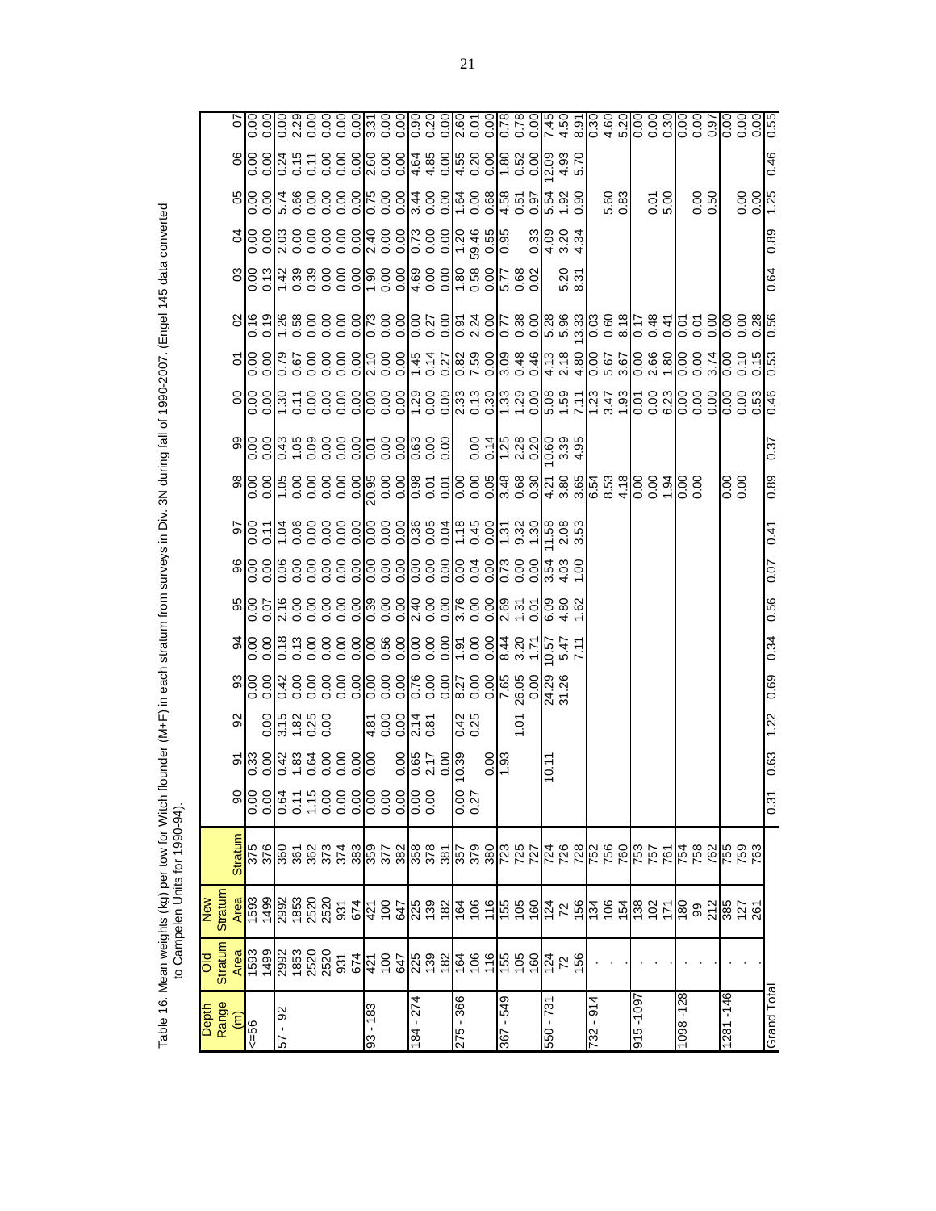Table 16. Mean weights (kg) per tow for Witch flounder (M+F) in each stratum from surveys in Div. 3N during fall of 1990-2007. (Engel 145 data converted to Campelen Units for 1990-94).

| Depth Range (m) | Old Stratum Area | New Stratum Area | Stratum | 90 | 91 | 92 | 93 | 94 | 95 | 96 | 97 | 98 | 99 | 00 | 01 | 02 | 03 | 04 | 05 | 06 | 07 |
|---|---|---|---|---|---|---|---|---|---|---|---|---|---|---|---|---|---|---|---|---|---|
| <=56 | 1593 | 1593 | 375 | 0.00 | 0.33 | | 0.00 | 0.00 | 0.00 | 0.00 | 0.00 | 0.00 | 0.00 | 0.00 | 0.00 | 0.16 | 0.00 | 0.00 | 0.00 | 0.00 | 0.00 |
| | 1499 | 1499 | 376 | 0.00 | 0.00 | 0.00 | 0.00 | 0.00 | 0.07 | 0.00 | 0.11 | 0.00 | 0.00 | 0.00 | 0.00 | 0.19 | 0.13 | 0.00 | 0.00 | 0.00 | 0.00 |
| 57 - 92 | 2992 | 2992 | 360 | 0.64 | 0.42 | 3.15 | 0.42 | 0.18 | 2.16 | 0.06 | 1.04 | 1.05 | 0.43 | 1.30 | 0.79 | 1.26 | 1.42 | 2.03 | 5.74 | 0.24 | 0.00 |
| | 1853 | 1853 | 361 | 0.11 | 1.83 | 1.82 | 0.00 | 0.13 | 0.00 | 0.00 | 0.06 | 0.00 | 1.05 | 0.11 | 0.67 | 0.58 | 0.39 | 0.00 | 0.66 | 0.15 | 2.29 |
| | 2520 | 2520 | 362 | 1.15 | 0.64 | 0.25 | 0.00 | 0.00 | 0.00 | 0.00 | 0.00 | 0.00 | 0.09 | 0.00 | 0.00 | 0.00 | 0.39 | 0.00 | 0.00 | 0.11 | 0.00 |
| | 2520 | 2520 | 373 | 0.00 | 0.00 | 0.00 | 0.00 | 0.00 | 0.00 | 0.00 | 0.00 | 0.00 | 0.00 | 0.00 | 0.00 | 0.00 | 0.00 | 0.00 | 0.00 | 0.00 | 0.00 |
| | 931 | 931 | 374 | 0.00 | 0.00 | | 0.00 | 0.00 | 0.00 | 0.00 | 0.00 | 0.00 | 0.00 | 0.00 | 0.00 | 0.00 | 0.00 | 0.00 | 0.00 | 0.00 | 0.00 |
| | 674 | 674 | 383 | 0.00 | 0.00 | | 0.00 | 0.00 | 0.00 | 0.00 | 0.00 | 0.00 | 0.00 | 0.00 | 0.00 | 0.00 | 0.00 | 0.00 | 0.00 | 0.00 | 0.00 |
| 93 - 183 | 421 | 421 | 359 | 0.00 | 0.00 | 4.81 | 0.00 | 0.00 | 0.39 | 0.00 | 0.00 | 20.95 | 0.01 | 0.00 | 2.10 | 0.73 | 1.90 | 2.40 | 0.75 | 2.60 | 3.31 |
| | 100 | 100 | 377 | 0.00 | | 0.00 | 0.00 | 0.56 | 0.00 | 0.00 | 0.00 | 0.00 | 0.00 | 0.00 | 0.00 | 0.00 | 0.00 | 0.00 | 0.00 | 0.00 | 0.00 |
| | 647 | 647 | 382 | 0.00 | 0.00 | 0.00 | 0.00 | 0.00 | 0.00 | 0.00 | 0.00 | 0.00 | 0.00 | 0.00 | 0.00 | 0.00 | 0.00 | 0.00 | 0.00 | 0.00 | 0.00 |
| 184 - 274 | 225 | 225 | 358 | 0.00 | 0.65 | 2.14 | 0.76 | 0.00 | 2.40 | 0.00 | 0.36 | 0.98 | 0.63 | 1.29 | 1.45 | 0.00 | 4.69 | 0.73 | 3.44 | 4.64 | 0.90 |
| | 139 | 139 | 378 | 0.00 | 2.17 | 0.81 | 0.00 | 0.00 | 0.00 | 0.00 | 0.05 | 0.01 | 0.00 | 0.00 | 0.14 | 0.27 | 0.00 | 0.00 | 0.00 | 4.85 | 0.20 |
| | 182 | 182 | 381 | | 0.00 | | 0.00 | 0.00 | 0.00 | 0.00 | 0.04 | 0.01 | 0.00 | 0.00 | 0.27 | 0.00 | 0.00 | 0.00 | 0.00 | 0.00 | 0.00 |
| 275 - 366 | 164 | 164 | 357 | 0.00 | 10.39 | 0.42 | 8.27 | 1.91 | 3.76 | 0.00 | 1.18 | 0.00 | | 2.33 | 0.82 | 0.91 | 1.80 | 1.20 | 1.64 | 4.55 | 2.60 |
| | 106 | 106 | 379 | 0.27 | | 0.25 | 0.00 | 0.00 | 0.00 | 0.04 | 0.45 | 0.00 | 0.00 | 0.13 | 7.59 | 2.24 | 0.58 | 59.46 | 0.00 | 0.20 | 0.01 |
| | 116 | 116 | 380 | | 0.00 | | 0.00 | 0.00 | 0.00 | 0.00 | 0.00 | 0.05 | 0.14 | 0.30 | 0.00 | 0.00 | 0.00 | 0.55 | 0.68 | 0.00 | 0.00 |
| 367 - 549 | 155 | 155 | 723 | | 1.93 | | 7.65 | 8.44 | 2.69 | 0.73 | 1.31 | 3.48 | 1.25 | 1.33 | 3.09 | 0.77 | 5.77 | 0.95 | 4.58 | 1.80 | 0.78 |
| | 105 | 105 | 725 | | | 1.01 | 26.05 | 3.20 | 1.31 | 0.00 | 9.32 | 0.68 | 2.28 | 1.29 | 0.48 | 0.38 | 0.68 | | 0.51 | 0.52 | 0.78 |
| | 160 | 160 | 727 | | | | 0.00 | 1.71 | 0.01 | 0.00 | 1.30 | 0.30 | 0.20 | 0.00 | 0.46 | 0.00 | 0.02 | 0.33 | 0.97 | 0.00 | 0.00 |
| 550 - 731 | 124 | 124 | 724 | | 10.11 | | 24.29 | 10.57 | 6.09 | 3.54 | 11.58 | 4.21 | 10.60 | 5.08 | 4.13 | 5.28 | | 4.09 | 5.54 | 12.09 | 7.45 |
| | 72 | 72 | 726 | | | | 31.26 | 5.47 | 4.80 | 4.03 | 2.08 | 3.80 | 3.39 | 1.59 | 2.18 | 5.96 | 5.20 | 3.20 | 1.92 | 4.93 | 4.50 |
| | 156 | 156 | 728 | | | | | 7.11 | 1.62 | 1.00 | 3.53 | 3.65 | 4.95 | 7.11 | 4.80 | 13.33 | 8.31 | 4.34 | 0.90 | 5.70 | 8.91 |
| 732 - 914 | . | 134 | 752 | | | | | | | | | 6.54 | | 1.23 | 0.00 | 0.03 | | | | | 0.30 |
| | . | 106 | 756 | | | | | | | | | 8.53 | | 3.47 | 5.67 | 0.60 | | | 5.60 | | 4.60 |
| | | 154 | 760 | | | | | | | | | 4.18 | | 1.93 | 3.67 | 8.18 | | | 0.83 | | 5.20 |
| 915 -1097 | . | 138 | 753 | | | | | | | | | 0.00 | | 0.01 | 0.00 | 0.17 | | | | | 0.00 |
| | . | 102 | 757 | | | | | | | | | 0.00 | | 0.00 | 2.66 | 0.48 | | | 0.01 | | 0.00 |
| | | 171 | 761 | | | | | | | | | 1.94 | | 6.23 | 1.80 | 0.41 | | | 5.00 | | 0.30 |
| 1098 -128 | . | 180 | 754 | | | | | | | | | 0.00 | | 0.00 | 0.00 | 0.01 | | | | | 0.00 |
| | . | 99 | 758 | | | | | | | | | 0.00 | | 0.00 | 0.00 | 0.01 | | | 0.00 | | 0.00 |
| | | 212 | 762 | | | | | | | | | | | 0.00 | 3.74 | 0.00 | | | 0.50 | | 0.97 |
| 1281 -146 | . | 385 | 755 | | | | | | | | | 0.00 | | 0.00 | 0.00 | 0.00 | | | | | 0.00 |
| | . | 127 | 759 | | | | | | | | | 0.00 | | 0.00 | 0.10 | 0.00 | | | 0.00 | | 0.00 |
| | | 261 | 763 | | | | | | | | | | | 0.53 | 0.15 | 0.28 | | | 0.00 | | 0.00 |
| Grand Total | | | | 0.31 | 0.63 | 1.22 | 0.69 | 0.34 | 0.56 | 0.07 | 0.41 | 0.89 | 0.37 | 0.46 | 0.53 | 0.56 | 0.64 | 0.89 | 1.25 | 0.46 | 0.55 |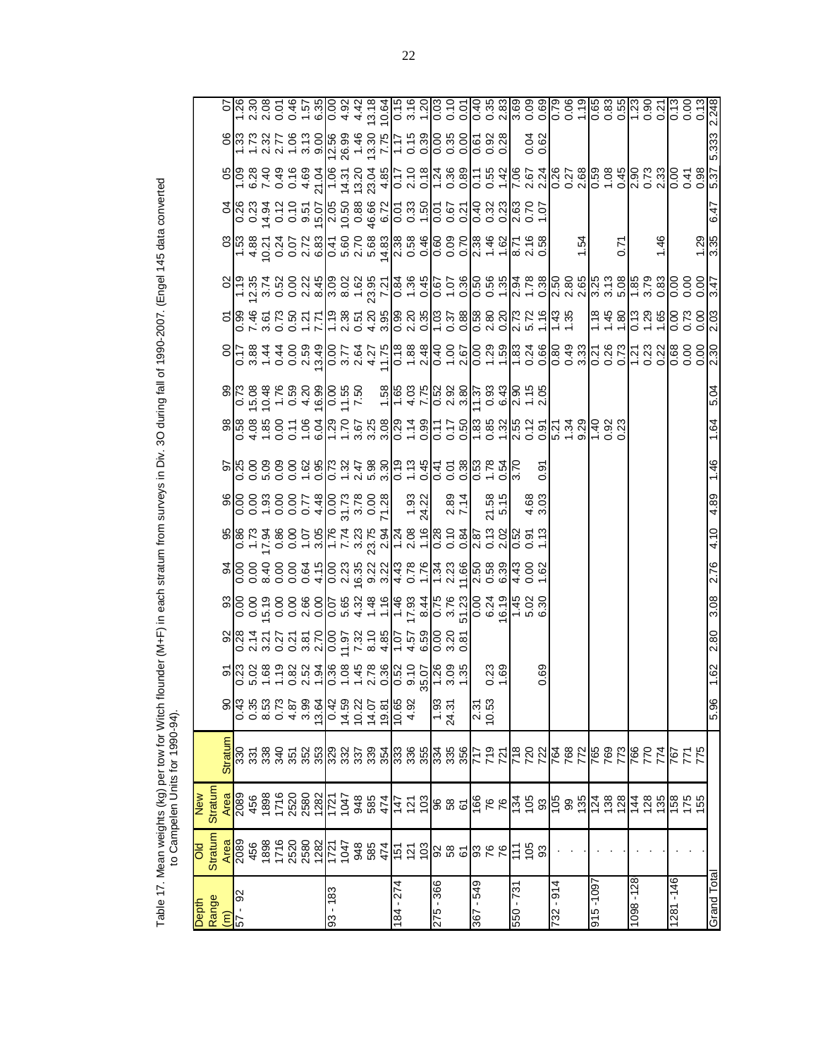Table 17. Mean weights (kg) per tow for Witch flounder (M+F) in each stratum from surveys in Div. 3O during fall of 1990-2007. (Engel 145 data converted to Campelen Units for 1990-94).

| Depth Range (m) | Old Stratum Area | New Stratum Area | Stratum | 90 | 91 | 92 | 93 | 94 | 95 | 96 | 97 | 98 | 99 | 00 | 01 | 02 | 03 | 04 | 05 | 06 | 07 |
|---|---|---|---|---|---|---|---|---|---|---|---|---|---|---|---|---|---|---|---|---|---|
| 57 - 92 | 2089 | 2089 | 330 | 0.43 | 0.23 | 0.28 | 0.00 | 0.00 | 0.86 | 0.00 | 0.25 | 0.58 | 0.73 | 0.17 | 0.99 | 1.19 | 1.53 | 0.26 | 1.09 | 1.33 | 1.26 |
| | 456 | 456 | 331 | 0.35 | 5.02 | 2.14 | 0.00 | 0.00 | 1.73 | 0.00 | 0.00 | 4.08 | 15.08 | 3.88 | 7.46 | 12.35 | 4.88 | 0.23 | 6.28 | 1.73 | 2.30 |
| | 1898 | 1898 | 338 | 8.53 | 1.68 | 3.21 | 15.19 | 8.40 | 17.94 | 1.93 | 5.09 | 1.85 | 10.48 | 1.44 | 3.61 | 3.74 | 10.21 | 14.94 | 7.40 | 2.32 | 2.08 |
| | 1716 | 1716 | 340 | 0.73 | 1.19 | 0.27 | 0.00 | 0.00 | 0.86 | 0.00 | 0.09 | 0.00 | 1.76 | 0.44 | 0.73 | 0.52 | 0.24 | 0.12 | 0.49 | 2.77 | 0.01 |
| | 2520 | 2520 | 351 | 4.87 | 0.82 | 0.21 | 0.00 | 0.00 | 0.00 | 0.00 | 0.00 | 0.11 | 0.59 | 0.00 | 0.50 | 0.00 | 0.07 | 0.10 | 0.16 | 1.06 | 0.46 |
| | 2580 | 2580 | 352 | 3.99 | 2.52 | 3.81 | 2.66 | 0.64 | 1.07 | 0.77 | 1.62 | 1.06 | 4.20 | 2.59 | 1.21 | 2.22 | 2.72 | 9.51 | 4.69 | 3.13 | 1.57 |
| | 1282 | 1282 | 353 | 13.64 | 1.94 | 2.70 | 0.00 | 4.15 | 3.05 | 4.48 | 0.95 | 6.04 | 16.99 | 13.49 | 7.71 | 8.45 | 6.83 | 15.07 | 21.04 | 9.00 | 6.35 |
| 93 - 183 | 1721 | 1721 | 329 | 0.42 | 0.36 | 0.00 | 0.07 | 0.00 | 1.76 | 0.00 | 0.73 | 1.29 | 0.00 | 0.00 | 1.19 | 3.09 | 0.41 | 2.05 | 1.06 | 12.56 | 0.00 |
| | 1047 | 1047 | 332 | 14.59 | 1.08 | 11.97 | 5.65 | 2.23 | 7.74 | 31.73 | 1.32 | 1.70 | 11.55 | 3.77 | 2.38 | 8.02 | 5.60 | 10.50 | 14.31 | 26.99 | 4.92 |
| | 948 | 948 | 337 | 10.22 | 1.45 | 7.32 | 4.32 | 16.35 | 3.23 | 3.78 | 2.47 | 3.67 | 7.50 | 2.64 | 0.51 | 1.62 | 2.70 | 0.88 | 13.20 | 1.46 | 4.42 |
| | 585 | 585 | 339 | 14.07 | 2.78 | 8.10 | 1.48 | 9.22 | 23.75 | 0.00 | 5.98 | 3.25 | | 4.27 | 4.20 | 23.95 | 5.68 | 46.66 | 23.04 | 13.30 | 13.18 |
| | 474 | 474 | 354 | 19.81 | 0.36 | 4.85 | 1.16 | 3.22 | 2.94 | 71.28 | 3.30 | 3.08 | 1.58 | 11.75 | 3.95 | 7.21 | 14.83 | 6.72 | 4.85 | 7.75 | 10.64 |
| 184 - 274 | 151 | 147 | 333 | 10.65 | 0.52 | 1.07 | 1.46 | 4.43 | 1.24 | | 0.19 | 0.29 | 1.65 | 0.18 | 0.99 | 0.84 | 2.38 | 0.01 | 0.17 | 1.17 | 0.15 |
| | 121 | 121 | 336 | 4.92 | 9.10 | 4.57 | 17.93 | 0.78 | 2.08 | 1.93 | 1.13 | 1.14 | 4.03 | 1.88 | 2.20 | 1.36 | 0.58 | 0.33 | 2.10 | 0.15 | 3.16 |
| | 103 | 103 | 355 | | 35.07 | 6.59 | 8.44 | 1.76 | 1.16 | 24.22 | 0.45 | 0.99 | 7.75 | 2.48 | 0.35 | 0.45 | 0.46 | 1.50 | 0.18 | 0.39 | 1.20 |
| 275 - 366 | 92 | 96 | 334 | 1.93 | 1.26 | 0.00 | 0.75 | 1.34 | 0.28 | | 0.41 | 0.11 | 0.52 | 0.40 | 1.03 | 0.67 | 0.60 | 0.01 | 1.24 | 0.00 | 0.03 |
| | 58 | 58 | 335 | 24.31 | 3.09 | 3.20 | 3.76 | 2.23 | 0.10 | 2.89 | 0.01 | 0.17 | 2.92 | 1.00 | 0.37 | 1.07 | 0.09 | 0.67 | 0.36 | 0.35 | 0.10 |
| | 61 | 61 | 356 | | 1.35 | 0.81 | 51.23 | 11.66 | 0.84 | 7.14 | 0.38 | 0.50 | 3.80 | 2.67 | 0.88 | 0.36 | 0.70 | 0.21 | 0.89 | 0.00 | 0.01 |
| 367 - 549 | 93 | 166 | 717 | 2.31 | | | 0.00 | 2.50 | 2.87 | | 0.53 | 1.83 | 11.37 | 0.00 | 0.58 | 0.50 | 2.38 | 0.40 | 0.11 | 0.61 | 0.40 |
| | 76 | 76 | 719 | 10.53 | 0.23 | | 6.24 | 0.58 | 0.13 | 21.58 | 1.78 | 0.85 | 0.93 | 1.29 | 2.80 | 0.56 | 1.46 | 0.32 | 0.55 | 0.92 | 0.35 |
| | 76 | 76 | 721 | | 1.69 | | 16.19 | 6.39 | 2.02 | 5.15 | 0.54 | 1.32 | 6.43 | 1.59 | 0.20 | 1.35 | 1.62 | 0.23 | 1.42 | 0.28 | 2.83 |
| 550 - 731 | 111 | 134 | 718 | | | | 1.45 | 4.43 | 0.52 | | 3.70 | 2.55 | 2.90 | 1.83 | 2.73 | 2.94 | 8.71 | 2.63 | 7.06 | | 3.69 |
| | 105 | 105 | 720 | | | | 5.02 | 0.00 | 0.91 | 4.68 | | 0.12 | 1.15 | 0.24 | 5.72 | 1.78 | 2.16 | 0.70 | 2.67 | 0.04 | 0.09 |
| | 93 | 93 | 722 | | 0.69 | | 6.30 | 1.62 | 1.13 | 3.03 | 0.91 | 0.91 | 2.05 | 0.66 | 1.16 | 0.38 | 0.58 | 1.07 | 2.24 | 0.62 | 0.69 |
| 732 - 914 | . | 105 | 764 | | | | | | | | | 5.21 | | 0.80 | 1.43 | 2.50 | | | 0.26 | | 0.79 |
| | . | 99 | 768 | | | | | | | | | 1.34 | | 0.49 | 1.35 | 2.80 | | | 0.27 | | 0.06 |
| | . | 135 | 772 | | | | | | | | | 9.29 | | 3.33 | | 2.65 | 1.54 | | 2.68 | | 1.19 |
| 915 -1097 | . | 124 | 765 | | | | | | | | | 1.40 | | 0.21 | 1.18 | 3.25 | | | 0.59 | | 0.65 |
| | . | 138 | 769 | | | | | | | | | 0.92 | | 0.26 | 1.45 | 3.13 | | | 1.08 | | 0.83 |
| | . | 128 | 773 | | | | | | | | | 0.23 | | 0.73 | 1.80 | 5.08 | 0.71 | | 0.45 | | 0.55 |
| 1098 -128 | . | 144 | 766 | | | | | | | | | | | 1.21 | 0.13 | 1.85 | | | 2.90 | | 1.23 |
| | . | 128 | 770 | | | | | | | | | | | 0.23 | 1.29 | 3.79 | | | 0.73 | | 0.90 |
| | . | 135 | 774 | | | | | | | | | | | 0.22 | 1.65 | 0.83 | 1.46 | | 2.33 | | 0.21 |
| 1281 -146 | . | 158 | 767 | | | | | | | | | | | 0.68 | 0.00 | 0.00 | | | 0.00 | | 0.13 |
| | . | 175 | 771 | | | | | | | | | | | 0.00 | 0.73 | 0.00 | | | 0.41 | | 0.00 |
| | . | 155 | 775 | | | | | | | | | | | 0.00 | 0.00 | 0.00 | 1.29 | | 0.98 | | 0.13 |
| Grand Total | | | | 5.96 | 1.62 | 2.80 | 3.08 | 2.76 | 4.10 | 4.89 | 1.46 | 1.64 | 5.04 | 2.30 | 2.03 | 3.47 | 3.35 | 6.47 | 5.37 | 5.333 | 2.248 |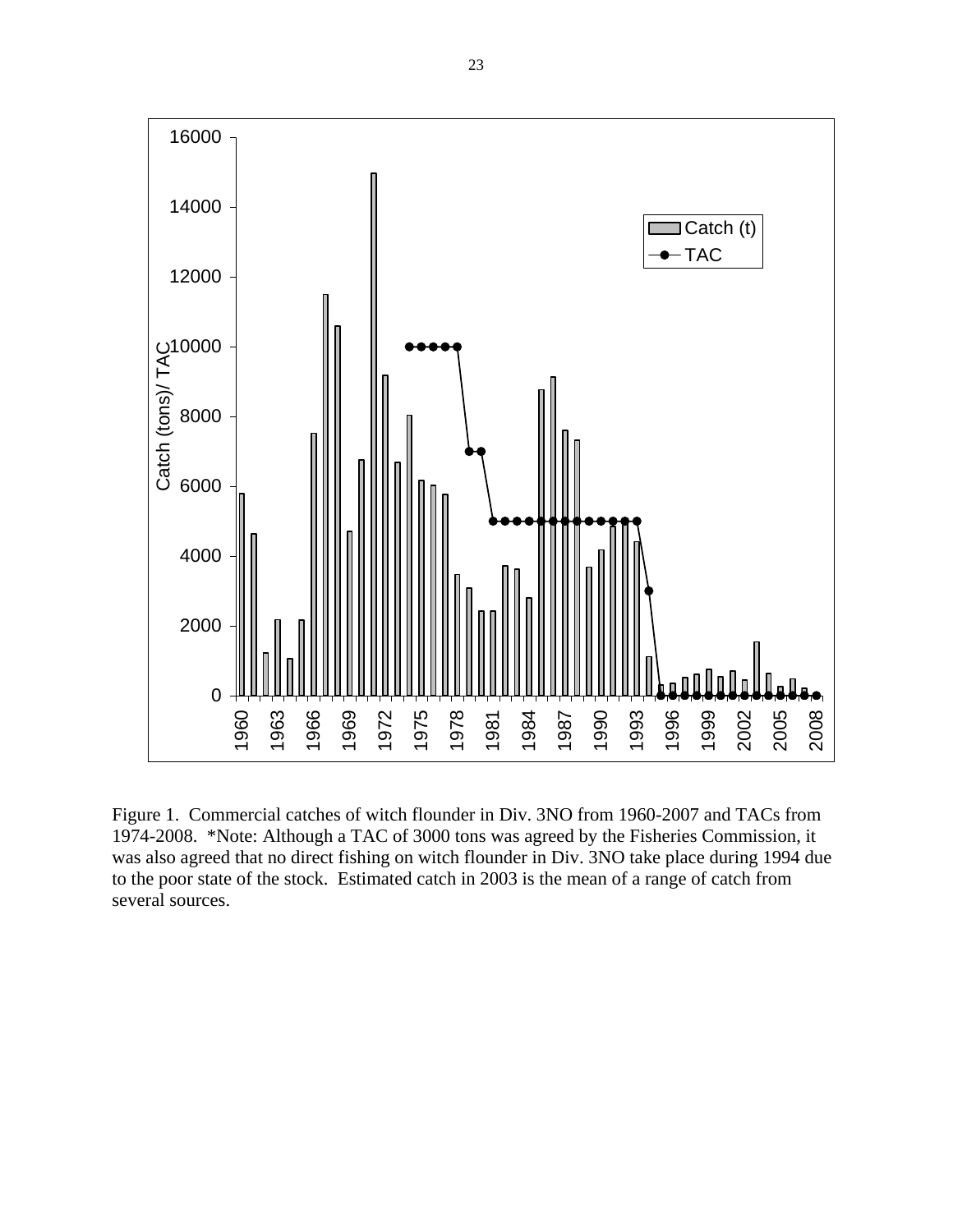Figure 1. Commercial catches of witch flounder in Div. 3NO from 1960-2007 and TACs from 1974-2008. *Note: Although a TAC of 3000 tons was agreed by the Fisheries Commission, it was also agreed that no direct fishing on witch flounder in Div. 3NO take place during 1994 due to the poor state of the stock. Estimated catch in 2003 is the mean of a range of catch from several sources.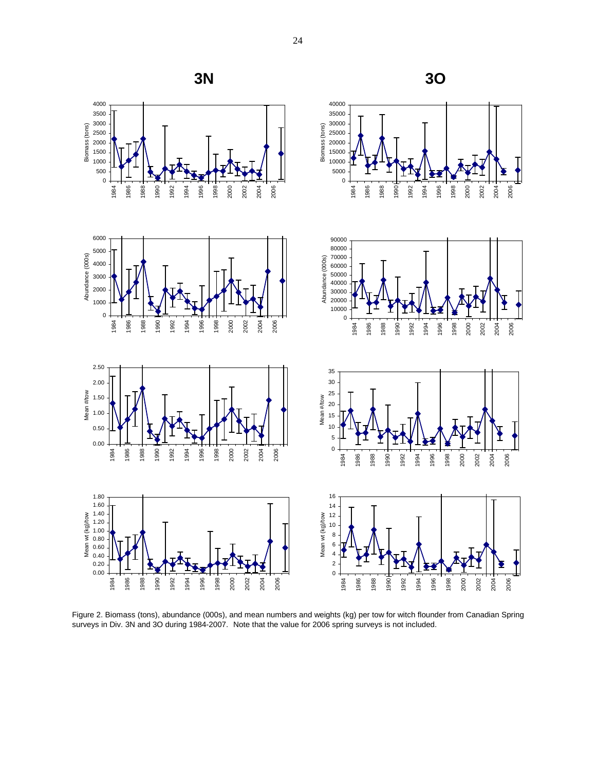Figure 2. Biomass (tons), abundance (000s), and mean numbers and weights (kg) per tow for witch flounder from Canadian Spring surveys in Div. 3N and 3O during 1984-2007. Note that the value for 2006 spring surveys is not included.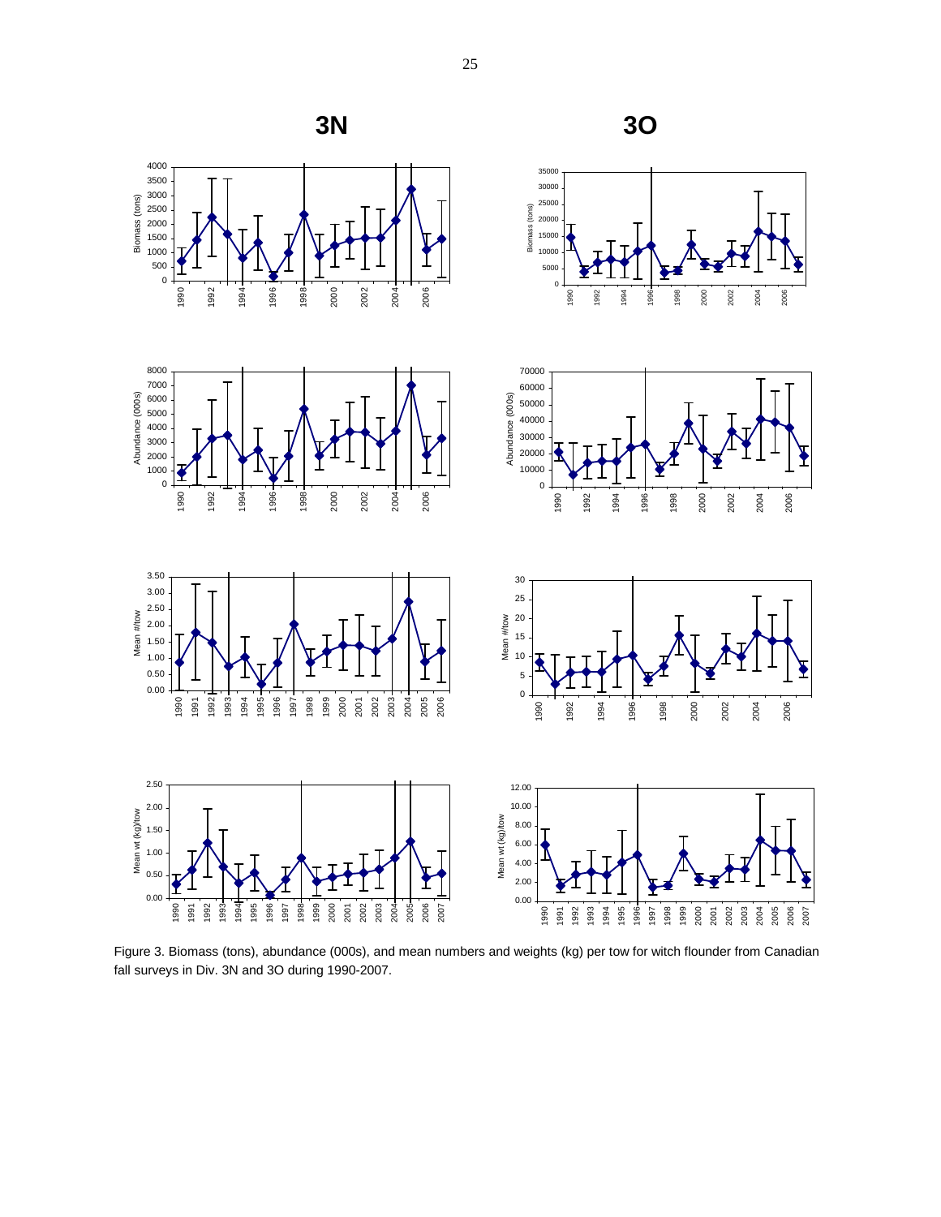**3N** **3O**

Figure 3. Biomass (tons), abundance (000s), and mean numbers and weights (kg) per tow for witch flounder from Canadian fall surveys in Div. 3N and 3O during 1990-2007.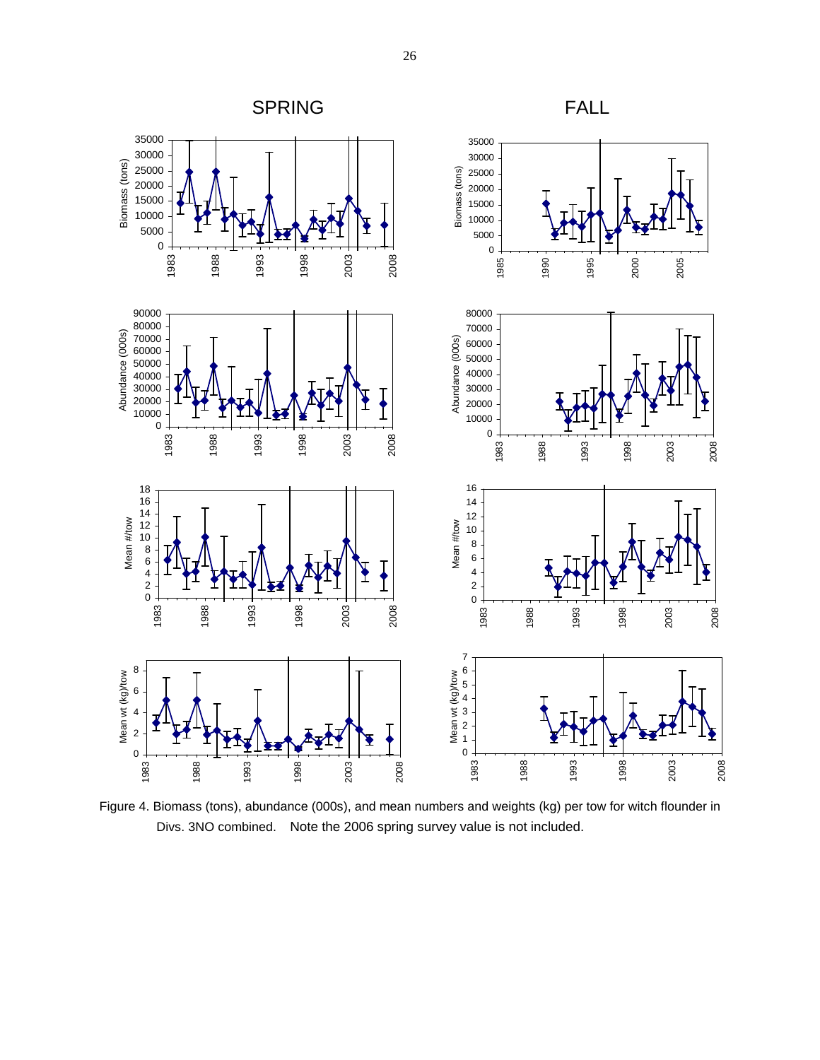Figure 4. Biomass (tons), abundance (000s), and mean numbers and weights (kg) per tow for witch flounder in Divs. 3NO combined. Note the 2006 spring survey value is not included.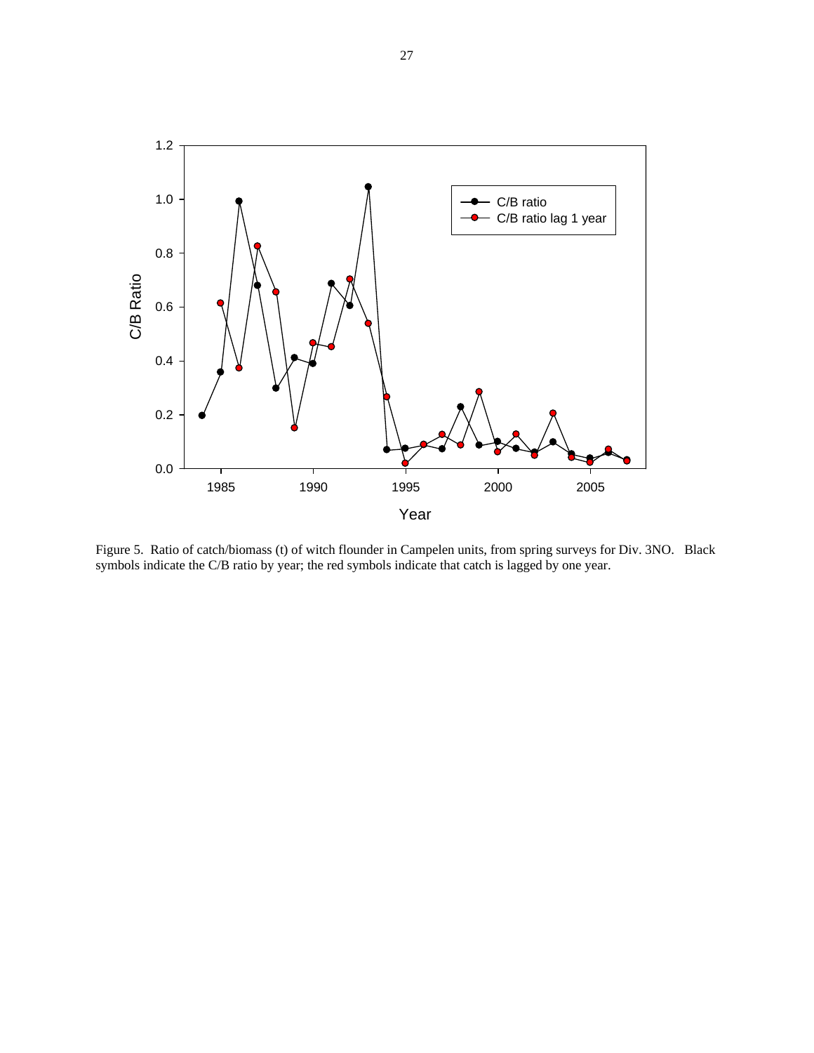Figure 5. Ratio of catch/biomass (t) of witch flounder in Campelen units, from spring surveys for Div. 3NO. Black symbols indicate the C/B ratio by year; the red symbols indicate that catch is lagged by one year.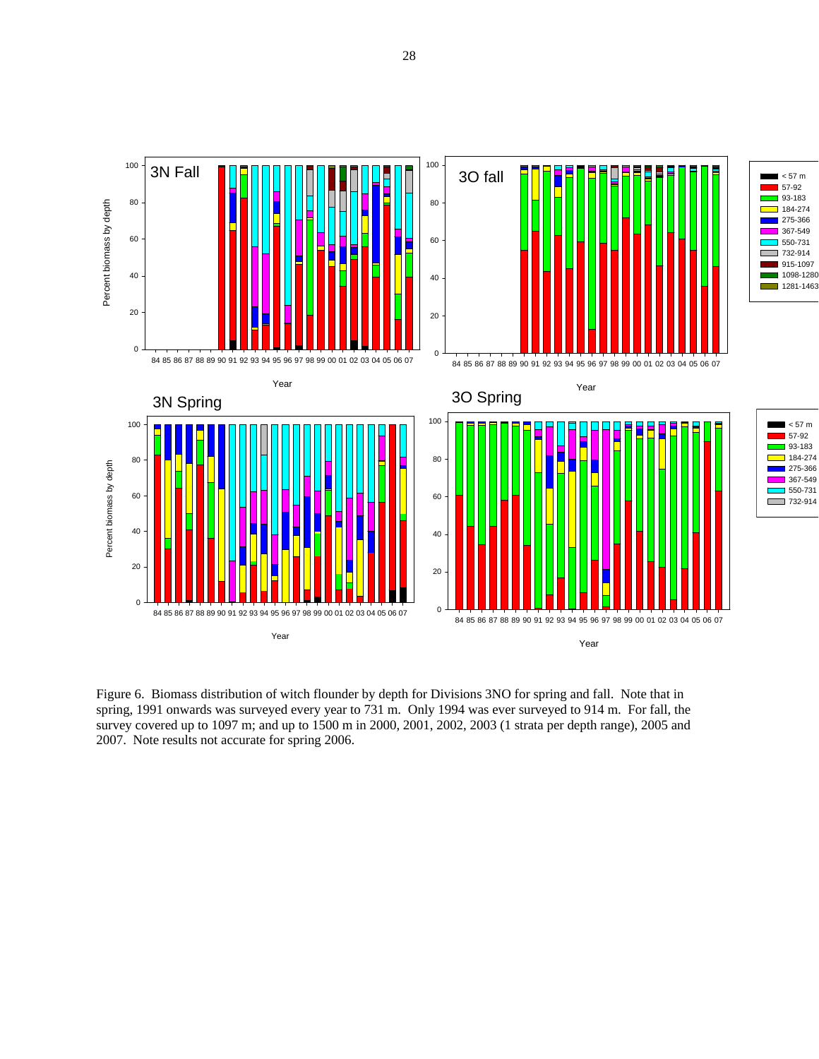Figure 6. Biomass distribution of witch flounder by depth for Divisions 3NO for spring and fall. Note that in spring, 1991 onwards was surveyed every year to 731 m. Only 1994 was ever surveyed to 914 m. For fall, the survey covered up to 1097 m; and up to 1500 m in 2000, 2001, 2002, 2003 (1 strata per depth range), 2005 and 2007. Note results not accurate for spring 2006.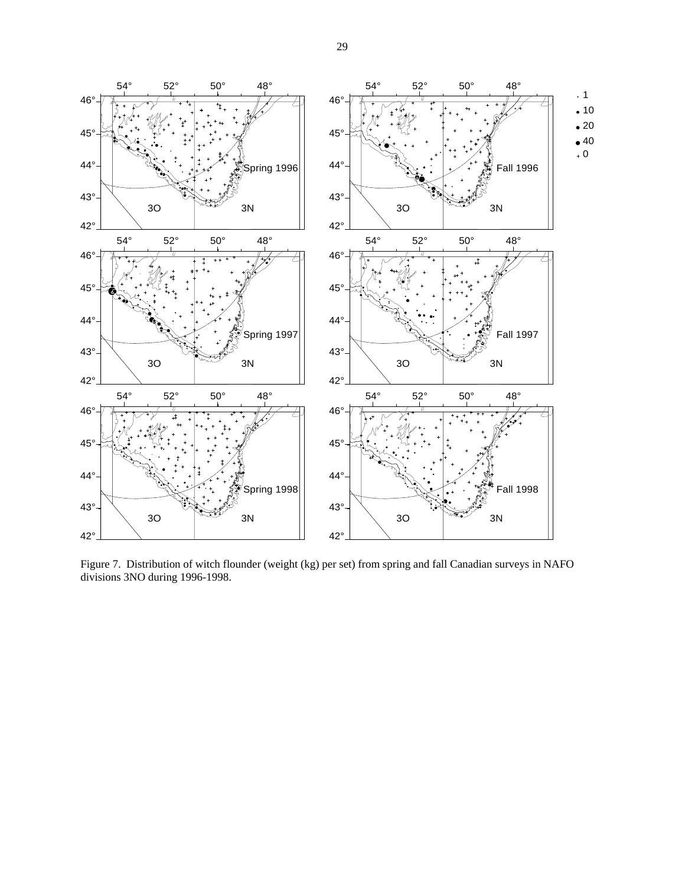Figure 7. Distribution of witch flounder (weight (kg) per set) from spring and fall Canadian surveys in NAFO divisions 3NO during 1996-1998.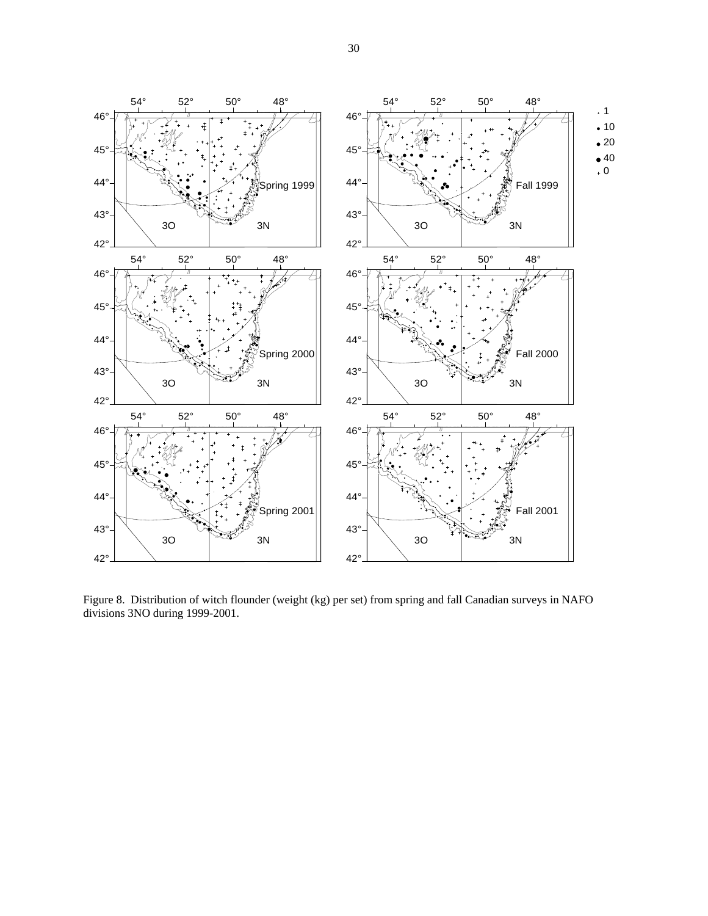Figure 8. Distribution of witch flounder (weight (kg) per set) from spring and fall Canadian surveys in NAFO divisions 3NO during 1999-2001.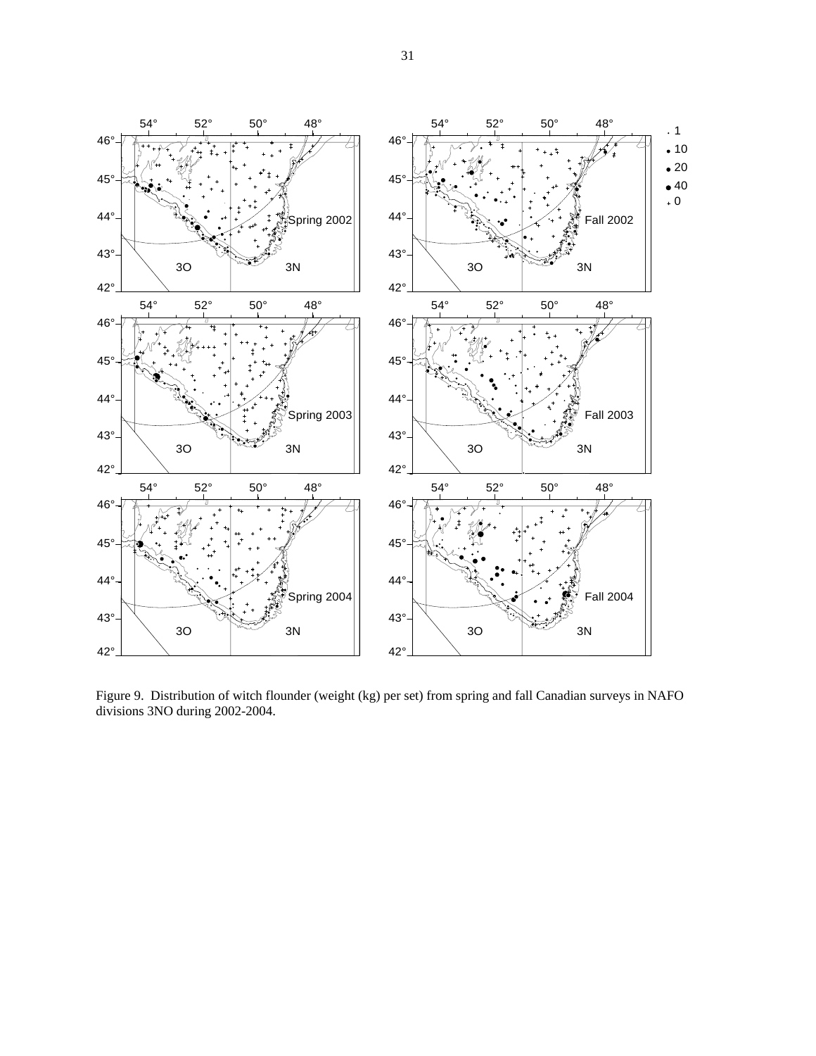Figure 9. Distribution of witch flounder (weight (kg) per set) from spring and fall Canadian surveys in NAFO divisions 3NO during 2002-2004.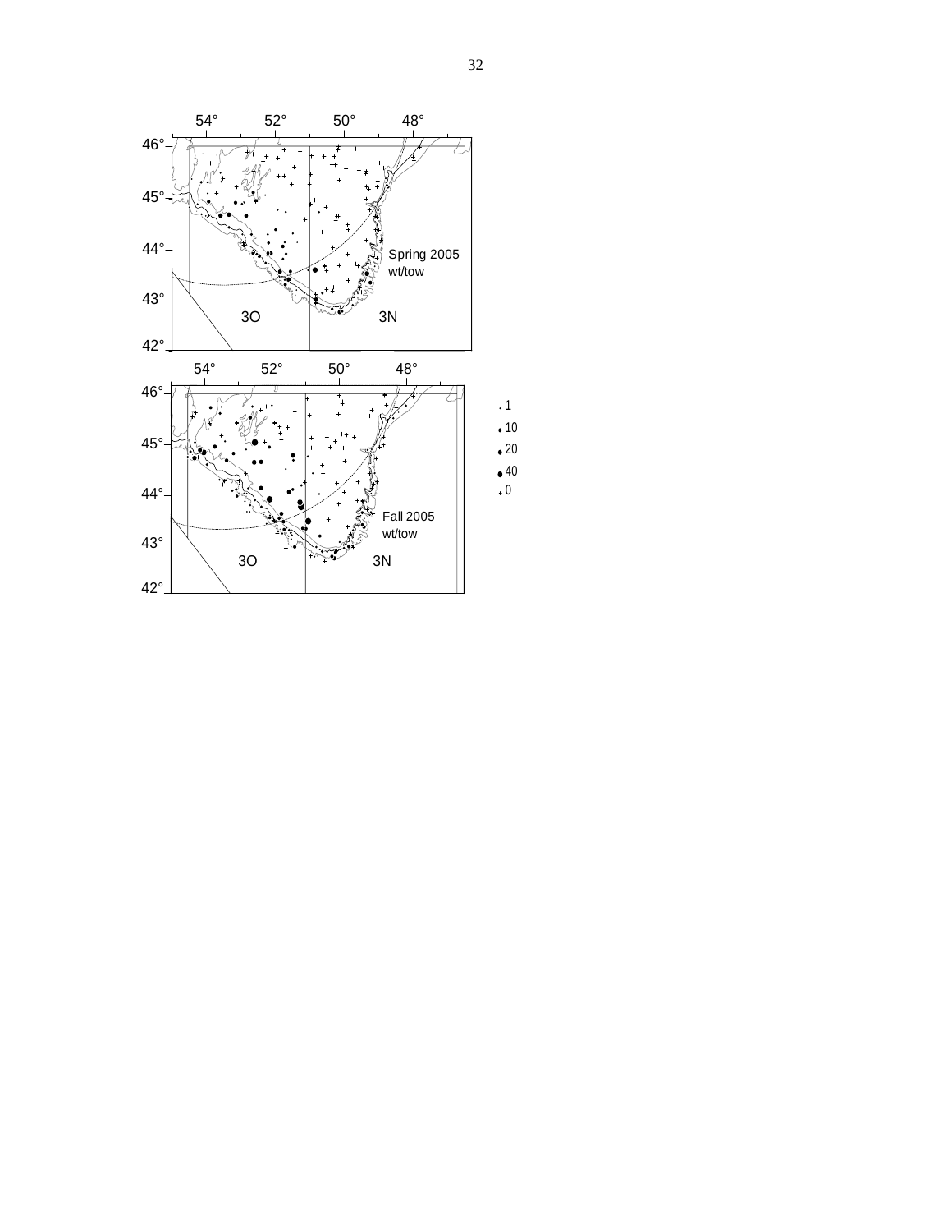Spring 2005
wt/tow

3O 3N

Fall 2005
wt/tow

3O 3N

. 1
• 10
• 20
● 40
+ 0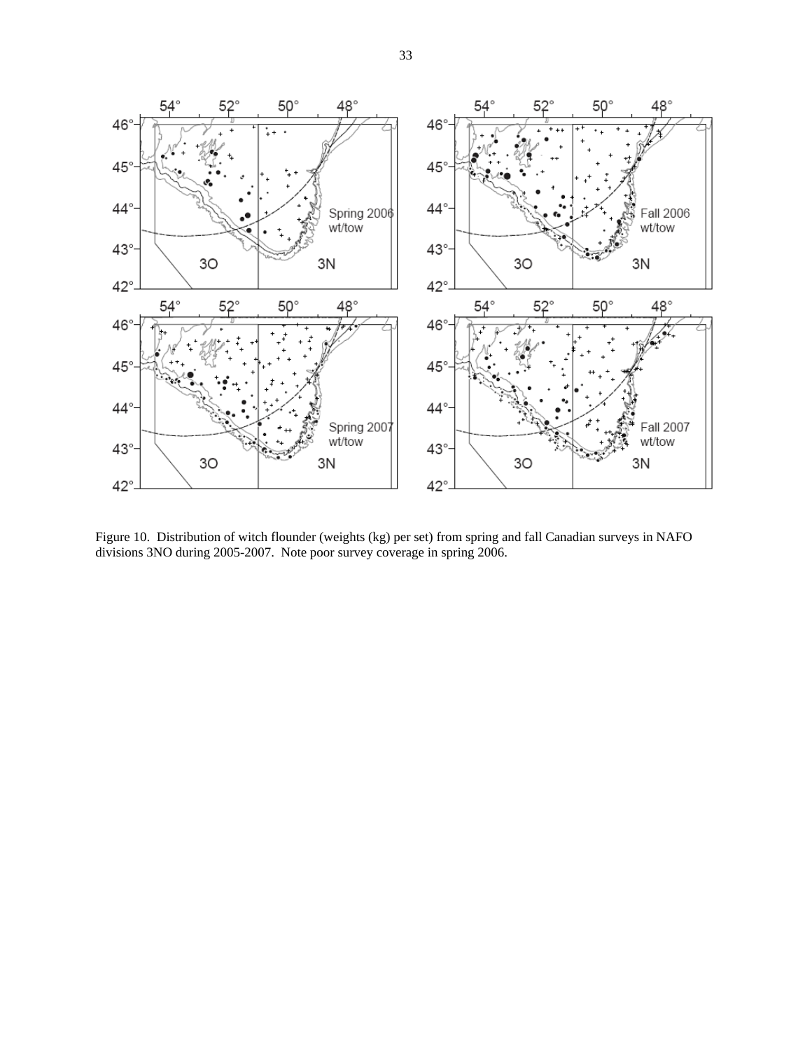Figure 10. Distribution of witch flounder (weights (kg) per set) from spring and fall Canadian surveys in NAFO divisions 3NO during 2005-2007. Note poor survey coverage in spring 2006.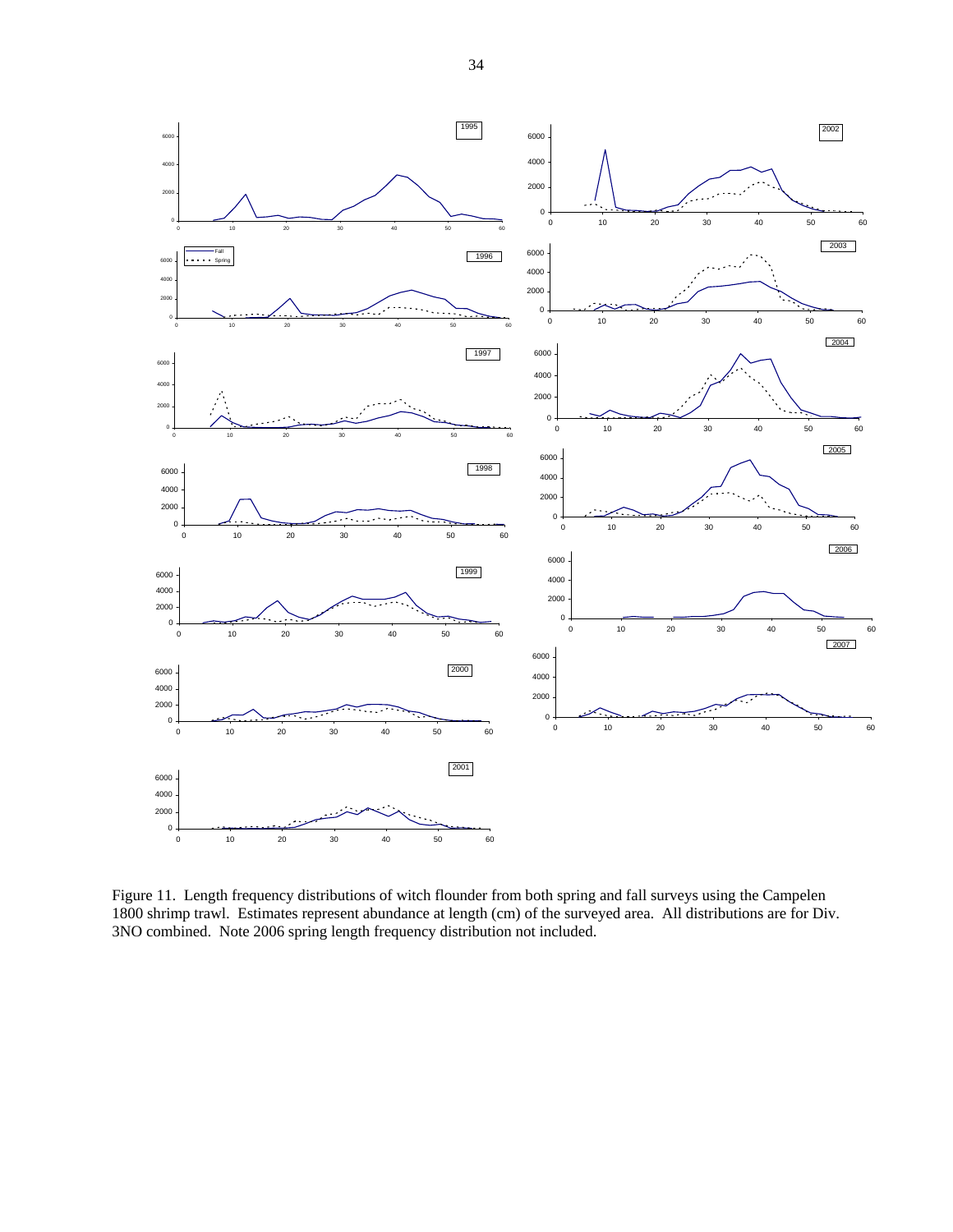Figure 11. Length frequency distributions of witch flounder from both spring and fall surveys using the Campelen 1800 shrimp trawl. Estimates represent abundance at length (cm) of the surveyed area. All distributions are for Div. 3NO combined. Note 2006 spring length frequency distribution not included.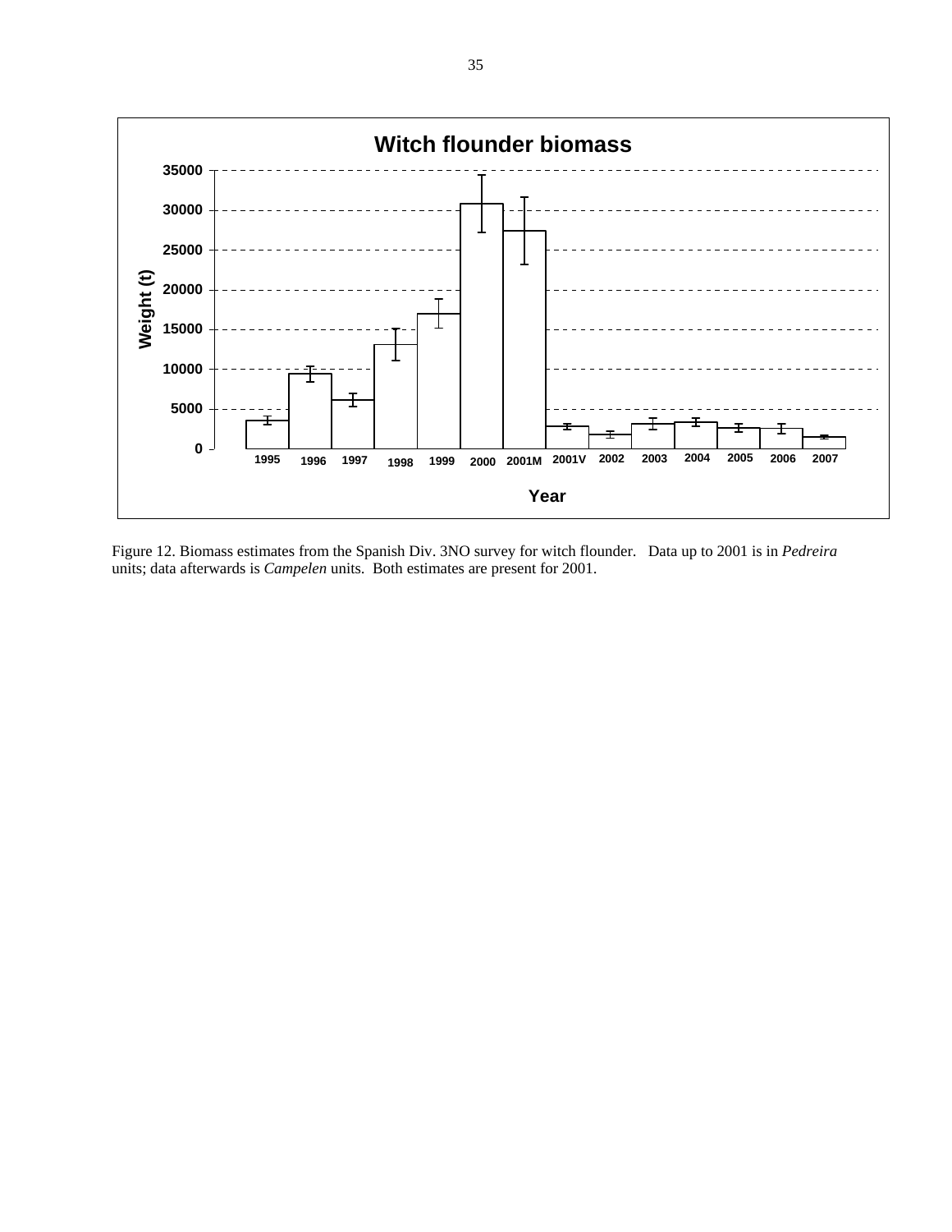Witch flounder biomass

35000
30000
25000
20000
15000
10000
5000
0

Weight (t)

1995 1996 1997 1998 1999 2000 2001M 2001V 2002 2003 2004 2005 2006 2007

Year

Figure 12. Biomass estimates from the Spanish Div. 3NO survey for witch flounder. Data up to 2001 is in *Pedreira* units; data afterwards is *Campelen* units. Both estimates are present for 2001.